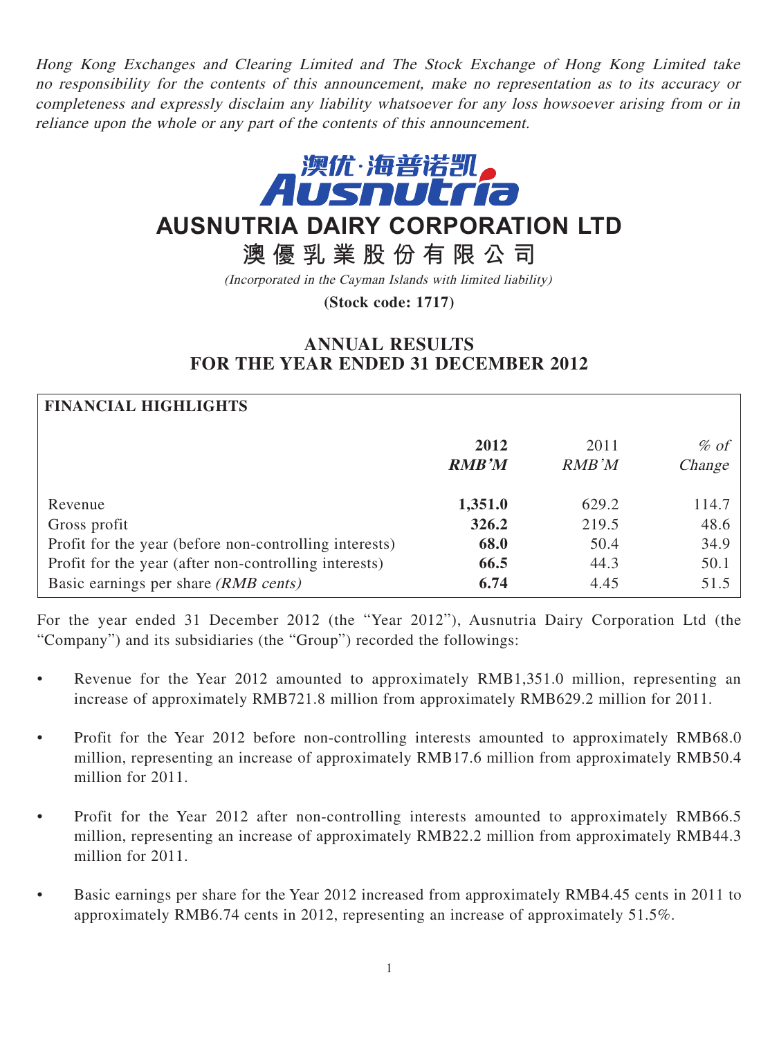*Hong Kong Exchanges and Clearing Limited and The Stock Exchange of Hong Kong Limited take no responsibility for the contents of this announcement, make no representation as to its accuracy or completeness and expressly disclaim any liability whatsoever for any loss howsoever arising from or in reliance upon the whole or any part of the contents of this announcement.*

# AUSNUTRIA DAIRY CORPORATION LTD

# 澳優乳業股份有限公司

*(Incorporated in the Cayman Islands with limited liability)*

**(Stock code: 1717)**

## ANNUAL RESULTS FOR THE YEAR ENDED 31 DECEMBER 2012

**FINANCIAL HIGHLIGHTS**

| | **2012** *RMB'M* | 2011 *RMB'M* | *% of Change* |
|---|---|---|---|
| Revenue | **1,351.0** | 629.2 | 114.7 |
| Gross profit | **326.2** | 219.5 | 48.6 |
| Profit for the year (before non-controlling interests) | **68.0** | 50.4 | 34.9 |
| Profit for the year (after non-controlling interests) | **66.5** | 44.3 | 50.1 |
| Basic earnings per share *(RMB cents)* | **6.74** | 4.45 | 51.5 |

For the year ended 31 December 2012 (the "Year 2012"), Ausnutria Dairy Corporation Ltd (the "Company") and its subsidiaries (the "Group") recorded the followings:

- Revenue for the Year 2012 amounted to approximately RMB1,351.0 million, representing an increase of approximately RMB721.8 million from approximately RMB629.2 million for 2011.
- Profit for the Year 2012 before non-controlling interests amounted to approximately RMB68.0 million, representing an increase of approximately RMB17.6 million from approximately RMB50.4 million for 2011.
- Profit for the Year 2012 after non-controlling interests amounted to approximately RMB66.5 million, representing an increase of approximately RMB22.2 million from approximately RMB44.3 million for 2011.
- Basic earnings per share for the Year 2012 increased from approximately RMB4.45 cents in 2011 to approximately RMB6.74 cents in 2012, representing an increase of approximately 51.5%.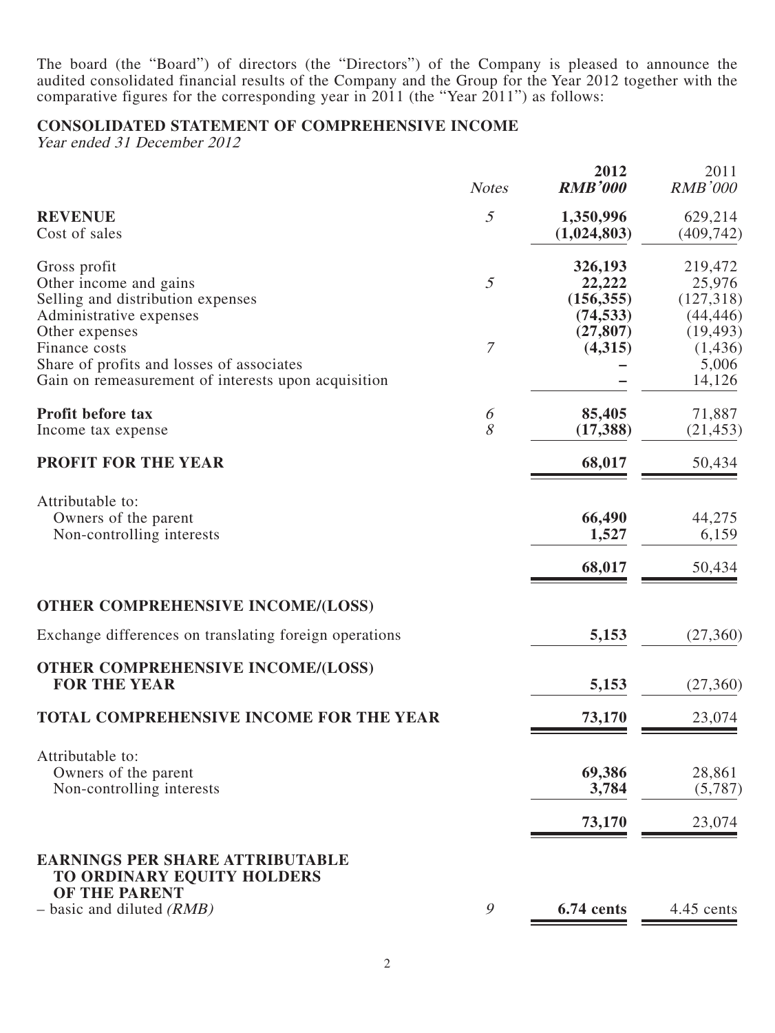The board (the "Board") of directors (the "Directors") of the Company is pleased to announce the audited consolidated financial results of the Company and the Group for the Year 2012 together with the comparative figures for the corresponding year in 2011 (the "Year 2011") as follows:

## CONSOLIDATED STATEMENT OF COMPREHENSIVE INCOME

*Year ended 31 December 2012*

| | *Notes* | **2012** **RMB'000** | 2011 RMB'000 |
|---|---|---|---|
| **REVENUE** | *5* | **1,350,996** | 629,214 |
| Cost of sales | | **(1,024,803)** | (409,742) |
| Gross profit | | **326,193** | 219,472 |
| Other income and gains | *5* | **22,222** | 25,976 |
| Selling and distribution expenses | | **(156,355)** | (127,318) |
| Administrative expenses | | **(74,533)** | (44,446) |
| Other expenses | | **(27,807)** | (19,493) |
| Finance costs | *7* | **(4,315)** | (1,436) |
| Share of profits and losses of associates | | **–** | 5,006 |
| Gain on remeasurement of interests upon acquisition | | **–** | 14,126 |
| **Profit before tax** | *6* | **85,405** | 71,887 |
| Income tax expense | *8* | **(17,388)** | (21,453) |
| **PROFIT FOR THE YEAR** | | **68,017** | 50,434 |
| Attributable to: | | | |
| Owners of the parent | | **66,490** | 44,275 |
| Non-controlling interests | | **1,527** | 6,159 |
| | | **68,017** | 50,434 |
| **OTHER COMPREHENSIVE INCOME/(LOSS)** | | | |
| Exchange differences on translating foreign operations | | **5,153** | (27,360) |
| **OTHER COMPREHENSIVE INCOME/(LOSS) FOR THE YEAR** | | **5,153** | (27,360) |
| **TOTAL COMPREHENSIVE INCOME FOR THE YEAR** | | **73,170** | 23,074 |
| Attributable to: | | | |
| Owners of the parent | | **69,386** | 28,861 |
| Non-controlling interests | | **3,784** | (5,787) |
| | | **73,170** | 23,074 |
| **EARNINGS PER SHARE ATTRIBUTABLE TO ORDINARY EQUITY HOLDERS OF THE PARENT** | | | |
| – basic and diluted *(RMB)* | *9* | **6.74 cents** | 4.45 cents |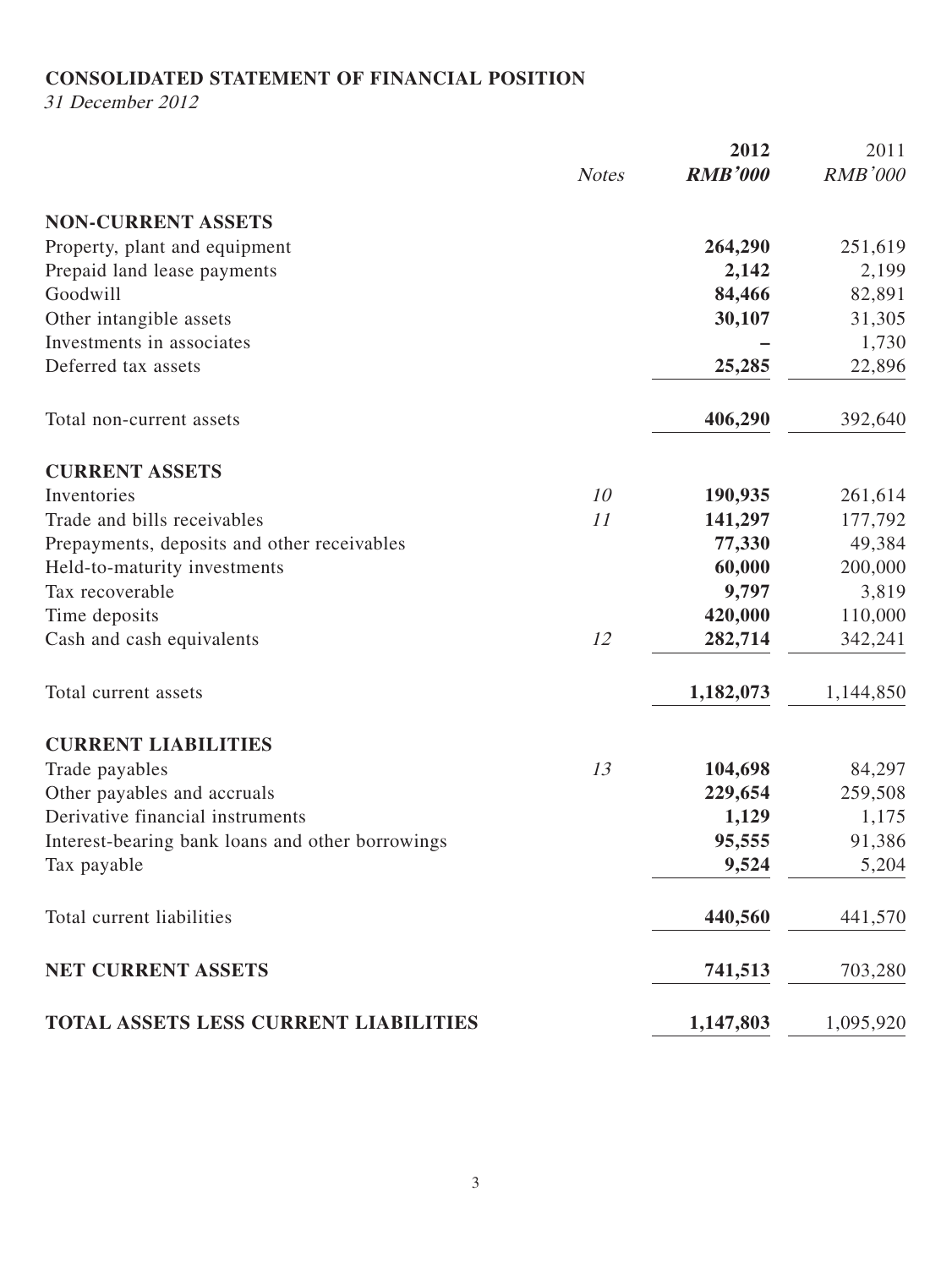## CONSOLIDATED STATEMENT OF FINANCIAL POSITION

*31 December 2012*

| | *Notes* | **2012** | 2011 |
|---|---|---|---|
| | | ***RMB'000*** | *RMB'000* |
| **NON-CURRENT ASSETS** | | | |
| Property, plant and equipment | | **264,290** | 251,619 |
| Prepaid land lease payments | | **2,142** | 2,199 |
| Goodwill | | **84,466** | 82,891 |
| Other intangible assets | | **30,107** | 31,305 |
| Investments in associates | | **–** | 1,730 |
| Deferred tax assets | | **25,285** | 22,896 |
| Total non-current assets | | **406,290** | 392,640 |
| **CURRENT ASSETS** | | | |
| Inventories | *10* | **190,935** | 261,614 |
| Trade and bills receivables | *11* | **141,297** | 177,792 |
| Prepayments, deposits and other receivables | | **77,330** | 49,384 |
| Held-to-maturity investments | | **60,000** | 200,000 |
| Tax recoverable | | **9,797** | 3,819 |
| Time deposits | | **420,000** | 110,000 |
| Cash and cash equivalents | *12* | **282,714** | 342,241 |
| Total current assets | | **1,182,073** | 1,144,850 |
| **CURRENT LIABILITIES** | | | |
| Trade payables | *13* | **104,698** | 84,297 |
| Other payables and accruals | | **229,654** | 259,508 |
| Derivative financial instruments | | **1,129** | 1,175 |
| Interest-bearing bank loans and other borrowings | | **95,555** | 91,386 |
| Tax payable | | **9,524** | 5,204 |
| Total current liabilities | | **440,560** | 441,570 |
| **NET CURRENT ASSETS** | | **741,513** | 703,280 |
| **TOTAL ASSETS LESS CURRENT LIABILITIES** | | **1,147,803** | 1,095,920 |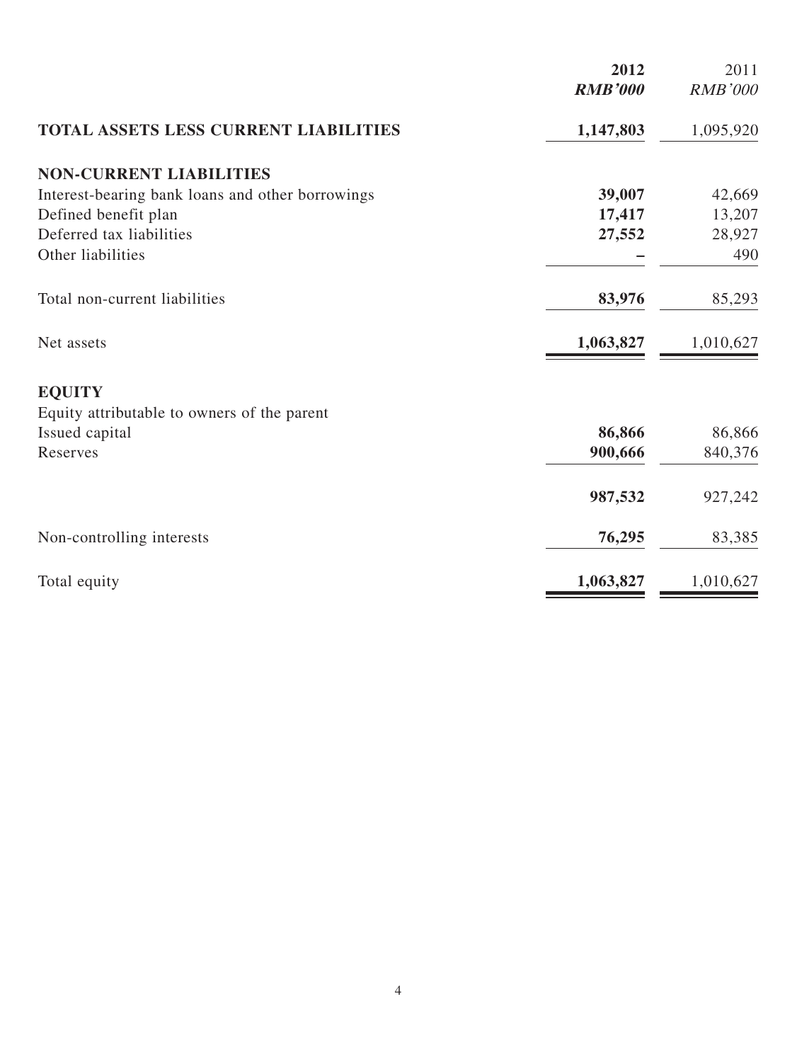| | **2012** | 2011 |
|---|---|---|
| | ***RMB'000*** | *RMB'000* |
| **TOTAL ASSETS LESS CURRENT LIABILITIES** | **1,147,803** | 1,095,920 |
| **NON-CURRENT LIABILITIES** | | |
| Interest-bearing bank loans and other borrowings | **39,007** | 42,669 |
| Defined benefit plan | **17,417** | 13,207 |
| Deferred tax liabilities | **27,552** | 28,927 |
| Other liabilities | **–** | 490 |
| Total non-current liabilities | **83,976** | 85,293 |
| Net assets | **1,063,827** | 1,010,627 |
| **EQUITY** | | |
| Equity attributable to owners of the parent | | |
| Issued capital | **86,866** | 86,866 |
| Reserves | **900,666** | 840,376 |
| | **987,532** | 927,242 |
| Non-controlling interests | **76,295** | 83,385 |
| Total equity | **1,063,827** | 1,010,627 |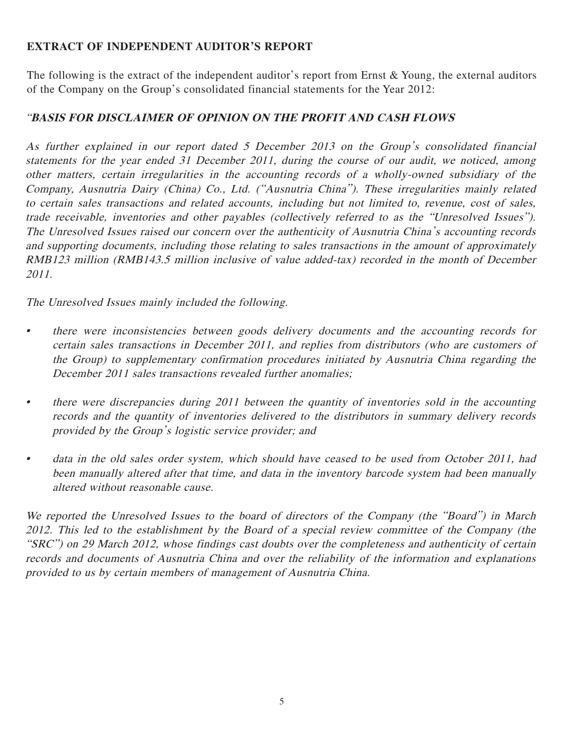**EXTRACT OF INDEPENDENT AUDITOR'S REPORT**

The following is the extract of the independent auditor's report from Ernst & Young, the external auditors of the Company on the Group's consolidated financial statements for the Year 2012:

***"BASIS FOR DISCLAIMER OF OPINION ON THE PROFIT AND CASH FLOWS***

*As further explained in our report dated 5 December 2013 on the Group's consolidated financial statements for the year ended 31 December 2011, during the course of our audit, we noticed, among other matters, certain irregularities in the accounting records of a wholly-owned subsidiary of the Company, Ausnutria Dairy (China) Co., Ltd. ("Ausnutria China"). These irregularities mainly related to certain sales transactions and related accounts, including but not limited to, revenue, cost of sales, trade receivable, inventories and other payables (collectively referred to as the "Unresolved Issues"). The Unresolved Issues raised our concern over the authenticity of Ausnutria China's accounting records and supporting documents, including those relating to sales transactions in the amount of approximately RMB123 million (RMB143.5 million inclusive of value added-tax) recorded in the month of December 2011.*

*The Unresolved Issues mainly included the following.*

- *there were inconsistencies between goods delivery documents and the accounting records for certain sales transactions in December 2011, and replies from distributors (who are customers of the Group) to supplementary confirmation procedures initiated by Ausnutria China regarding the December 2011 sales transactions revealed further anomalies;*
- *there were discrepancies during 2011 between the quantity of inventories sold in the accounting records and the quantity of inventories delivered to the distributors in summary delivery records provided by the Group's logistic service provider; and*
- *data in the old sales order system, which should have ceased to be used from October 2011, had been manually altered after that time, and data in the inventory barcode system had been manually altered without reasonable cause.*

*We reported the Unresolved Issues to the board of directors of the Company (the "Board") in March 2012. This led to the establishment by the Board of a special review committee of the Company (the "SRC") on 29 March 2012, whose findings cast doubts over the completeness and authenticity of certain records and documents of Ausnutria China and over the reliability of the information and explanations provided to us by certain members of management of Ausnutria China.*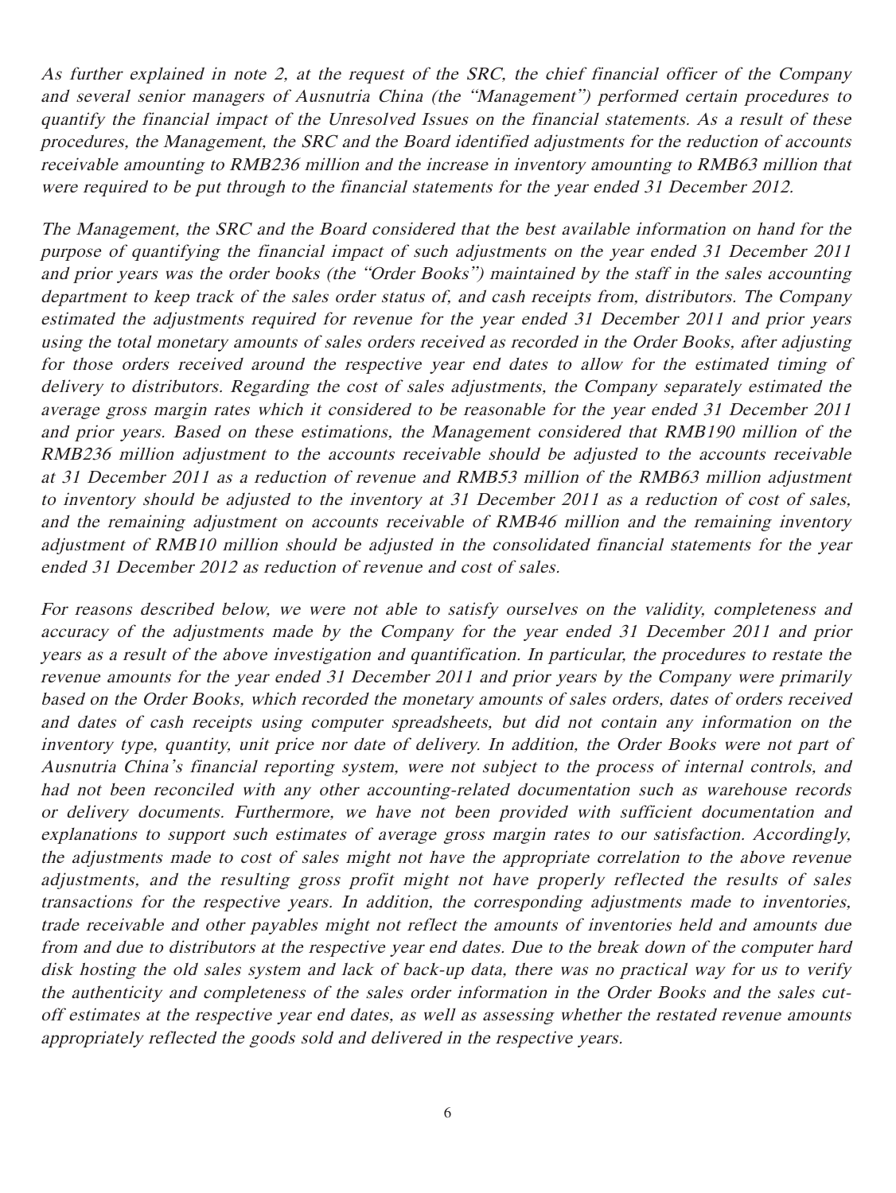*As further explained in note 2, at the request of the SRC, the chief financial officer of the Company and several senior managers of Ausnutria China (the "Management") performed certain procedures to quantify the financial impact of the Unresolved Issues on the financial statements. As a result of these procedures, the Management, the SRC and the Board identified adjustments for the reduction of accounts receivable amounting to RMB236 million and the increase in inventory amounting to RMB63 million that were required to be put through to the financial statements for the year ended 31 December 2012.*

*The Management, the SRC and the Board considered that the best available information on hand for the purpose of quantifying the financial impact of such adjustments on the year ended 31 December 2011 and prior years was the order books (the "Order Books") maintained by the staff in the sales accounting department to keep track of the sales order status of, and cash receipts from, distributors. The Company estimated the adjustments required for revenue for the year ended 31 December 2011 and prior years using the total monetary amounts of sales orders received as recorded in the Order Books, after adjusting for those orders received around the respective year end dates to allow for the estimated timing of delivery to distributors. Regarding the cost of sales adjustments, the Company separately estimated the average gross margin rates which it considered to be reasonable for the year ended 31 December 2011 and prior years. Based on these estimations, the Management considered that RMB190 million of the RMB236 million adjustment to the accounts receivable should be adjusted to the accounts receivable at 31 December 2011 as a reduction of revenue and RMB53 million of the RMB63 million adjustment to inventory should be adjusted to the inventory at 31 December 2011 as a reduction of cost of sales, and the remaining adjustment on accounts receivable of RMB46 million and the remaining inventory adjustment of RMB10 million should be adjusted in the consolidated financial statements for the year ended 31 December 2012 as reduction of revenue and cost of sales.*

*For reasons described below, we were not able to satisfy ourselves on the validity, completeness and accuracy of the adjustments made by the Company for the year ended 31 December 2011 and prior years as a result of the above investigation and quantification. In particular, the procedures to restate the revenue amounts for the year ended 31 December 2011 and prior years by the Company were primarily based on the Order Books, which recorded the monetary amounts of sales orders, dates of orders received and dates of cash receipts using computer spreadsheets, but did not contain any information on the inventory type, quantity, unit price nor date of delivery. In addition, the Order Books were not part of Ausnutria China's financial reporting system, were not subject to the process of internal controls, and had not been reconciled with any other accounting-related documentation such as warehouse records or delivery documents. Furthermore, we have not been provided with sufficient documentation and explanations to support such estimates of average gross margin rates to our satisfaction. Accordingly, the adjustments made to cost of sales might not have the appropriate correlation to the above revenue adjustments, and the resulting gross profit might not have properly reflected the results of sales transactions for the respective years. In addition, the corresponding adjustments made to inventories, trade receivable and other payables might not reflect the amounts of inventories held and amounts due from and due to distributors at the respective year end dates. Due to the break down of the computer hard disk hosting the old sales system and lack of back-up data, there was no practical way for us to verify the authenticity and completeness of the sales order information in the Order Books and the sales cut-off estimates at the respective year end dates, as well as assessing whether the restated revenue amounts appropriately reflected the goods sold and delivered in the respective years.*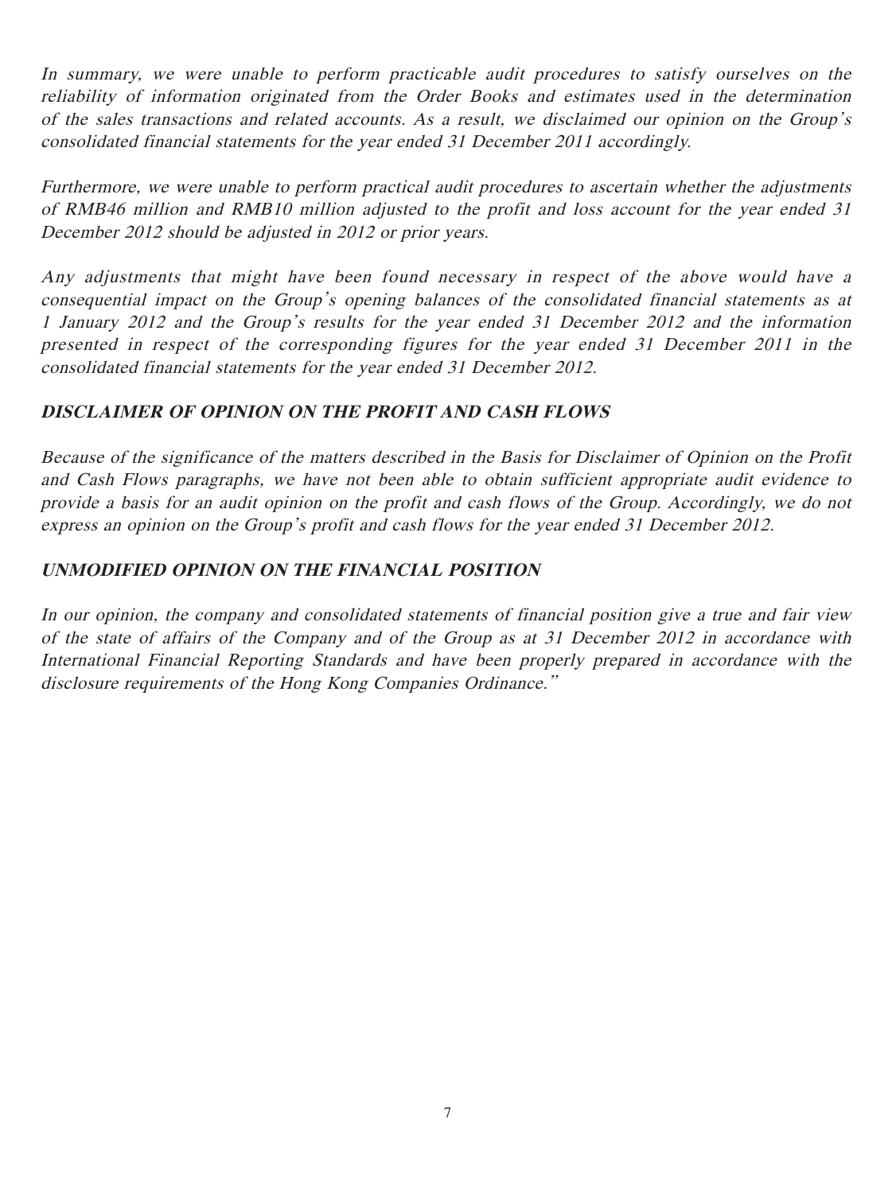*In summary, we were unable to perform practicable audit procedures to satisfy ourselves on the reliability of information originated from the Order Books and estimates used in the determination of the sales transactions and related accounts. As a result, we disclaimed our opinion on the Group's consolidated financial statements for the year ended 31 December 2011 accordingly.*

*Furthermore, we were unable to perform practical audit procedures to ascertain whether the adjustments of RMB46 million and RMB10 million adjusted to the profit and loss account for the year ended 31 December 2012 should be adjusted in 2012 or prior years.*

*Any adjustments that might have been found necessary in respect of the above would have a consequential impact on the Group's opening balances of the consolidated financial statements as at 1 January 2012 and the Group's results for the year ended 31 December 2012 and the information presented in respect of the corresponding figures for the year ended 31 December 2011 in the consolidated financial statements for the year ended 31 December 2012.*

## *DISCLAIMER OF OPINION ON THE PROFIT AND CASH FLOWS*

*Because of the significance of the matters described in the Basis for Disclaimer of Opinion on the Profit and Cash Flows paragraphs, we have not been able to obtain sufficient appropriate audit evidence to provide a basis for an audit opinion on the profit and cash flows of the Group. Accordingly, we do not express an opinion on the Group's profit and cash flows for the year ended 31 December 2012.*

## *UNMODIFIED OPINION ON THE FINANCIAL POSITION*

*In our opinion, the company and consolidated statements of financial position give a true and fair view of the state of affairs of the Company and of the Group as at 31 December 2012 in accordance with International Financial Reporting Standards and have been properly prepared in accordance with the disclosure requirements of the Hong Kong Companies Ordinance."*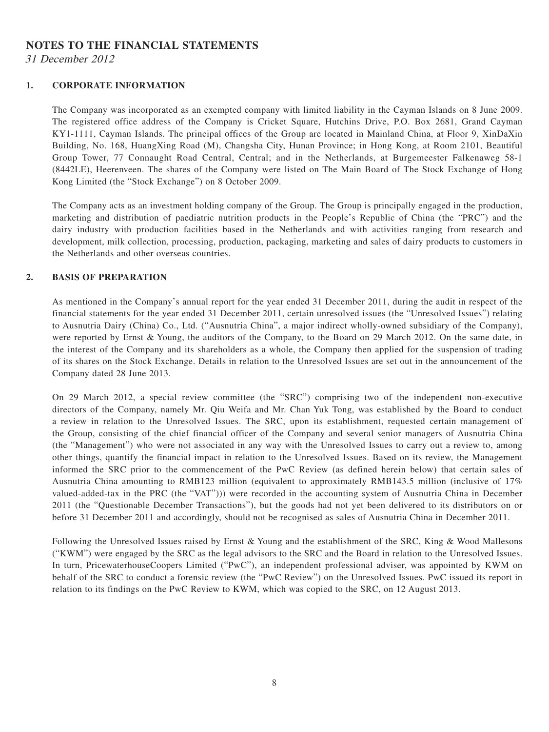# NOTES TO THE FINANCIAL STATEMENTS

*31 December 2012*

## 1. CORPORATE INFORMATION

The Company was incorporated as an exempted company with limited liability in the Cayman Islands on 8 June 2009. The registered office address of the Company is Cricket Square, Hutchins Drive, P.O. Box 2681, Grand Cayman KY1-1111, Cayman Islands. The principal offices of the Group are located in Mainland China, at Floor 9, XinDaXin Building, No. 168, HuangXing Road (M), Changsha City, Hunan Province; in Hong Kong, at Room 2101, Beautiful Group Tower, 77 Connaught Road Central, Central; and in the Netherlands, at Burgemeester Falkenaweg 58-1 (8442LE), Heerenveen. The shares of the Company were listed on The Main Board of The Stock Exchange of Hong Kong Limited (the "Stock Exchange") on 8 October 2009.

The Company acts as an investment holding company of the Group. The Group is principally engaged in the production, marketing and distribution of paediatric nutrition products in the People's Republic of China (the "PRC") and the dairy industry with production facilities based in the Netherlands and with activities ranging from research and development, milk collection, processing, production, packaging, marketing and sales of dairy products to customers in the Netherlands and other overseas countries.

## 2. BASIS OF PREPARATION

As mentioned in the Company's annual report for the year ended 31 December 2011, during the audit in respect of the financial statements for the year ended 31 December 2011, certain unresolved issues (the "Unresolved Issues") relating to Ausnutria Dairy (China) Co., Ltd. ("Ausnutria China", a major indirect wholly-owned subsidiary of the Company), were reported by Ernst & Young, the auditors of the Company, to the Board on 29 March 2012. On the same date, in the interest of the Company and its shareholders as a whole, the Company then applied for the suspension of trading of its shares on the Stock Exchange. Details in relation to the Unresolved Issues are set out in the announcement of the Company dated 28 June 2013.

On 29 March 2012, a special review committee (the "SRC") comprising two of the independent non-executive directors of the Company, namely Mr. Qiu Weifa and Mr. Chan Yuk Tong, was established by the Board to conduct a review in relation to the Unresolved Issues. The SRC, upon its establishment, requested certain management of the Group, consisting of the chief financial officer of the Company and several senior managers of Ausnutria China (the "Management") who were not associated in any way with the Unresolved Issues to carry out a review to, among other things, quantify the financial impact in relation to the Unresolved Issues. Based on its review, the Management informed the SRC prior to the commencement of the PwC Review (as defined herein below) that certain sales of Ausnutria China amounting to RMB123 million (equivalent to approximately RMB143.5 million (inclusive of 17% valued-added-tax in the PRC (the "VAT"))) were recorded in the accounting system of Ausnutria China in December 2011 (the "Questionable December Transactions"), but the goods had not yet been delivered to its distributors on or before 31 December 2011 and accordingly, should not be recognised as sales of Ausnutria China in December 2011.

Following the Unresolved Issues raised by Ernst & Young and the establishment of the SRC, King & Wood Mallesons ("KWM") were engaged by the SRC as the legal advisors to the SRC and the Board in relation to the Unresolved Issues. In turn, PricewaterhouseCoopers Limited ("PwC"), an independent professional adviser, was appointed by KWM on behalf of the SRC to conduct a forensic review (the "PwC Review") on the Unresolved Issues. PwC issued its report in relation to its findings on the PwC Review to KWM, which was copied to the SRC, on 12 August 2013.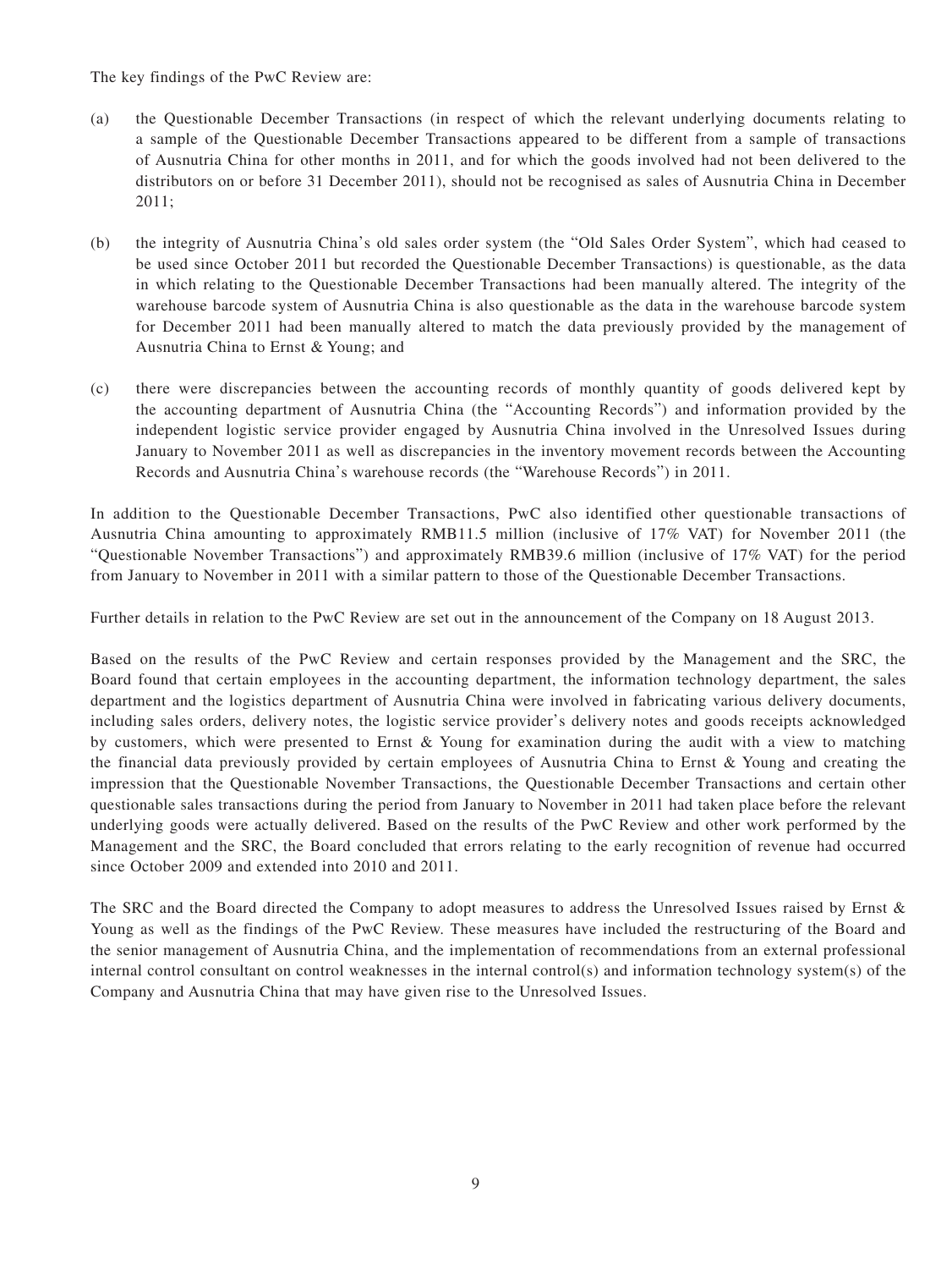The key findings of the PwC Review are:

(a) the Questionable December Transactions (in respect of which the relevant underlying documents relating to a sample of the Questionable December Transactions appeared to be different from a sample of transactions of Ausnutria China for other months in 2011, and for which the goods involved had not been delivered to the distributors on or before 31 December 2011), should not be recognised as sales of Ausnutria China in December 2011;

(b) the integrity of Ausnutria China's old sales order system (the "Old Sales Order System", which had ceased to be used since October 2011 but recorded the Questionable December Transactions) is questionable, as the data in which relating to the Questionable December Transactions had been manually altered. The integrity of the warehouse barcode system of Ausnutria China is also questionable as the data in the warehouse barcode system for December 2011 had been manually altered to match the data previously provided by the management of Ausnutria China to Ernst & Young; and

(c) there were discrepancies between the accounting records of monthly quantity of goods delivered kept by the accounting department of Ausnutria China (the "Accounting Records") and information provided by the independent logistic service provider engaged by Ausnutria China involved in the Unresolved Issues during January to November 2011 as well as discrepancies in the inventory movement records between the Accounting Records and Ausnutria China's warehouse records (the "Warehouse Records") in 2011.

In addition to the Questionable December Transactions, PwC also identified other questionable transactions of Ausnutria China amounting to approximately RMB11.5 million (inclusive of 17% VAT) for November 2011 (the "Questionable November Transactions") and approximately RMB39.6 million (inclusive of 17% VAT) for the period from January to November in 2011 with a similar pattern to those of the Questionable December Transactions.

Further details in relation to the PwC Review are set out in the announcement of the Company on 18 August 2013.

Based on the results of the PwC Review and certain responses provided by the Management and the SRC, the Board found that certain employees in the accounting department, the information technology department, the sales department and the logistics department of Ausnutria China were involved in fabricating various delivery documents, including sales orders, delivery notes, the logistic service provider's delivery notes and goods receipts acknowledged by customers, which were presented to Ernst & Young for examination during the audit with a view to matching the financial data previously provided by certain employees of Ausnutria China to Ernst & Young and creating the impression that the Questionable November Transactions, the Questionable December Transactions and certain other questionable sales transactions during the period from January to November in 2011 had taken place before the relevant underlying goods were actually delivered. Based on the results of the PwC Review and other work performed by the Management and the SRC, the Board concluded that errors relating to the early recognition of revenue had occurred since October 2009 and extended into 2010 and 2011.

The SRC and the Board directed the Company to adopt measures to address the Unresolved Issues raised by Ernst & Young as well as the findings of the PwC Review. These measures have included the restructuring of the Board and the senior management of Ausnutria China, and the implementation of recommendations from an external professional internal control consultant on control weaknesses in the internal control(s) and information technology system(s) of the Company and Ausnutria China that may have given rise to the Unresolved Issues.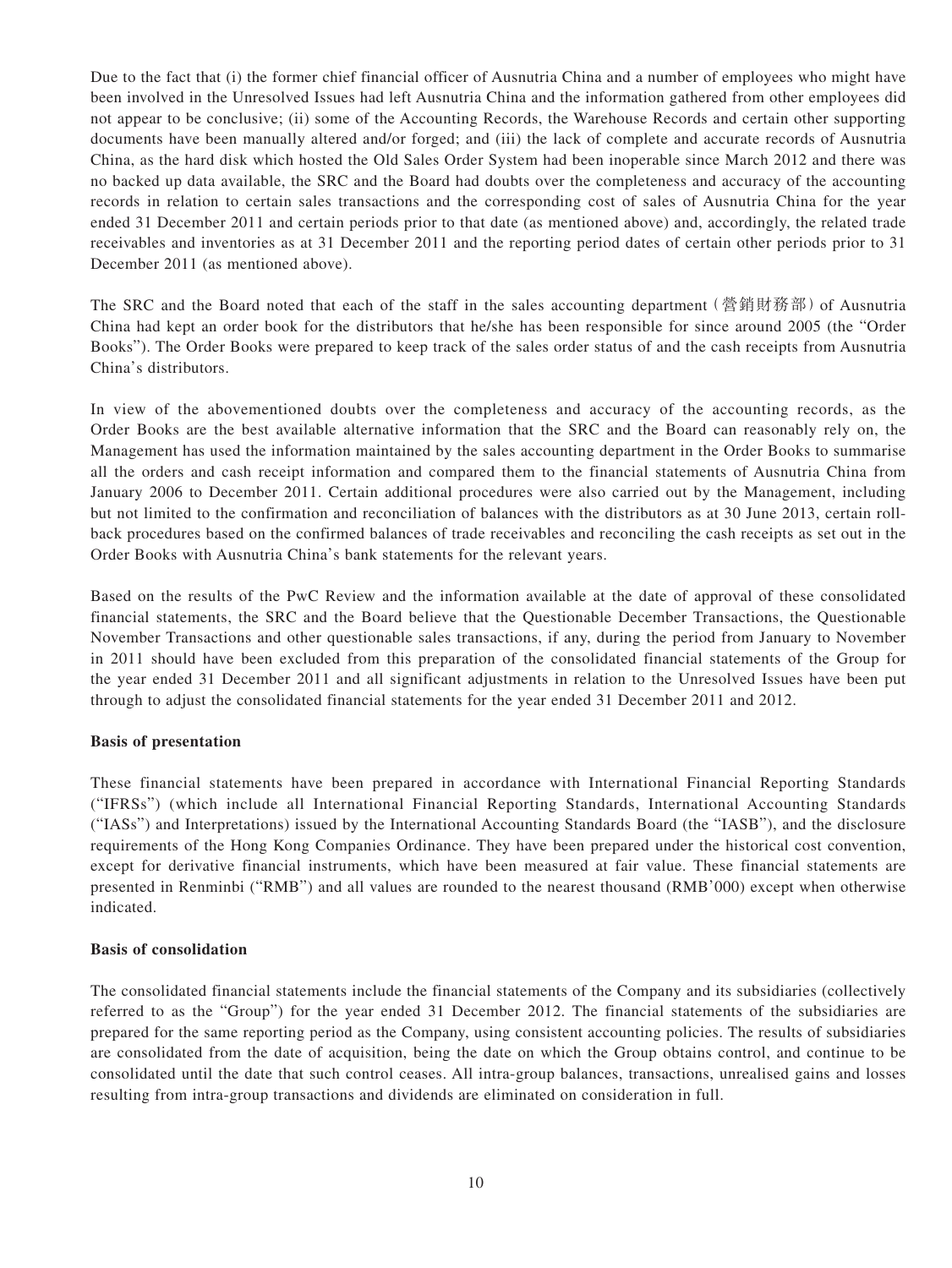Due to the fact that (i) the former chief financial officer of Ausnutria China and a number of employees who might have been involved in the Unresolved Issues had left Ausnutria China and the information gathered from other employees did not appear to be conclusive; (ii) some of the Accounting Records, the Warehouse Records and certain other supporting documents have been manually altered and/or forged; and (iii) the lack of complete and accurate records of Ausnutria China, as the hard disk which hosted the Old Sales Order System had been inoperable since March 2012 and there was no backed up data available, the SRC and the Board had doubts over the completeness and accuracy of the accounting records in relation to certain sales transactions and the corresponding cost of sales of Ausnutria China for the year ended 31 December 2011 and certain periods prior to that date (as mentioned above) and, accordingly, the related trade receivables and inventories as at 31 December 2011 and the reporting period dates of certain other periods prior to 31 December 2011 (as mentioned above).

The SRC and the Board noted that each of the staff in the sales accounting department（營銷財務部）of Ausnutria China had kept an order book for the distributors that he/she has been responsible for since around 2005 (the "Order Books"). The Order Books were prepared to keep track of the sales order status of and the cash receipts from Ausnutria China's distributors.

In view of the abovementioned doubts over the completeness and accuracy of the accounting records, as the Order Books are the best available alternative information that the SRC and the Board can reasonably rely on, the Management has used the information maintained by the sales accounting department in the Order Books to summarise all the orders and cash receipt information and compared them to the financial statements of Ausnutria China from January 2006 to December 2011. Certain additional procedures were also carried out by the Management, including but not limited to the confirmation and reconciliation of balances with the distributors as at 30 June 2013, certain roll-back procedures based on the confirmed balances of trade receivables and reconciling the cash receipts as set out in the Order Books with Ausnutria China's bank statements for the relevant years.

Based on the results of the PwC Review and the information available at the date of approval of these consolidated financial statements, the SRC and the Board believe that the Questionable December Transactions, the Questionable November Transactions and other questionable sales transactions, if any, during the period from January to November in 2011 should have been excluded from this preparation of the consolidated financial statements of the Group for the year ended 31 December 2011 and all significant adjustments in relation to the Unresolved Issues have been put through to adjust the consolidated financial statements for the year ended 31 December 2011 and 2012.

**Basis of presentation**

These financial statements have been prepared in accordance with International Financial Reporting Standards ("IFRSs") (which include all International Financial Reporting Standards, International Accounting Standards ("IASs") and Interpretations) issued by the International Accounting Standards Board (the "IASB"), and the disclosure requirements of the Hong Kong Companies Ordinance. They have been prepared under the historical cost convention, except for derivative financial instruments, which have been measured at fair value. These financial statements are presented in Renminbi ("RMB") and all values are rounded to the nearest thousand (RMB'000) except when otherwise indicated.

**Basis of consolidation**

The consolidated financial statements include the financial statements of the Company and its subsidiaries (collectively referred to as the "Group") for the year ended 31 December 2012. The financial statements of the subsidiaries are prepared for the same reporting period as the Company, using consistent accounting policies. The results of subsidiaries are consolidated from the date of acquisition, being the date on which the Group obtains control, and continue to be consolidated until the date that such control ceases. All intra-group balances, transactions, unrealised gains and losses resulting from intra-group transactions and dividends are eliminated on consideration in full.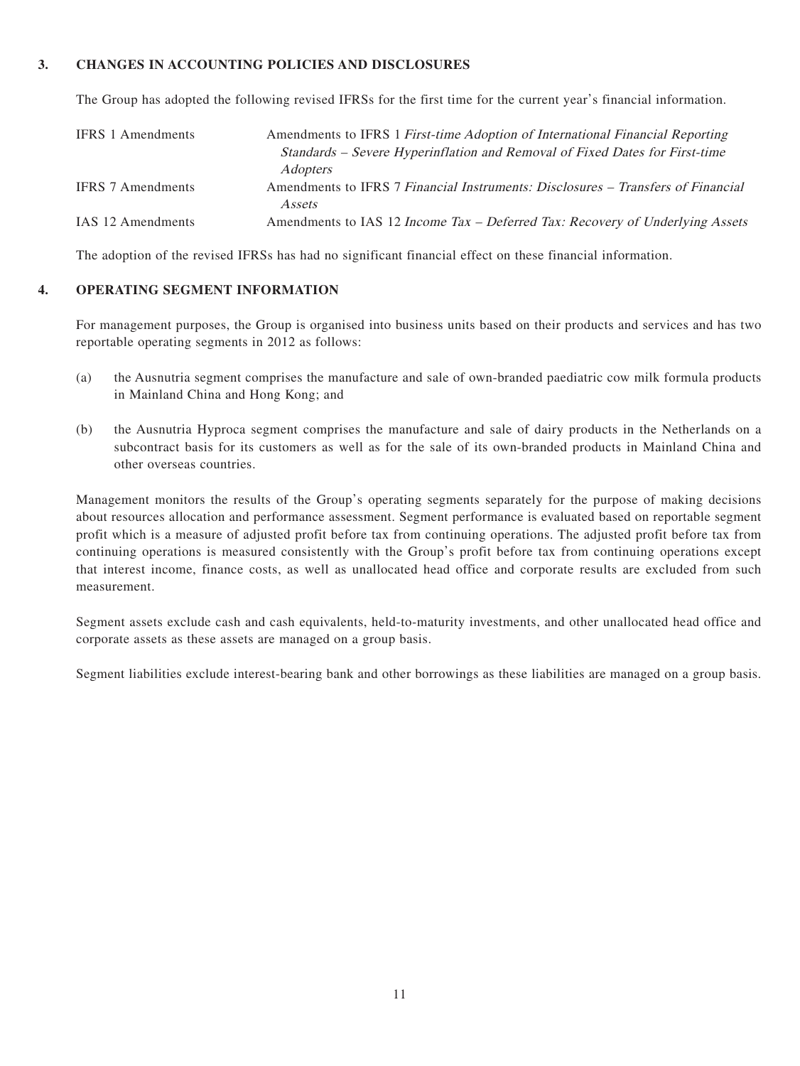## 3. CHANGES IN ACCOUNTING POLICIES AND DISCLOSURES

The Group has adopted the following revised IFRSs for the first time for the current year's financial information.

| | |
|---|---|
| IFRS 1 Amendments | Amendments to IFRS 1 *First-time Adoption of International Financial Reporting Standards – Severe Hyperinflation and Removal of Fixed Dates for First-time Adopters* |
| IFRS 7 Amendments | Amendments to IFRS 7 *Financial Instruments: Disclosures – Transfers of Financial Assets* |
| IAS 12 Amendments | Amendments to IAS 12 *Income Tax – Deferred Tax: Recovery of Underlying Assets* |

The adoption of the revised IFRSs has had no significant financial effect on these financial information.

## 4. OPERATING SEGMENT INFORMATION

For management purposes, the Group is organised into business units based on their products and services and has two reportable operating segments in 2012 as follows:

(a) the Ausnutria segment comprises the manufacture and sale of own-branded paediatric cow milk formula products in Mainland China and Hong Kong; and

(b) the Ausnutria Hyproca segment comprises the manufacture and sale of dairy products in the Netherlands on a subcontract basis for its customers as well as for the sale of its own-branded products in Mainland China and other overseas countries.

Management monitors the results of the Group's operating segments separately for the purpose of making decisions about resources allocation and performance assessment. Segment performance is evaluated based on reportable segment profit which is a measure of adjusted profit before tax from continuing operations. The adjusted profit before tax from continuing operations is measured consistently with the Group's profit before tax from continuing operations except that interest income, finance costs, as well as unallocated head office and corporate results are excluded from such measurement.

Segment assets exclude cash and cash equivalents, held-to-maturity investments, and other unallocated head office and corporate assets as these assets are managed on a group basis.

Segment liabilities exclude interest-bearing bank and other borrowings as these liabilities are managed on a group basis.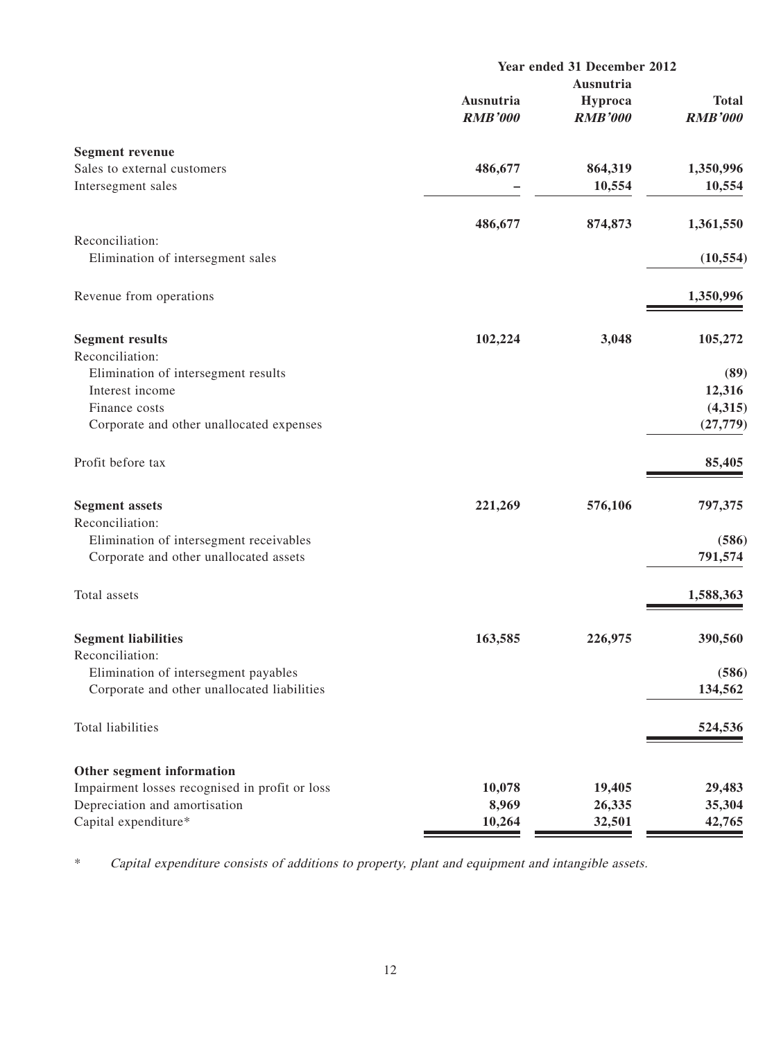| | Year ended 31 December 2012 | | |
|---|---|---|---|
| | Ausnutria | Ausnutria Hyproca | Total |
| | ***RMB'000*** | ***RMB'000*** | ***RMB'000*** |
| **Segment revenue** | | | |
| Sales to external customers | **486,677** | **864,319** | **1,350,996** |
| Intersegment sales | **–** | **10,554** | **10,554** |
| | **486,677** | **874,873** | **1,361,550** |
| Reconciliation: | | | |
| Elimination of intersegment sales | | | **(10,554)** |
| Revenue from operations | | | **1,350,996** |
| **Segment results** | **102,224** | **3,048** | **105,272** |
| Reconciliation: | | | |
| Elimination of intersegment results | | | **(89)** |
| Interest income | | | **12,316** |
| Finance costs | | | **(4,315)** |
| Corporate and other unallocated expenses | | | **(27,779)** |
| Profit before tax | | | **85,405** |
| **Segment assets** | **221,269** | **576,106** | **797,375** |
| Reconciliation: | | | |
| Elimination of intersegment receivables | | | **(586)** |
| Corporate and other unallocated assets | | | **791,574** |
| Total assets | | | **1,588,363** |
| **Segment liabilities** | **163,585** | **226,975** | **390,560** |
| Reconciliation: | | | |
| Elimination of intersegment payables | | | **(586)** |
| Corporate and other unallocated liabilities | | | **134,562** |
| Total liabilities | | | **524,536** |
| **Other segment information** | | | |
| Impairment losses recognised in profit or loss | **10,078** | **19,405** | **29,483** |
| Depreciation and amortisation | **8,969** | **26,335** | **35,304** |
| Capital expenditure* | **10,264** | **32,501** | **42,765** |

\* *Capital expenditure consists of additions to property, plant and equipment and intangible assets.*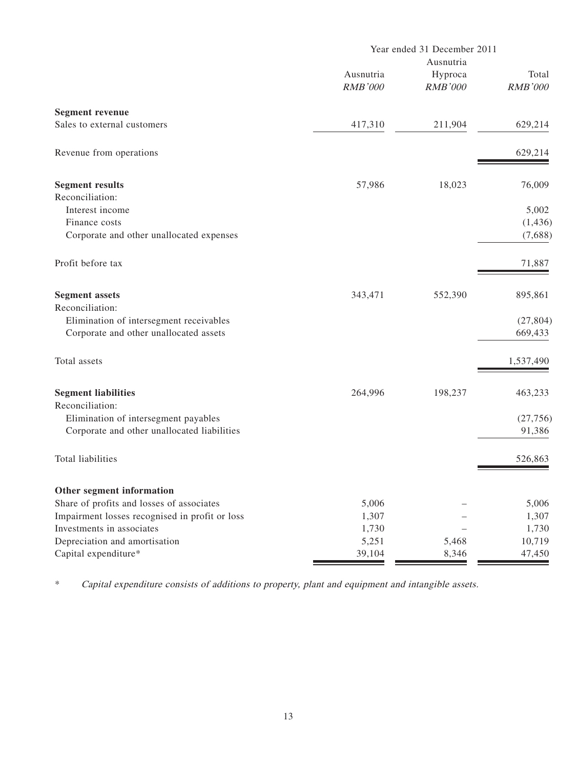| | Year ended 31 December 2011 | | |
|---|---|---|---|
| | Ausnutria *RMB'000* | Ausnutria Hyproca *RMB'000* | Total *RMB'000* |
| **Segment revenue** | | | |
| Sales to external customers | 417,310 | 211,904 | 629,214 |
| Revenue from operations | | | 629,214 |
| **Segment results** | 57,986 | 18,023 | 76,009 |
| Reconciliation: | | | |
| Interest income | | | 5,002 |
| Finance costs | | | (1,436) |
| Corporate and other unallocated expenses | | | (7,688) |
| Profit before tax | | | 71,887 |
| **Segment assets** | 343,471 | 552,390 | 895,861 |
| Reconciliation: | | | |
| Elimination of intersegment receivables | | | (27,804) |
| Corporate and other unallocated assets | | | 669,433 |
| Total assets | | | 1,537,490 |
| **Segment liabilities** | 264,996 | 198,237 | 463,233 |
| Reconciliation: | | | |
| Elimination of intersegment payables | | | (27,756) |
| Corporate and other unallocated liabilities | | | 91,386 |
| Total liabilities | | | 526,863 |
| **Other segment information** | | | |
| Share of profits and losses of associates | 5,006 | – | 5,006 |
| Impairment losses recognised in profit or loss | 1,307 | – | 1,307 |
| Investments in associates | 1,730 | – | 1,730 |
| Depreciation and amortisation | 5,251 | 5,468 | 10,719 |
| Capital expenditure* | 39,104 | 8,346 | 47,450 |

\* *Capital expenditure consists of additions to property, plant and equipment and intangible assets.*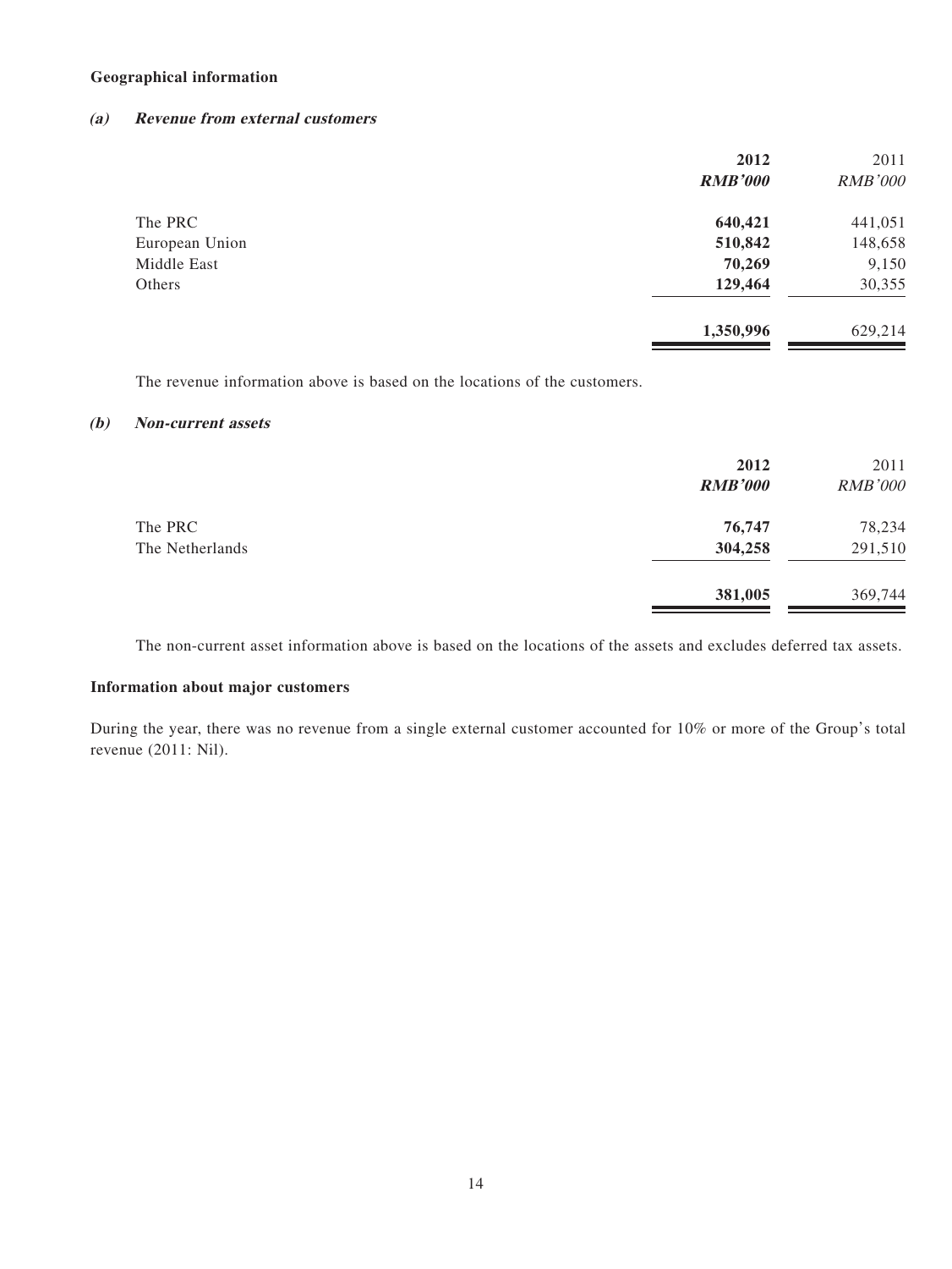**Geographical information**

***(a) Revenue from external customers***

| | **2012** | 2011 |
|---|---|---|
| | ***RMB'000*** | *RMB'000* |
| The PRC | **640,421** | 441,051 |
| European Union | **510,842** | 148,658 |
| Middle East | **70,269** | 9,150 |
| Others | **129,464** | 30,355 |
| | **1,350,996** | 629,214 |

The revenue information above is based on the locations of the customers.

***(b) Non-current assets***

| | **2012** | 2011 |
|---|---|---|
| | ***RMB'000*** | *RMB'000* |
| The PRC | **76,747** | 78,234 |
| The Netherlands | **304,258** | 291,510 |
| | **381,005** | 369,744 |

The non-current asset information above is based on the locations of the assets and excludes deferred tax assets.

**Information about major customers**

During the year, there was no revenue from a single external customer accounted for 10% or more of the Group's total revenue (2011: Nil).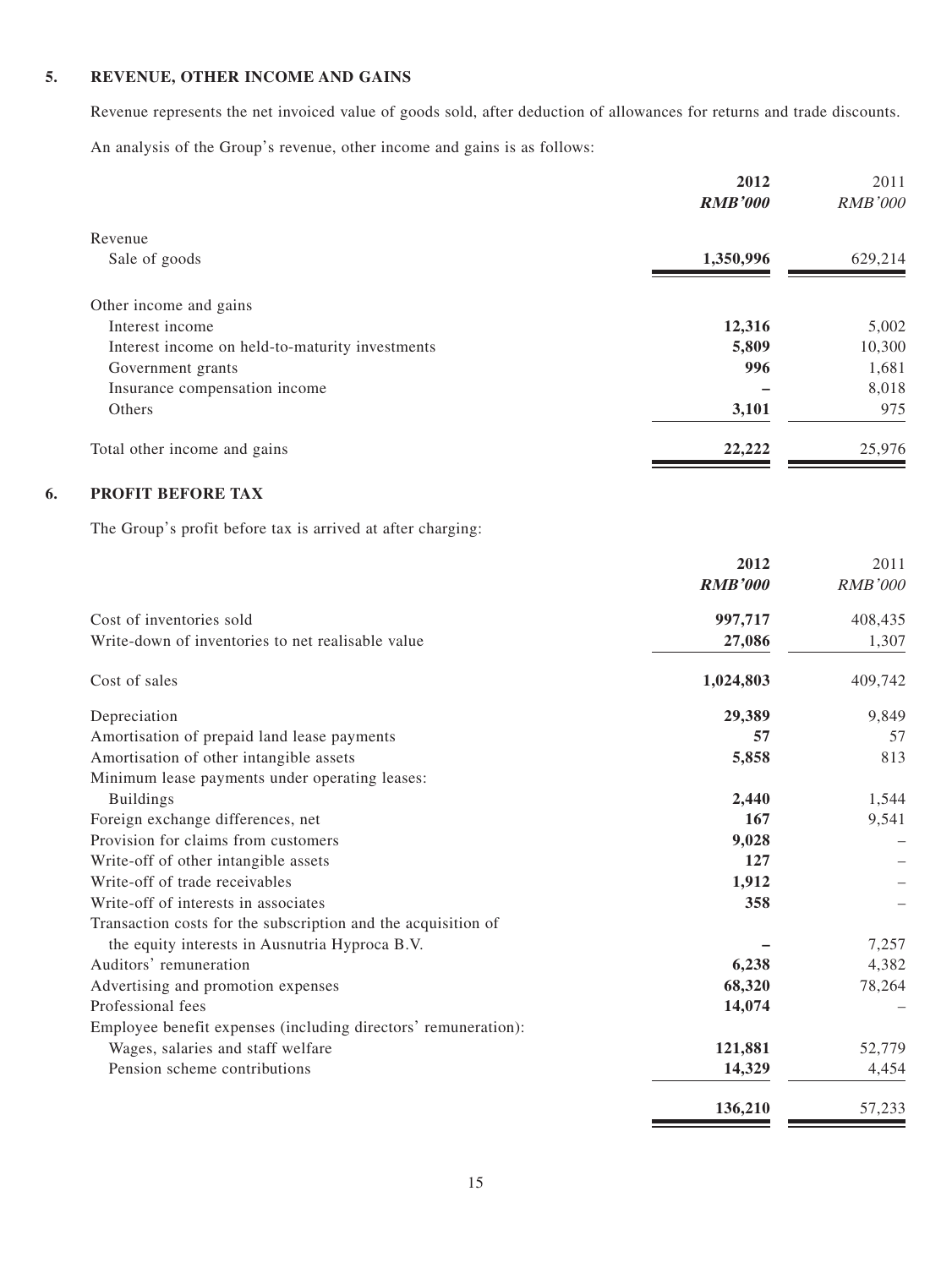## 5. REVENUE, OTHER INCOME AND GAINS

Revenue represents the net invoiced value of goods sold, after deduction of allowances for returns and trade discounts.

An analysis of the Group's revenue, other income and gains is as follows:

| | **2012** | 2011 |
|---|---|---|
| | ***RMB'000*** | *RMB'000* |
| Revenue | | |
| Sale of goods | **1,350,996** | 629,214 |
| Other income and gains | | |
| Interest income | **12,316** | 5,002 |
| Interest income on held-to-maturity investments | **5,809** | 10,300 |
| Government grants | **996** | 1,681 |
| Insurance compensation income | **–** | 8,018 |
| Others | **3,101** | 975 |
| Total other income and gains | **22,222** | 25,976 |

## 6. PROFIT BEFORE TAX

The Group's profit before tax is arrived at after charging:

| | **2012** | 2011 |
|---|---|---|
| | ***RMB'000*** | *RMB'000* |
| Cost of inventories sold | **997,717** | 408,435 |
| Write-down of inventories to net realisable value | **27,086** | 1,307 |
| Cost of sales | **1,024,803** | 409,742 |
| Depreciation | **29,389** | 9,849 |
| Amortisation of prepaid land lease payments | **57** | 57 |
| Amortisation of other intangible assets | **5,858** | 813 |
| Minimum lease payments under operating leases: | | |
| Buildings | **2,440** | 1,544 |
| Foreign exchange differences, net | **167** | 9,541 |
| Provision for claims from customers | **9,028** | – |
| Write-off of other intangible assets | **127** | – |
| Write-off of trade receivables | **1,912** | – |
| Write-off of interests in associates | **358** | – |
| Transaction costs for the subscription and the acquisition of the equity interests in Ausnutria Hyproca B.V. | **–** | 7,257 |
| Auditors' remuneration | **6,238** | 4,382 |
| Advertising and promotion expenses | **68,320** | 78,264 |
| Professional fees | **14,074** | – |
| Employee benefit expenses (including directors' remuneration): | | |
| Wages, salaries and staff welfare | **121,881** | 52,779 |
| Pension scheme contributions | **14,329** | 4,454 |
| | **136,210** | 57,233 |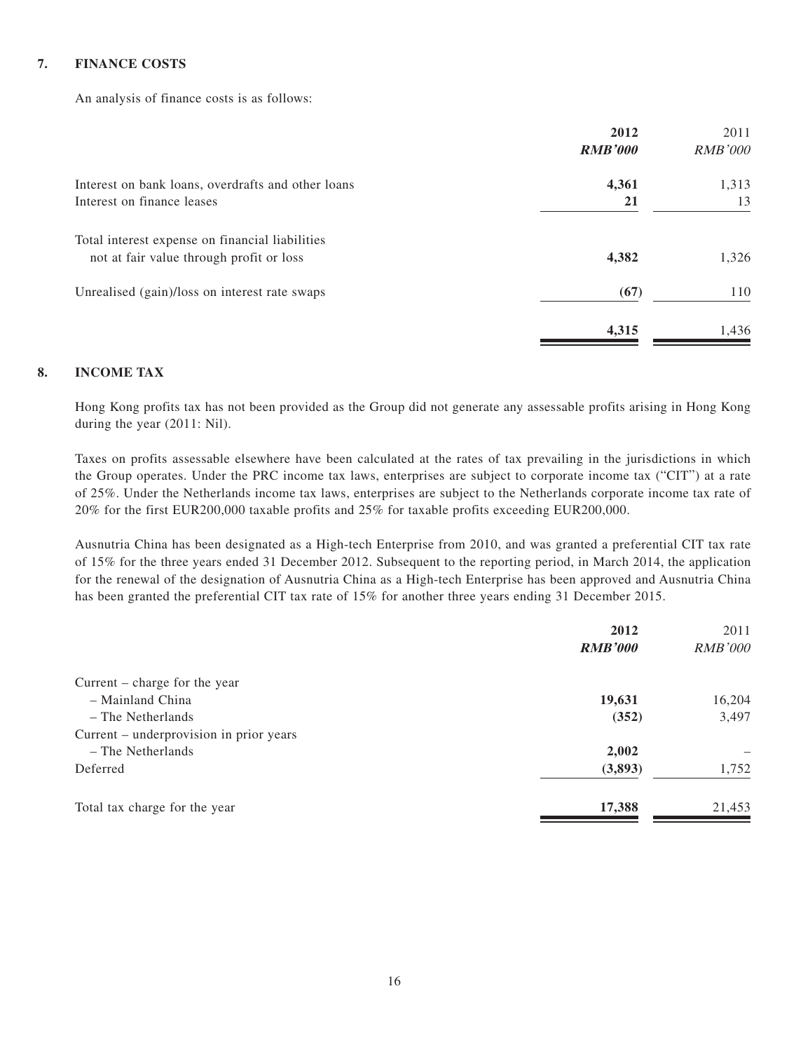## 7. FINANCE COSTS

An analysis of finance costs is as follows:

| | 2012 *RMB'000* | 2011 *RMB'000* |
|---|---|---|
| Interest on bank loans, overdrafts and other loans | **4,361** | 1,313 |
| Interest on finance leases | **21** | 13 |
| Total interest expense on financial liabilities not at fair value through profit or loss | **4,382** | 1,326 |
| Unrealised (gain)/loss on interest rate swaps | **(67)** | 110 |
| | **4,315** | 1,436 |

## 8. INCOME TAX

Hong Kong profits tax has not been provided as the Group did not generate any assessable profits arising in Hong Kong during the year (2011: Nil).

Taxes on profits assessable elsewhere have been calculated at the rates of tax prevailing in the jurisdictions in which the Group operates. Under the PRC income tax laws, enterprises are subject to corporate income tax ("CIT") at a rate of 25%. Under the Netherlands income tax laws, enterprises are subject to the Netherlands corporate income tax rate of 20% for the first EUR200,000 taxable profits and 25% for taxable profits exceeding EUR200,000.

Ausnutria China has been designated as a High-tech Enterprise from 2010, and was granted a preferential CIT tax rate of 15% for the three years ended 31 December 2012. Subsequent to the reporting period, in March 2014, the application for the renewal of the designation of Ausnutria China as a High-tech Enterprise has been approved and Ausnutria China has been granted the preferential CIT tax rate of 15% for another three years ending 31 December 2015.

| | 2012 *RMB'000* | 2011 *RMB'000* |
|---|---|---|
| Current – charge for the year | | |
| – Mainland China | **19,631** | 16,204 |
| – The Netherlands | **(352)** | 3,497 |
| Current – underprovision in prior years | | |
| – The Netherlands | **2,002** | – |
| Deferred | **(3,893)** | 1,752 |
| Total tax charge for the year | **17,388** | 21,453 |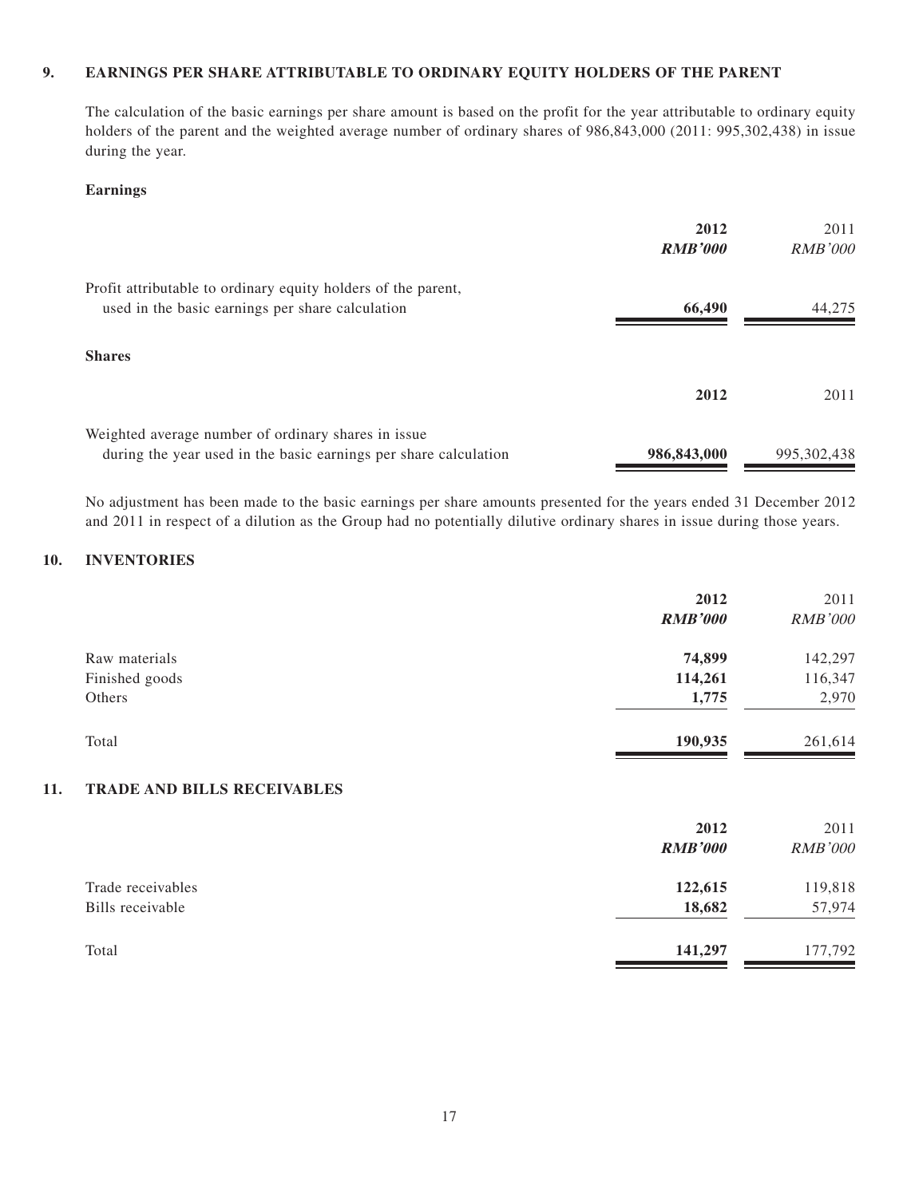## 9. EARNINGS PER SHARE ATTRIBUTABLE TO ORDINARY EQUITY HOLDERS OF THE PARENT

The calculation of the basic earnings per share amount is based on the profit for the year attributable to ordinary equity holders of the parent and the weighted average number of ordinary shares of 986,843,000 (2011: 995,302,438) in issue during the year.

**Earnings**

| | **2012** | 2011 |
|---|---|---|
| | ***RMB'000*** | *RMB'000* |
| Profit attributable to ordinary equity holders of the parent, used in the basic earnings per share calculation | **66,490** | 44,275 |

**Shares**

| | **2012** | 2011 |
|---|---|---|
| Weighted average number of ordinary shares in issue during the year used in the basic earnings per share calculation | **986,843,000** | 995,302,438 |

No adjustment has been made to the basic earnings per share amounts presented for the years ended 31 December 2012 and 2011 in respect of a dilution as the Group had no potentially dilutive ordinary shares in issue during those years.

## 10. INVENTORIES

| | **2012** | 2011 |
|---|---|---|
| | ***RMB'000*** | *RMB'000* |
| Raw materials | **74,899** | 142,297 |
| Finished goods | **114,261** | 116,347 |
| Others | **1,775** | 2,970 |
| Total | **190,935** | 261,614 |

## 11. TRADE AND BILLS RECEIVABLES

| | **2012** | 2011 |
|---|---|---|
| | ***RMB'000*** | *RMB'000* |
| Trade receivables | **122,615** | 119,818 |
| Bills receivable | **18,682** | 57,974 |
| Total | **141,297** | 177,792 |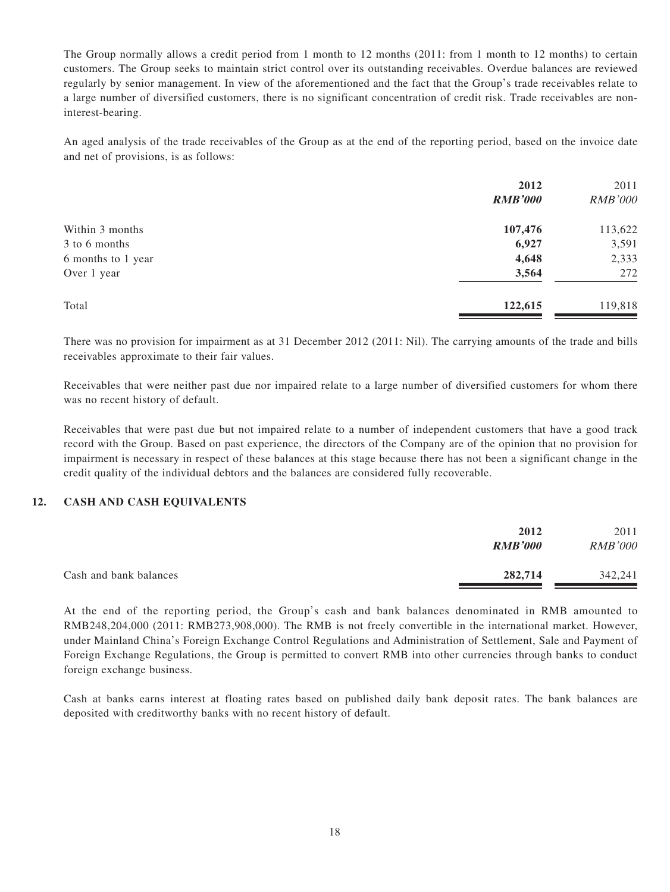The Group normally allows a credit period from 1 month to 12 months (2011: from 1 month to 12 months) to certain customers. The Group seeks to maintain strict control over its outstanding receivables. Overdue balances are reviewed regularly by senior management. In view of the aforementioned and the fact that the Group's trade receivables relate to a large number of diversified customers, there is no significant concentration of credit risk. Trade receivables are non-interest-bearing.

An aged analysis of the trade receivables of the Group as at the end of the reporting period, based on the invoice date and net of provisions, is as follows:

| | **2012** | 2011 |
|---|---|---|
| | ***RMB'000*** | *RMB'000* |
| Within 3 months | **107,476** | 113,622 |
| 3 to 6 months | **6,927** | 3,591 |
| 6 months to 1 year | **4,648** | 2,333 |
| Over 1 year | **3,564** | 272 |
| Total | **122,615** | 119,818 |

There was no provision for impairment as at 31 December 2012 (2011: Nil). The carrying amounts of the trade and bills receivables approximate to their fair values.

Receivables that were neither past due nor impaired relate to a large number of diversified customers for whom there was no recent history of default.

Receivables that were past due but not impaired relate to a number of independent customers that have a good track record with the Group. Based on past experience, the directors of the Company are of the opinion that no provision for impairment is necessary in respect of these balances at this stage because there has not been a significant change in the credit quality of the individual debtors and the balances are considered fully recoverable.

## 12. CASH AND CASH EQUIVALENTS

| | **2012** | 2011 |
|---|---|---|
| | ***RMB'000*** | *RMB'000* |
| Cash and bank balances | **282,714** | 342,241 |

At the end of the reporting period, the Group's cash and bank balances denominated in RMB amounted to RMB248,204,000 (2011: RMB273,908,000). The RMB is not freely convertible in the international market. However, under Mainland China's Foreign Exchange Control Regulations and Administration of Settlement, Sale and Payment of Foreign Exchange Regulations, the Group is permitted to convert RMB into other currencies through banks to conduct foreign exchange business.

Cash at banks earns interest at floating rates based on published daily bank deposit rates. The bank balances are deposited with creditworthy banks with no recent history of default.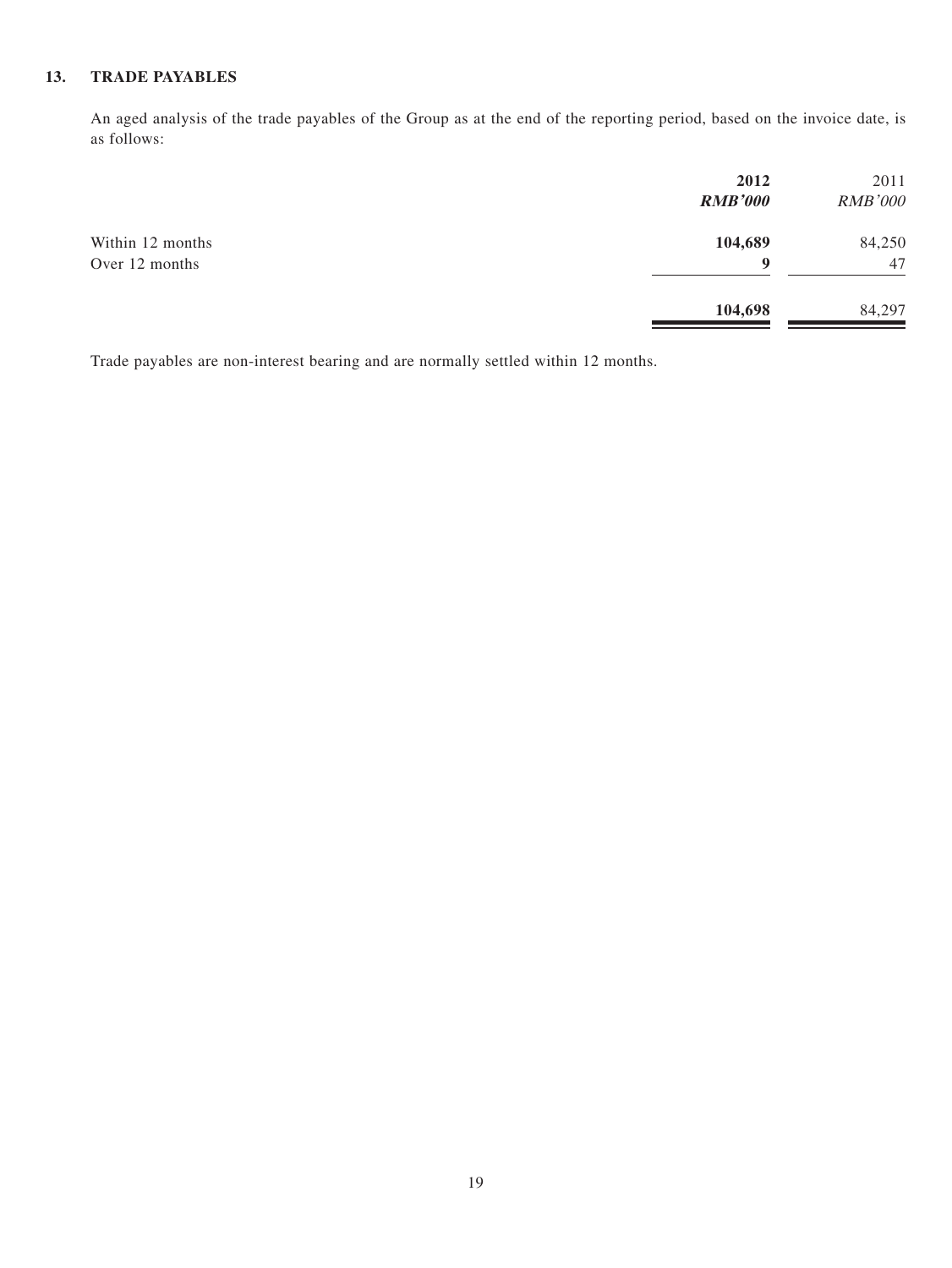## 13. TRADE PAYABLES

An aged analysis of the trade payables of the Group as at the end of the reporting period, based on the invoice date, is as follows:

| | **2012** | 2011 |
|---|---|---|
| | ***RMB'000*** | *RMB'000* |
| Within 12 months | **104,689** | 84,250 |
| Over 12 months | **9** | 47 |
| | **104,698** | 84,297 |

Trade payables are non-interest bearing and are normally settled within 12 months.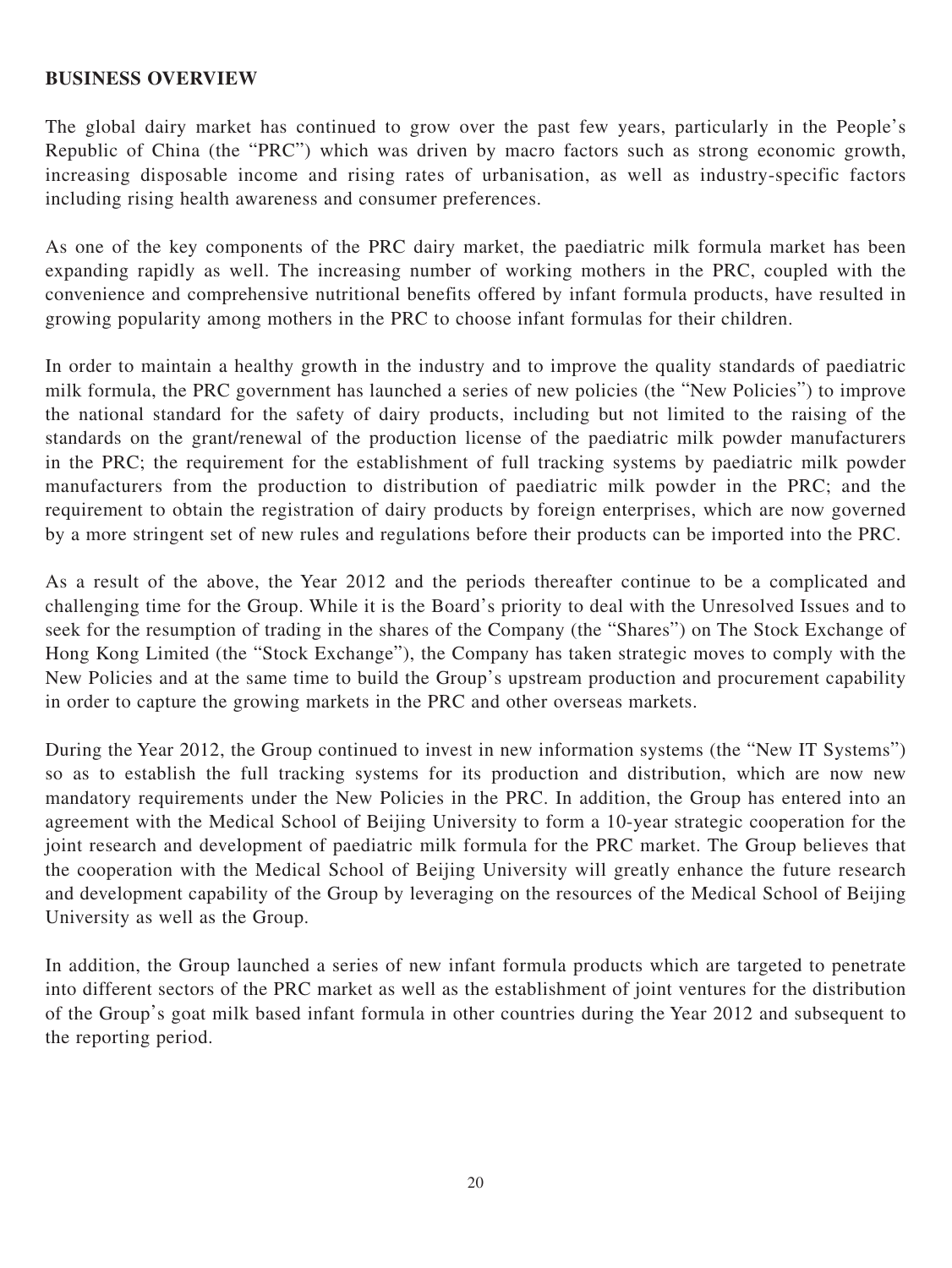## BUSINESS OVERVIEW

The global dairy market has continued to grow over the past few years, particularly in the People's Republic of China (the "PRC") which was driven by macro factors such as strong economic growth, increasing disposable income and rising rates of urbanisation, as well as industry-specific factors including rising health awareness and consumer preferences.

As one of the key components of the PRC dairy market, the paediatric milk formula market has been expanding rapidly as well. The increasing number of working mothers in the PRC, coupled with the convenience and comprehensive nutritional benefits offered by infant formula products, have resulted in growing popularity among mothers in the PRC to choose infant formulas for their children.

In order to maintain a healthy growth in the industry and to improve the quality standards of paediatric milk formula, the PRC government has launched a series of new policies (the "New Policies") to improve the national standard for the safety of dairy products, including but not limited to the raising of the standards on the grant/renewal of the production license of the paediatric milk powder manufacturers in the PRC; the requirement for the establishment of full tracking systems by paediatric milk powder manufacturers from the production to distribution of paediatric milk powder in the PRC; and the requirement to obtain the registration of dairy products by foreign enterprises, which are now governed by a more stringent set of new rules and regulations before their products can be imported into the PRC.

As a result of the above, the Year 2012 and the periods thereafter continue to be a complicated and challenging time for the Group. While it is the Board's priority to deal with the Unresolved Issues and to seek for the resumption of trading in the shares of the Company (the "Shares") on The Stock Exchange of Hong Kong Limited (the "Stock Exchange"), the Company has taken strategic moves to comply with the New Policies and at the same time to build the Group's upstream production and procurement capability in order to capture the growing markets in the PRC and other overseas markets.

During the Year 2012, the Group continued to invest in new information systems (the "New IT Systems") so as to establish the full tracking systems for its production and distribution, which are now new mandatory requirements under the New Policies in the PRC. In addition, the Group has entered into an agreement with the Medical School of Beijing University to form a 10-year strategic cooperation for the joint research and development of paediatric milk formula for the PRC market. The Group believes that the cooperation with the Medical School of Beijing University will greatly enhance the future research and development capability of the Group by leveraging on the resources of the Medical School of Beijing University as well as the Group.

In addition, the Group launched a series of new infant formula products which are targeted to penetrate into different sectors of the PRC market as well as the establishment of joint ventures for the distribution of the Group's goat milk based infant formula in other countries during the Year 2012 and subsequent to the reporting period.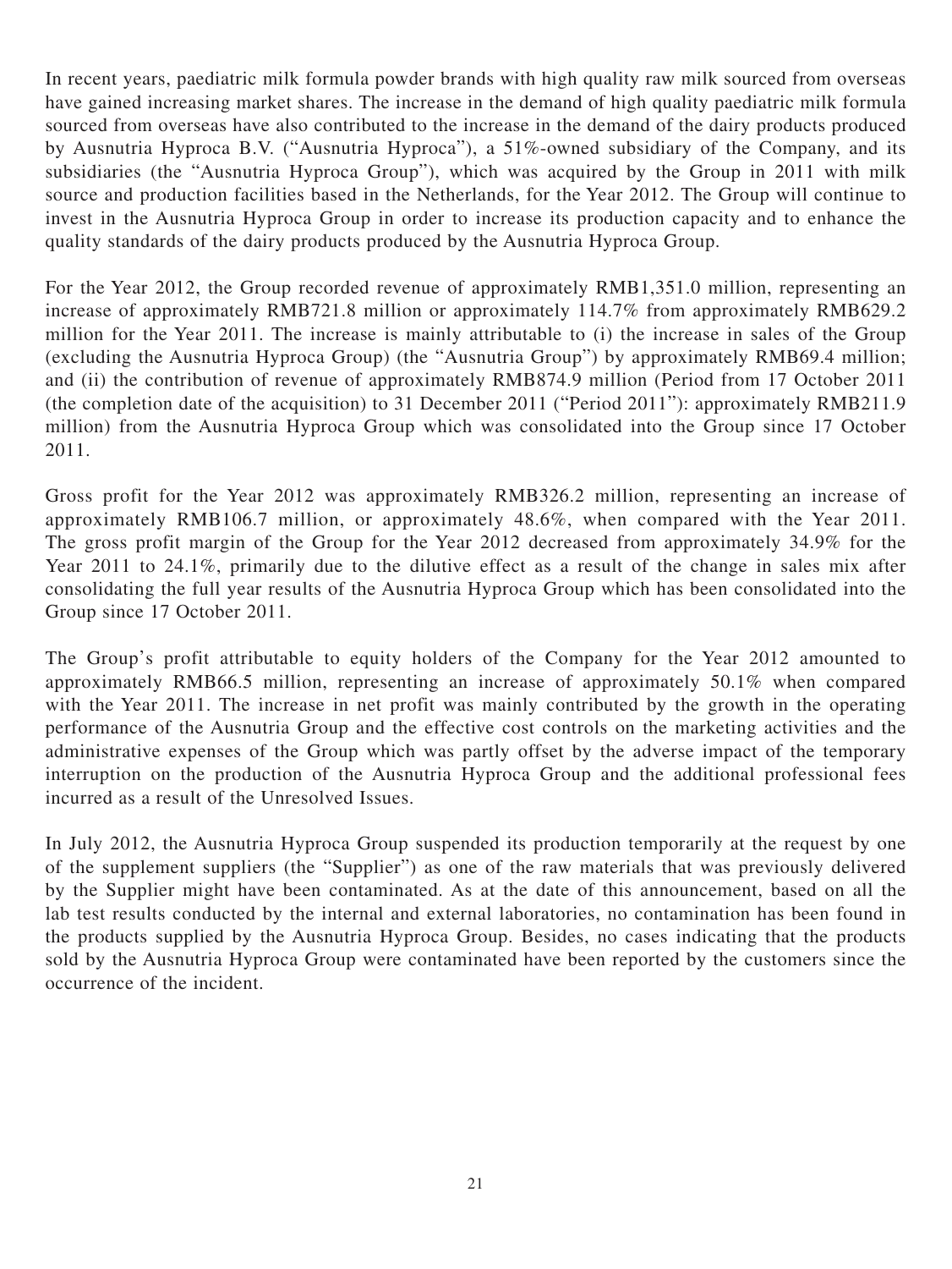In recent years, paediatric milk formula powder brands with high quality raw milk sourced from overseas have gained increasing market shares. The increase in the demand of high quality paediatric milk formula sourced from overseas have also contributed to the increase in the demand of the dairy products produced by Ausnutria Hyproca B.V. ("Ausnutria Hyproca"), a 51%-owned subsidiary of the Company, and its subsidiaries (the "Ausnutria Hyproca Group"), which was acquired by the Group in 2011 with milk source and production facilities based in the Netherlands, for the Year 2012. The Group will continue to invest in the Ausnutria Hyproca Group in order to increase its production capacity and to enhance the quality standards of the dairy products produced by the Ausnutria Hyproca Group.

For the Year 2012, the Group recorded revenue of approximately RMB1,351.0 million, representing an increase of approximately RMB721.8 million or approximately 114.7% from approximately RMB629.2 million for the Year 2011. The increase is mainly attributable to (i) the increase in sales of the Group (excluding the Ausnutria Hyproca Group) (the "Ausnutria Group") by approximately RMB69.4 million; and (ii) the contribution of revenue of approximately RMB874.9 million (Period from 17 October 2011 (the completion date of the acquisition) to 31 December 2011 ("Period 2011"): approximately RMB211.9 million) from the Ausnutria Hyproca Group which was consolidated into the Group since 17 October 2011.

Gross profit for the Year 2012 was approximately RMB326.2 million, representing an increase of approximately RMB106.7 million, or approximately 48.6%, when compared with the Year 2011. The gross profit margin of the Group for the Year 2012 decreased from approximately 34.9% for the Year 2011 to 24.1%, primarily due to the dilutive effect as a result of the change in sales mix after consolidating the full year results of the Ausnutria Hyproca Group which has been consolidated into the Group since 17 October 2011.

The Group's profit attributable to equity holders of the Company for the Year 2012 amounted to approximately RMB66.5 million, representing an increase of approximately 50.1% when compared with the Year 2011. The increase in net profit was mainly contributed by the growth in the operating performance of the Ausnutria Group and the effective cost controls on the marketing activities and the administrative expenses of the Group which was partly offset by the adverse impact of the temporary interruption on the production of the Ausnutria Hyproca Group and the additional professional fees incurred as a result of the Unresolved Issues.

In July 2012, the Ausnutria Hyproca Group suspended its production temporarily at the request by one of the supplement suppliers (the "Supplier") as one of the raw materials that was previously delivered by the Supplier might have been contaminated. As at the date of this announcement, based on all the lab test results conducted by the internal and external laboratories, no contamination has been found in the products supplied by the Ausnutria Hyproca Group. Besides, no cases indicating that the products sold by the Ausnutria Hyproca Group were contaminated have been reported by the customers since the occurrence of the incident.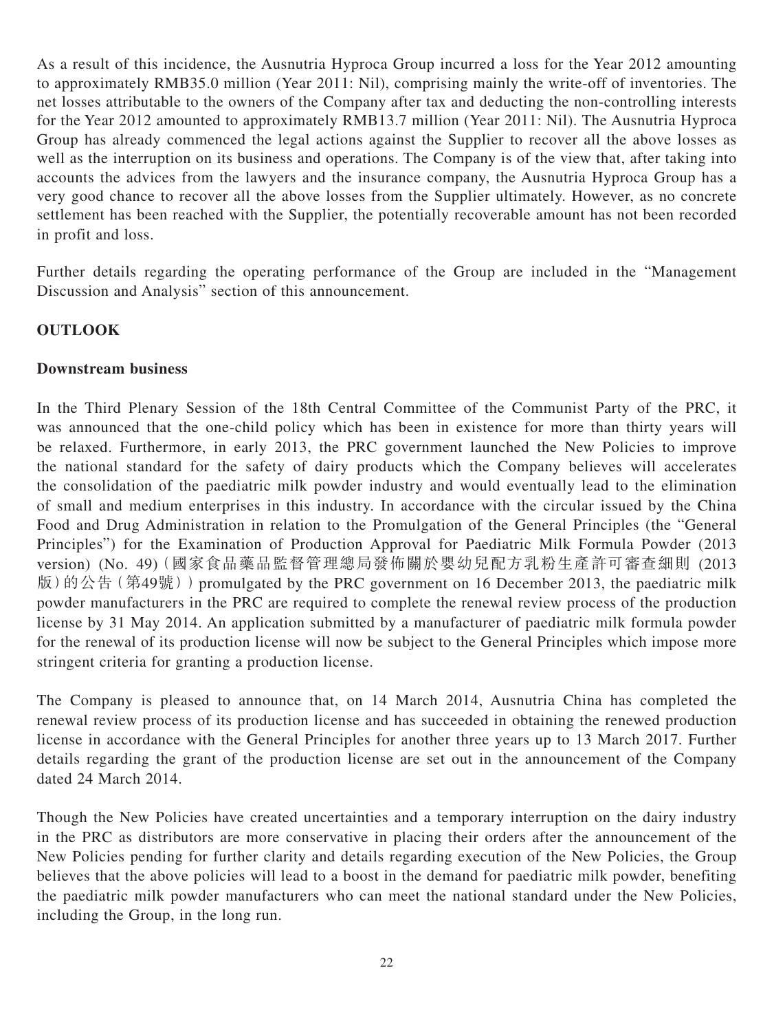As a result of this incidence, the Ausnutria Hyproca Group incurred a loss for the Year 2012 amounting to approximately RMB35.0 million (Year 2011: Nil), comprising mainly the write-off of inventories. The net losses attributable to the owners of the Company after tax and deducting the non-controlling interests for the Year 2012 amounted to approximately RMB13.7 million (Year 2011: Nil). The Ausnutria Hyproca Group has already commenced the legal actions against the Supplier to recover all the above losses as well as the interruption on its business and operations. The Company is of the view that, after taking into accounts the advices from the lawyers and the insurance company, the Ausnutria Hyproca Group has a very good chance to recover all the above losses from the Supplier ultimately. However, as no concrete settlement has been reached with the Supplier, the potentially recoverable amount has not been recorded in profit and loss.

Further details regarding the operating performance of the Group are included in the "Management Discussion and Analysis" section of this announcement.

## OUTLOOK

### Downstream business

In the Third Plenary Session of the 18th Central Committee of the Communist Party of the PRC, it was announced that the one-child policy which has been in existence for more than thirty years will be relaxed. Furthermore, in early 2013, the PRC government launched the New Policies to improve the national standard for the safety of dairy products which the Company believes will accelerates the consolidation of the paediatric milk powder industry and would eventually lead to the elimination of small and medium enterprises in this industry. In accordance with the circular issued by the China Food and Drug Administration in relation to the Promulgation of the General Principles (the "General Principles") for the Examination of Production Approval for Paediatric Milk Formula Powder (2013 version) (No. 49) (國家食品藥品監督管理總局發佈關於嬰幼兒配方乳粉生產許可審查細則 (2013版)的公告(第49號)) promulgated by the PRC government on 16 December 2013, the paediatric milk powder manufacturers in the PRC are required to complete the renewal review process of the production license by 31 May 2014. An application submitted by a manufacturer of paediatric milk formula powder for the renewal of its production license will now be subject to the General Principles which impose more stringent criteria for granting a production license.

The Company is pleased to announce that, on 14 March 2014, Ausnutria China has completed the renewal review process of its production license and has succeeded in obtaining the renewed production license in accordance with the General Principles for another three years up to 13 March 2017. Further details regarding the grant of the production license are set out in the announcement of the Company dated 24 March 2014.

Though the New Policies have created uncertainties and a temporary interruption on the dairy industry in the PRC as distributors are more conservative in placing their orders after the announcement of the New Policies pending for further clarity and details regarding execution of the New Policies, the Group believes that the above policies will lead to a boost in the demand for paediatric milk powder, benefiting the paediatric milk powder manufacturers who can meet the national standard under the New Policies, including the Group, in the long run.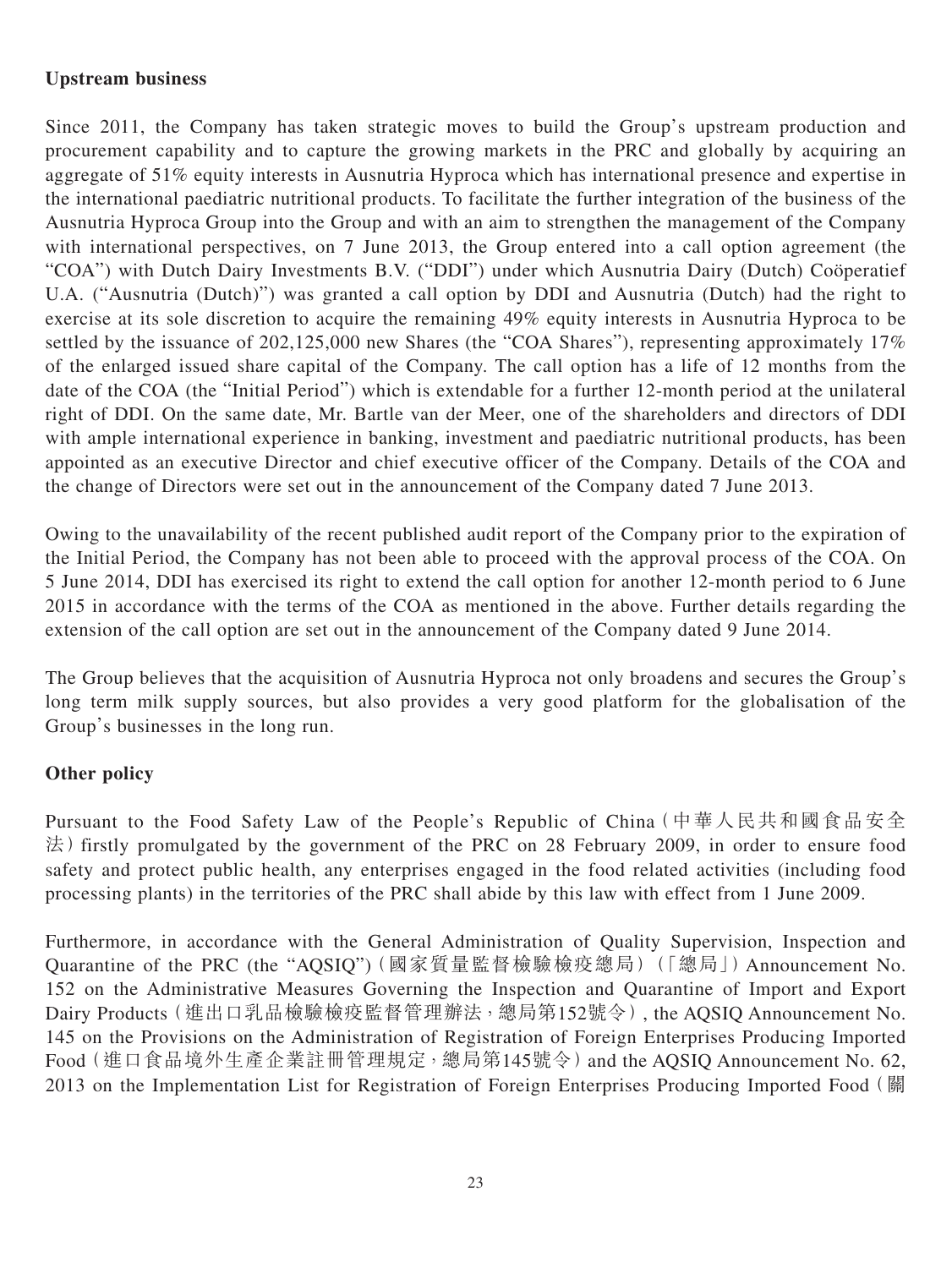**Upstream business**

Since 2011, the Company has taken strategic moves to build the Group's upstream production and procurement capability and to capture the growing markets in the PRC and globally by acquiring an aggregate of 51% equity interests in Ausnutria Hyproca which has international presence and expertise in the international paediatric nutritional products. To facilitate the further integration of the business of the Ausnutria Hyproca Group into the Group and with an aim to strengthen the management of the Company with international perspectives, on 7 June 2013, the Group entered into a call option agreement (the "COA") with Dutch Dairy Investments B.V. ("DDI") under which Ausnutria Dairy (Dutch) Coöperatief U.A. ("Ausnutria (Dutch)") was granted a call option by DDI and Ausnutria (Dutch) had the right to exercise at its sole discretion to acquire the remaining 49% equity interests in Ausnutria Hyproca to be settled by the issuance of 202,125,000 new Shares (the "COA Shares"), representing approximately 17% of the enlarged issued share capital of the Company. The call option has a life of 12 months from the date of the COA (the "Initial Period") which is extendable for a further 12-month period at the unilateral right of DDI. On the same date, Mr. Bartle van der Meer, one of the shareholders and directors of DDI with ample international experience in banking, investment and paediatric nutritional products, has been appointed as an executive Director and chief executive officer of the Company. Details of the COA and the change of Directors were set out in the announcement of the Company dated 7 June 2013.

Owing to the unavailability of the recent published audit report of the Company prior to the expiration of the Initial Period, the Company has not been able to proceed with the approval process of the COA. On 5 June 2014, DDI has exercised its right to extend the call option for another 12-month period to 6 June 2015 in accordance with the terms of the COA as mentioned in the above. Further details regarding the extension of the call option are set out in the announcement of the Company dated 9 June 2014.

The Group believes that the acquisition of Ausnutria Hyproca not only broadens and secures the Group's long term milk supply sources, but also provides a very good platform for the globalisation of the Group's businesses in the long run.

**Other policy**

Pursuant to the Food Safety Law of the People's Republic of China（中華人民共和國食品安全法）firstly promulgated by the government of the PRC on 28 February 2009, in order to ensure food safety and protect public health, any enterprises engaged in the food related activities (including food processing plants) in the territories of the PRC shall abide by this law with effect from 1 June 2009.

Furthermore, in accordance with the General Administration of Quality Supervision, Inspection and Quarantine of the PRC (the "AQSIQ")（國家質量監督檢驗檢疫總局）（「總局」）Announcement No. 152 on the Administrative Measures Governing the Inspection and Quarantine of Import and Export Dairy Products（進出口乳品檢驗檢疫監督管理辦法，總局第152號令）, the AQSIQ Announcement No. 145 on the Provisions on the Administration of Registration of Foreign Enterprises Producing Imported Food（進口食品境外生產企業註冊管理規定，總局第145號令）and the AQSIQ Announcement No. 62, 2013 on the Implementation List for Registration of Foreign Enterprises Producing Imported Food（關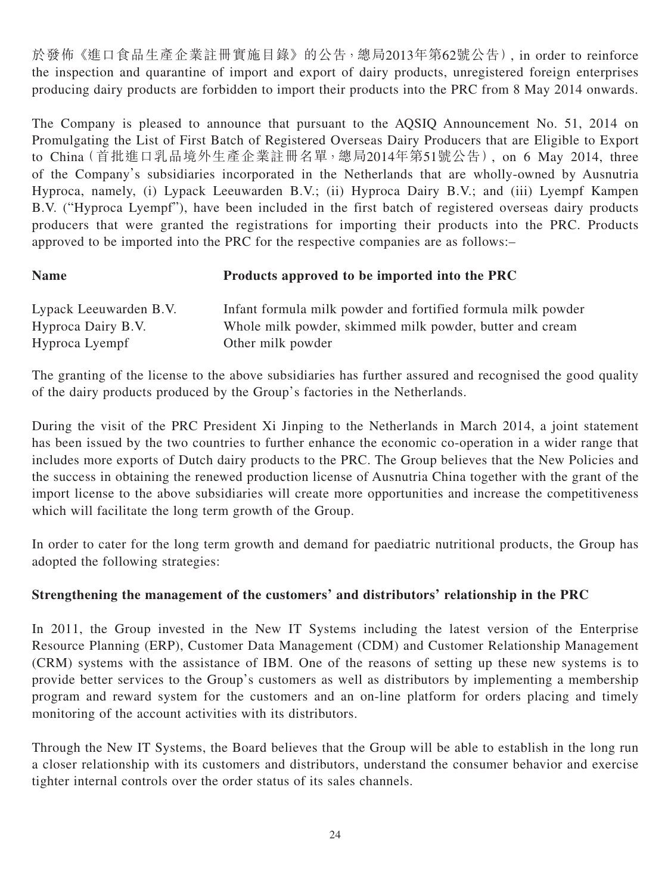於發佈《進口食品生產企業註冊實施目錄》的公告，總局2013年第62號公告）, in order to reinforce the inspection and quarantine of import and export of dairy products, unregistered foreign enterprises producing dairy products are forbidden to import their products into the PRC from 8 May 2014 onwards.

The Company is pleased to announce that pursuant to the AQSIQ Announcement No. 51, 2014 on Promulgating the List of First Batch of Registered Overseas Dairy Producers that are Eligible to Export to China（首批進口乳品境外生產企業註冊名單，總局2014年第51號公告）, on 6 May 2014, three of the Company's subsidiaries incorporated in the Netherlands that are wholly-owned by Ausnutria Hyproca, namely, (i) Lypack Leeuwarden B.V.; (ii) Hyproca Dairy B.V.; and (iii) Lyempf Kampen B.V. ("Hyproca Lyempf"), have been included in the first batch of registered overseas dairy products producers that were granted the registrations for importing their products into the PRC. Products approved to be imported into the PRC for the respective companies are as follows:–

| Name | Products approved to be imported into the PRC |
|---|---|
| Lypack Leeuwarden B.V. | Infant formula milk powder and fortified formula milk powder |
| Hyproca Dairy B.V. | Whole milk powder, skimmed milk powder, butter and cream |
| Hyproca Lyempf | Other milk powder |

The granting of the license to the above subsidiaries has further assured and recognised the good quality of the dairy products produced by the Group's factories in the Netherlands.

During the visit of the PRC President Xi Jinping to the Netherlands in March 2014, a joint statement has been issued by the two countries to further enhance the economic co-operation in a wider range that includes more exports of Dutch dairy products to the PRC. The Group believes that the New Policies and the success in obtaining the renewed production license of Ausnutria China together with the grant of the import license to the above subsidiaries will create more opportunities and increase the competitiveness which will facilitate the long term growth of the Group.

In order to cater for the long term growth and demand for paediatric nutritional products, the Group has adopted the following strategies:

**Strengthening the management of the customers' and distributors' relationship in the PRC**

In 2011, the Group invested in the New IT Systems including the latest version of the Enterprise Resource Planning (ERP), Customer Data Management (CDM) and Customer Relationship Management (CRM) systems with the assistance of IBM. One of the reasons of setting up these new systems is to provide better services to the Group's customers as well as distributors by implementing a membership program and reward system for the customers and an on-line platform for orders placing and timely monitoring of the account activities with its distributors.

Through the New IT Systems, the Board believes that the Group will be able to establish in the long run a closer relationship with its customers and distributors, understand the consumer behavior and exercise tighter internal controls over the order status of its sales channels.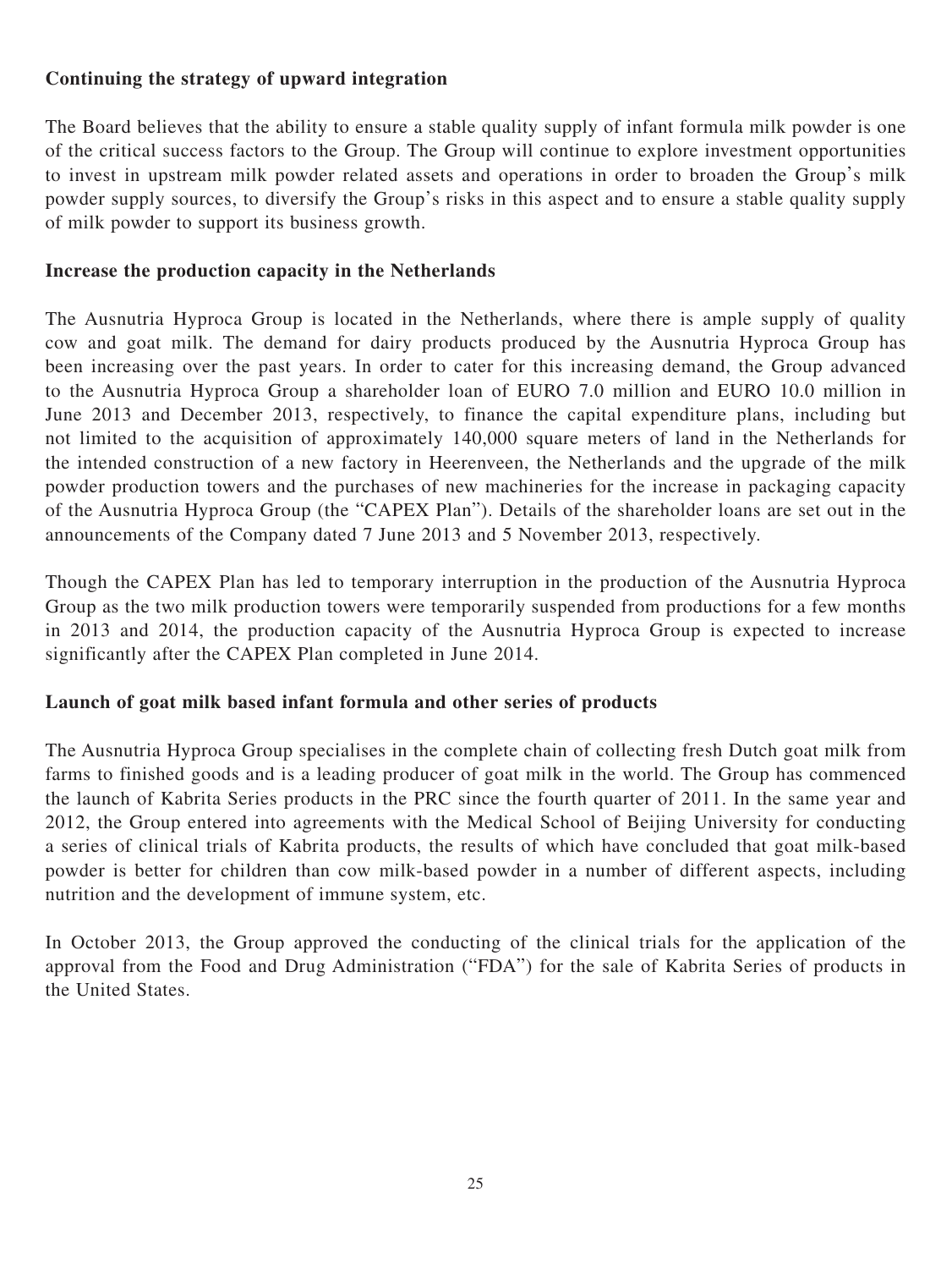**Continuing the strategy of upward integration**

The Board believes that the ability to ensure a stable quality supply of infant formula milk powder is one of the critical success factors to the Group. The Group will continue to explore investment opportunities to invest in upstream milk powder related assets and operations in order to broaden the Group's milk powder supply sources, to diversify the Group's risks in this aspect and to ensure a stable quality supply of milk powder to support its business growth.

**Increase the production capacity in the Netherlands**

The Ausnutria Hyproca Group is located in the Netherlands, where there is ample supply of quality cow and goat milk. The demand for dairy products produced by the Ausnutria Hyproca Group has been increasing over the past years. In order to cater for this increasing demand, the Group advanced to the Ausnutria Hyproca Group a shareholder loan of EURO 7.0 million and EURO 10.0 million in June 2013 and December 2013, respectively, to finance the capital expenditure plans, including but not limited to the acquisition of approximately 140,000 square meters of land in the Netherlands for the intended construction of a new factory in Heerenveen, the Netherlands and the upgrade of the milk powder production towers and the purchases of new machineries for the increase in packaging capacity of the Ausnutria Hyproca Group (the "CAPEX Plan"). Details of the shareholder loans are set out in the announcements of the Company dated 7 June 2013 and 5 November 2013, respectively.

Though the CAPEX Plan has led to temporary interruption in the production of the Ausnutria Hyproca Group as the two milk production towers were temporarily suspended from productions for a few months in 2013 and 2014, the production capacity of the Ausnutria Hyproca Group is expected to increase significantly after the CAPEX Plan completed in June 2014.

**Launch of goat milk based infant formula and other series of products**

The Ausnutria Hyproca Group specialises in the complete chain of collecting fresh Dutch goat milk from farms to finished goods and is a leading producer of goat milk in the world. The Group has commenced the launch of Kabrita Series products in the PRC since the fourth quarter of 2011. In the same year and 2012, the Group entered into agreements with the Medical School of Beijing University for conducting a series of clinical trials of Kabrita products, the results of which have concluded that goat milk-based powder is better for children than cow milk-based powder in a number of different aspects, including nutrition and the development of immune system, etc.

In October 2013, the Group approved the conducting of the clinical trials for the application of the approval from the Food and Drug Administration ("FDA") for the sale of Kabrita Series of products in the United States.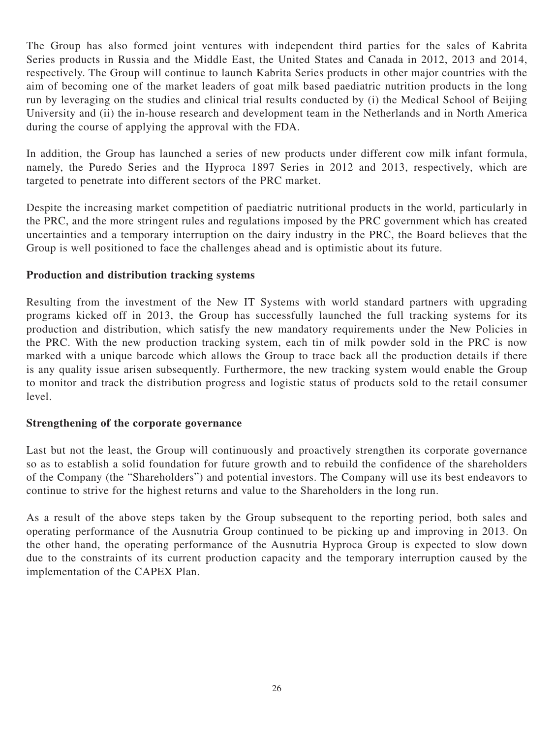The Group has also formed joint ventures with independent third parties for the sales of Kabrita Series products in Russia and the Middle East, the United States and Canada in 2012, 2013 and 2014, respectively. The Group will continue to launch Kabrita Series products in other major countries with the aim of becoming one of the market leaders of goat milk based paediatric nutrition products in the long run by leveraging on the studies and clinical trial results conducted by (i) the Medical School of Beijing University and (ii) the in-house research and development team in the Netherlands and in North America during the course of applying the approval with the FDA.

In addition, the Group has launched a series of new products under different cow milk infant formula, namely, the Puredo Series and the Hyproca 1897 Series in 2012 and 2013, respectively, which are targeted to penetrate into different sectors of the PRC market.

Despite the increasing market competition of paediatric nutritional products in the world, particularly in the PRC, and the more stringent rules and regulations imposed by the PRC government which has created uncertainties and a temporary interruption on the dairy industry in the PRC, the Board believes that the Group is well positioned to face the challenges ahead and is optimistic about its future.

**Production and distribution tracking systems**

Resulting from the investment of the New IT Systems with world standard partners with upgrading programs kicked off in 2013, the Group has successfully launched the full tracking systems for its production and distribution, which satisfy the new mandatory requirements under the New Policies in the PRC. With the new production tracking system, each tin of milk powder sold in the PRC is now marked with a unique barcode which allows the Group to trace back all the production details if there is any quality issue arisen subsequently. Furthermore, the new tracking system would enable the Group to monitor and track the distribution progress and logistic status of products sold to the retail consumer level.

**Strengthening of the corporate governance**

Last but not the least, the Group will continuously and proactively strengthen its corporate governance so as to establish a solid foundation for future growth and to rebuild the confidence of the shareholders of the Company (the "Shareholders") and potential investors. The Company will use its best endeavors to continue to strive for the highest returns and value to the Shareholders in the long run.

As a result of the above steps taken by the Group subsequent to the reporting period, both sales and operating performance of the Ausnutria Group continued to be picking up and improving in 2013. On the other hand, the operating performance of the Ausnutria Hyproca Group is expected to slow down due to the constraints of its current production capacity and the temporary interruption caused by the implementation of the CAPEX Plan.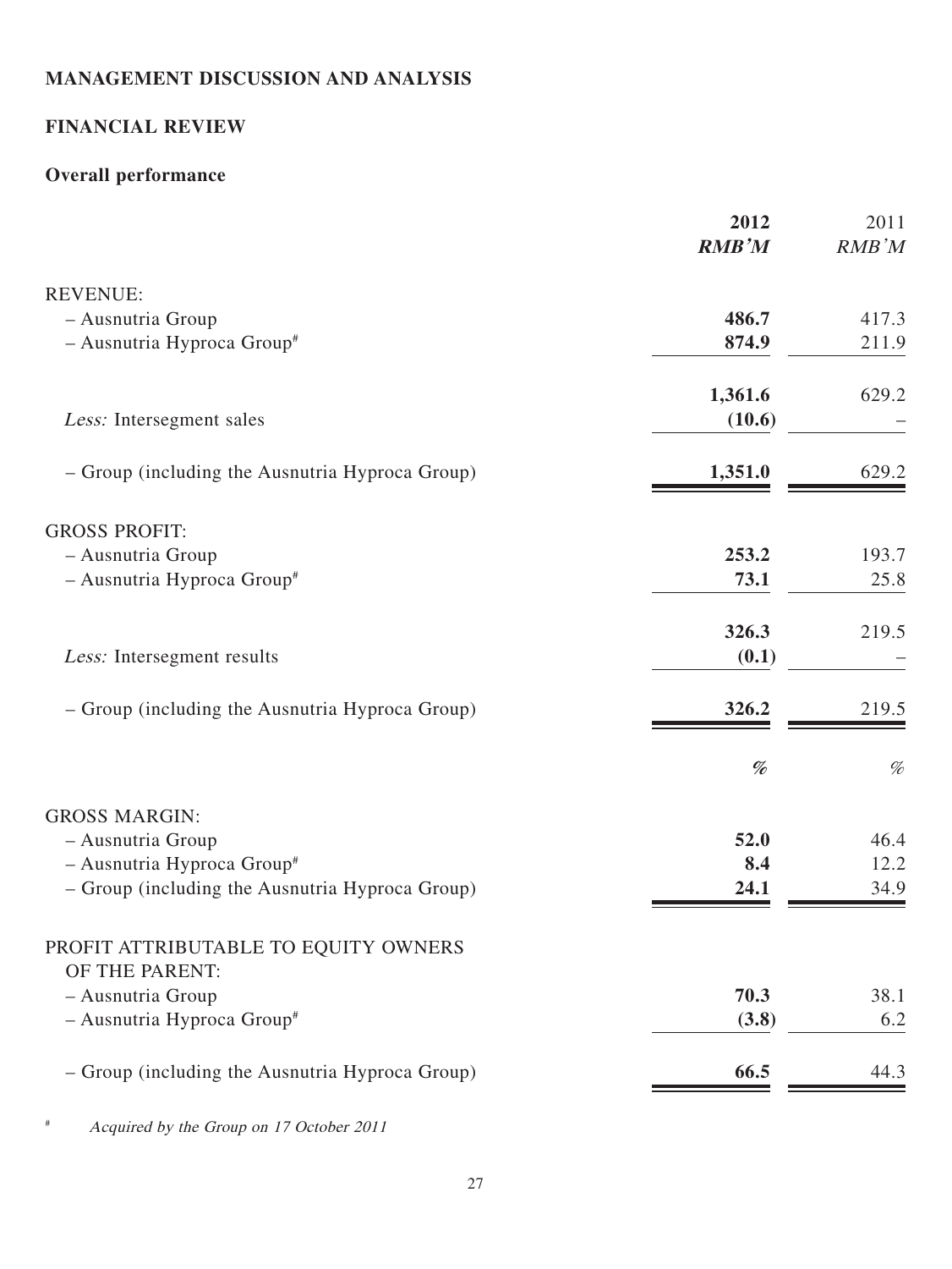# MANAGEMENT DISCUSSION AND ANALYSIS

## FINANCIAL REVIEW

### Overall performance

| | **2012** | 2011 |
|---|---|---|
| | ***RMB'M*** | *RMB'M* |
| REVENUE: | | |
| – Ausnutria Group | **486.7** | 417.3 |
| – Ausnutria Hyproca Group# | **874.9** | 211.9 |
| | **1,361.6** | 629.2 |
| *Less:* Intersegment sales | **(10.6)** | – |
| – Group (including the Ausnutria Hyproca Group) | **1,351.0** | 629.2 |
| GROSS PROFIT: | | |
| – Ausnutria Group | **253.2** | 193.7 |
| – Ausnutria Hyproca Group# | **73.1** | 25.8 |
| | **326.3** | 219.5 |
| *Less:* Intersegment results | **(0.1)** | – |
| – Group (including the Ausnutria Hyproca Group) | **326.2** | 219.5 |
| | ***%*** | *%* |
| GROSS MARGIN: | | |
| – Ausnutria Group | **52.0** | 46.4 |
| – Ausnutria Hyproca Group# | **8.4** | 12.2 |
| – Group (including the Ausnutria Hyproca Group) | **24.1** | 34.9 |
| PROFIT ATTRIBUTABLE TO EQUITY OWNERS OF THE PARENT: | | |
| – Ausnutria Group | **70.3** | 38.1 |
| – Ausnutria Hyproca Group# | **(3.8)** | 6.2 |
| – Group (including the Ausnutria Hyproca Group) | **66.5** | 44.3 |

# *Acquired by the Group on 17 October 2011*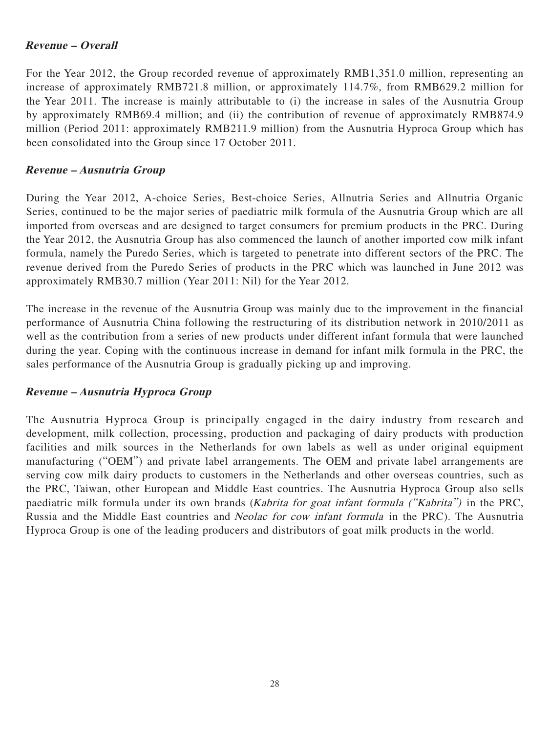***Revenue – Overall***

For the Year 2012, the Group recorded revenue of approximately RMB1,351.0 million, representing an increase of approximately RMB721.8 million, or approximately 114.7%, from RMB629.2 million for the Year 2011. The increase is mainly attributable to (i) the increase in sales of the Ausnutria Group by approximately RMB69.4 million; and (ii) the contribution of revenue of approximately RMB874.9 million (Period 2011: approximately RMB211.9 million) from the Ausnutria Hyproca Group which has been consolidated into the Group since 17 October 2011.

***Revenue – Ausnutria Group***

During the Year 2012, A-choice Series, Best-choice Series, Allnutria Series and Allnutria Organic Series, continued to be the major series of paediatric milk formula of the Ausnutria Group which are all imported from overseas and are designed to target consumers for premium products in the PRC. During the Year 2012, the Ausnutria Group has also commenced the launch of another imported cow milk infant formula, namely the Puredo Series, which is targeted to penetrate into different sectors of the PRC. The revenue derived from the Puredo Series of products in the PRC which was launched in June 2012 was approximately RMB30.7 million (Year 2011: Nil) for the Year 2012.

The increase in the revenue of the Ausnutria Group was mainly due to the improvement in the financial performance of Ausnutria China following the restructuring of its distribution network in 2010/2011 as well as the contribution from a series of new products under different infant formula that were launched during the year. Coping with the continuous increase in demand for infant milk formula in the PRC, the sales performance of the Ausnutria Group is gradually picking up and improving.

***Revenue – Ausnutria Hyproca Group***

The Ausnutria Hyproca Group is principally engaged in the dairy industry from research and development, milk collection, processing, production and packaging of dairy products with production facilities and milk sources in the Netherlands for own labels as well as under original equipment manufacturing ("OEM") and private label arrangements. The OEM and private label arrangements are serving cow milk dairy products to customers in the Netherlands and other overseas countries, such as the PRC, Taiwan, other European and Middle East countries. The Ausnutria Hyproca Group also sells paediatric milk formula under its own brands (*Kabrita for goat infant formula ("Kabrita")* in the PRC, Russia and the Middle East countries and *Neolac for cow infant formula* in the PRC). The Ausnutria Hyproca Group is one of the leading producers and distributors of goat milk products in the world.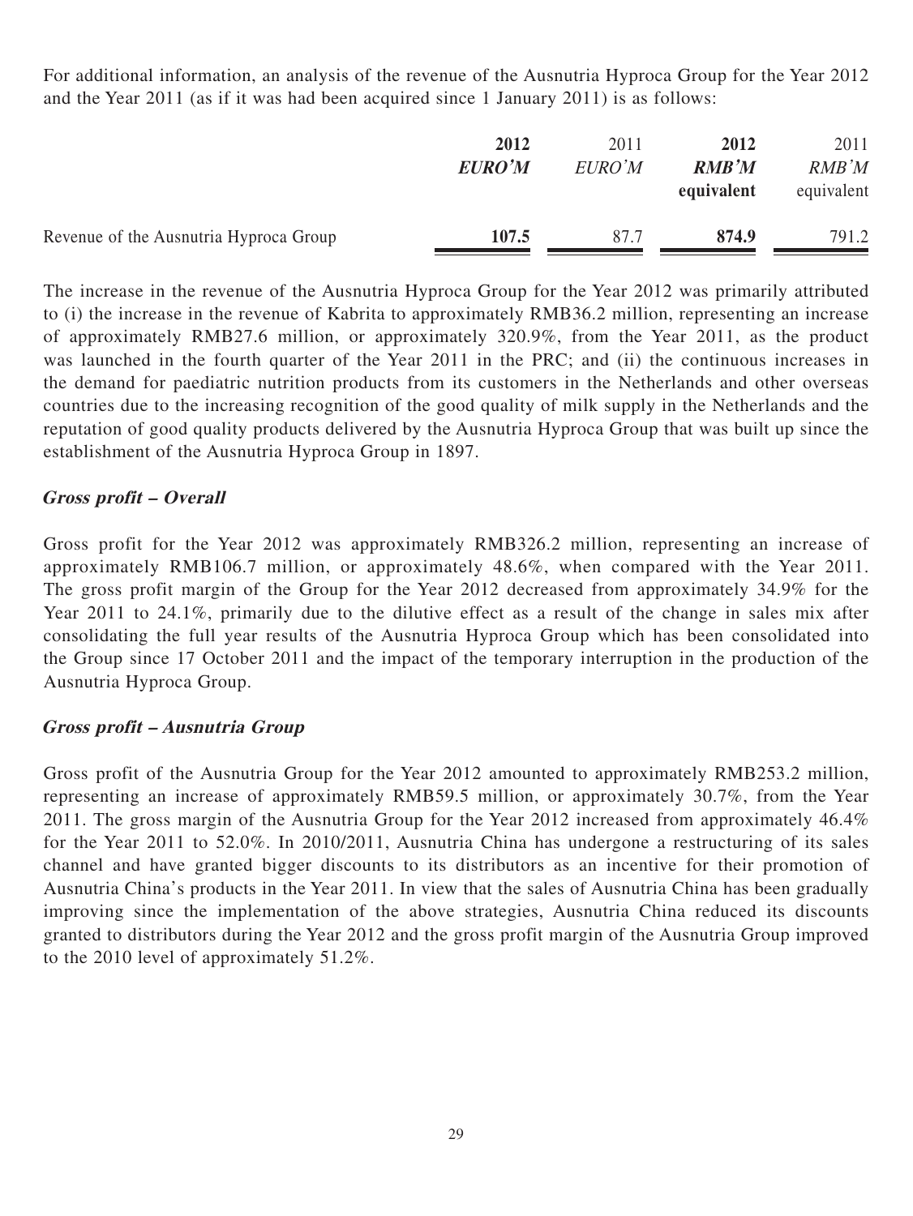For additional information, an analysis of the revenue of the Ausnutria Hyproca Group for the Year 2012 and the Year 2011 (as if it was had been acquired since 1 January 2011) is as follows:

| | **2012** | 2011 | **2012** | 2011 |
|---|---|---|---|---|
| | ***EURO'M*** | *EURO'M* | ***RMB'M*** | *RMB'M* |
| | | | **equivalent** | equivalent |
| Revenue of the Ausnutria Hyproca Group | **107.5** | 87.7 | **874.9** | 791.2 |

The increase in the revenue of the Ausnutria Hyproca Group for the Year 2012 was primarily attributed to (i) the increase in the revenue of Kabrita to approximately RMB36.2 million, representing an increase of approximately RMB27.6 million, or approximately 320.9%, from the Year 2011, as the product was launched in the fourth quarter of the Year 2011 in the PRC; and (ii) the continuous increases in the demand for paediatric nutrition products from its customers in the Netherlands and other overseas countries due to the increasing recognition of the good quality of milk supply in the Netherlands and the reputation of good quality products delivered by the Ausnutria Hyproca Group that was built up since the establishment of the Ausnutria Hyproca Group in 1897.

***Gross profit – Overall***

Gross profit for the Year 2012 was approximately RMB326.2 million, representing an increase of approximately RMB106.7 million, or approximately 48.6%, when compared with the Year 2011. The gross profit margin of the Group for the Year 2012 decreased from approximately 34.9% for the Year 2011 to 24.1%, primarily due to the dilutive effect as a result of the change in sales mix after consolidating the full year results of the Ausnutria Hyproca Group which has been consolidated into the Group since 17 October 2011 and the impact of the temporary interruption in the production of the Ausnutria Hyproca Group.

***Gross profit – Ausnutria Group***

Gross profit of the Ausnutria Group for the Year 2012 amounted to approximately RMB253.2 million, representing an increase of approximately RMB59.5 million, or approximately 30.7%, from the Year 2011. The gross margin of the Ausnutria Group for the Year 2012 increased from approximately 46.4% for the Year 2011 to 52.0%. In 2010/2011, Ausnutria China has undergone a restructuring of its sales channel and have granted bigger discounts to its distributors as an incentive for their promotion of Ausnutria China's products in the Year 2011. In view that the sales of Ausnutria China has been gradually improving since the implementation of the above strategies, Ausnutria China reduced its discounts granted to distributors during the Year 2012 and the gross profit margin of the Ausnutria Group improved to the 2010 level of approximately 51.2%.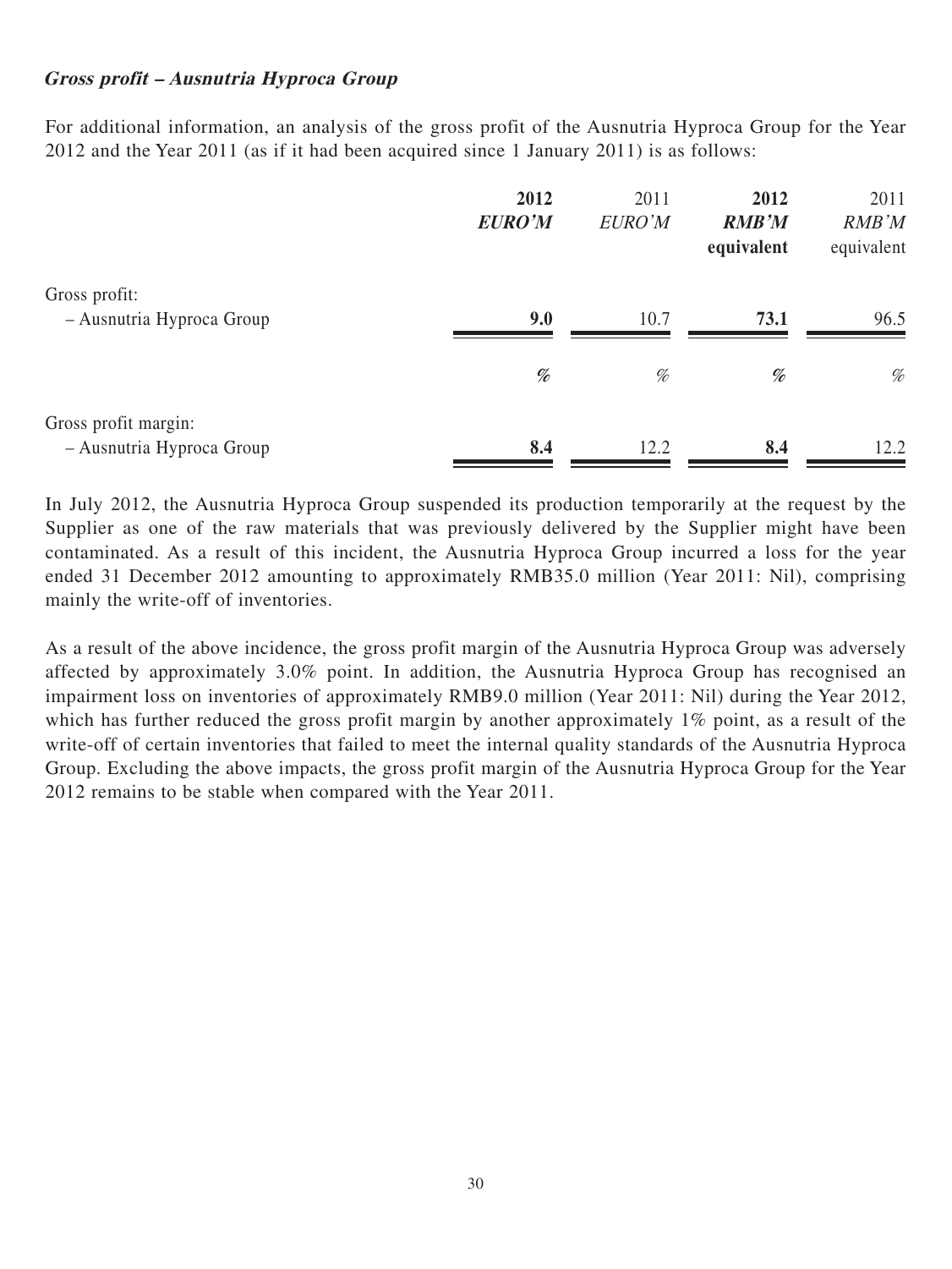### ***Gross profit – Ausnutria Hyproca Group***

For additional information, an analysis of the gross profit of the Ausnutria Hyproca Group for the Year 2012 and the Year 2011 (as if it had been acquired since 1 January 2011) is as follows:

| | **2012** | 2011 | **2012** | 2011 |
|---|---|---|---|---|
| | ***EURO'M*** | *EURO'M* | ***RMB'M*** | *RMB'M* |
| | | | **equivalent** | equivalent |
| Gross profit: | | | | |
| – Ausnutria Hyproca Group | **9.0** | 10.7 | **73.1** | 96.5 |
| | *%* | *%* | *%* | *%* |
| Gross profit margin: | | | | |
| – Ausnutria Hyproca Group | **8.4** | 12.2 | **8.4** | 12.2 |

In July 2012, the Ausnutria Hyproca Group suspended its production temporarily at the request by the Supplier as one of the raw materials that was previously delivered by the Supplier might have been contaminated. As a result of this incident, the Ausnutria Hyproca Group incurred a loss for the year ended 31 December 2012 amounting to approximately RMB35.0 million (Year 2011: Nil), comprising mainly the write-off of inventories.

As a result of the above incidence, the gross profit margin of the Ausnutria Hyproca Group was adversely affected by approximately 3.0% point. In addition, the Ausnutria Hyproca Group has recognised an impairment loss on inventories of approximately RMB9.0 million (Year 2011: Nil) during the Year 2012, which has further reduced the gross profit margin by another approximately 1% point, as a result of the write-off of certain inventories that failed to meet the internal quality standards of the Ausnutria Hyproca Group. Excluding the above impacts, the gross profit margin of the Ausnutria Hyproca Group for the Year 2012 remains to be stable when compared with the Year 2011.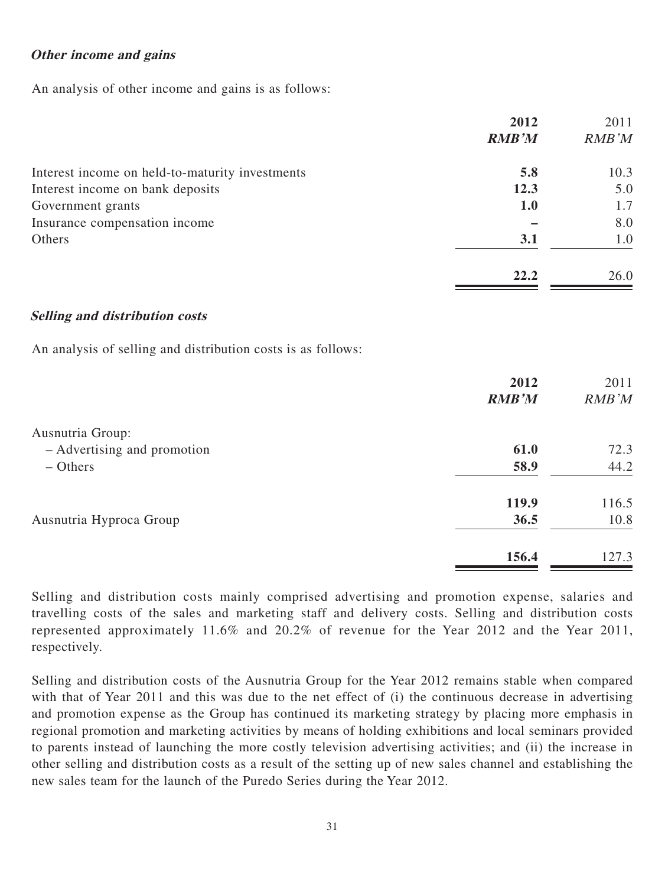***Other income and gains***

An analysis of other income and gains is as follows:

| | 2012<br>*RMB'M* | 2011<br>*RMB'M* |
|---|---|---|
| Interest income on held-to-maturity investments | **5.8** | 10.3 |
| Interest income on bank deposits | **12.3** | 5.0 |
| Government grants | **1.0** | 1.7 |
| Insurance compensation income | **–** | 8.0 |
| Others | **3.1** | 1.0 |
| | **22.2** | 26.0 |

***Selling and distribution costs***

An analysis of selling and distribution costs is as follows:

| | 2012<br>*RMB'M* | 2011<br>*RMB'M* |
|---|---|---|
| Ausnutria Group: | | |
| – Advertising and promotion | **61.0** | 72.3 |
| – Others | **58.9** | 44.2 |
| | **119.9** | 116.5 |
| Ausnutria Hyproca Group | **36.5** | 10.8 |
| | **156.4** | 127.3 |

Selling and distribution costs mainly comprised advertising and promotion expense, salaries and travelling costs of the sales and marketing staff and delivery costs. Selling and distribution costs represented approximately 11.6% and 20.2% of revenue for the Year 2012 and the Year 2011, respectively.

Selling and distribution costs of the Ausnutria Group for the Year 2012 remains stable when compared with that of Year 2011 and this was due to the net effect of (i) the continuous decrease in advertising and promotion expense as the Group has continued its marketing strategy by placing more emphasis in regional promotion and marketing activities by means of holding exhibitions and local seminars provided to parents instead of launching the more costly television advertising activities; and (ii) the increase in other selling and distribution costs as a result of the setting up of new sales channel and establishing the new sales team for the launch of the Puredo Series during the Year 2012.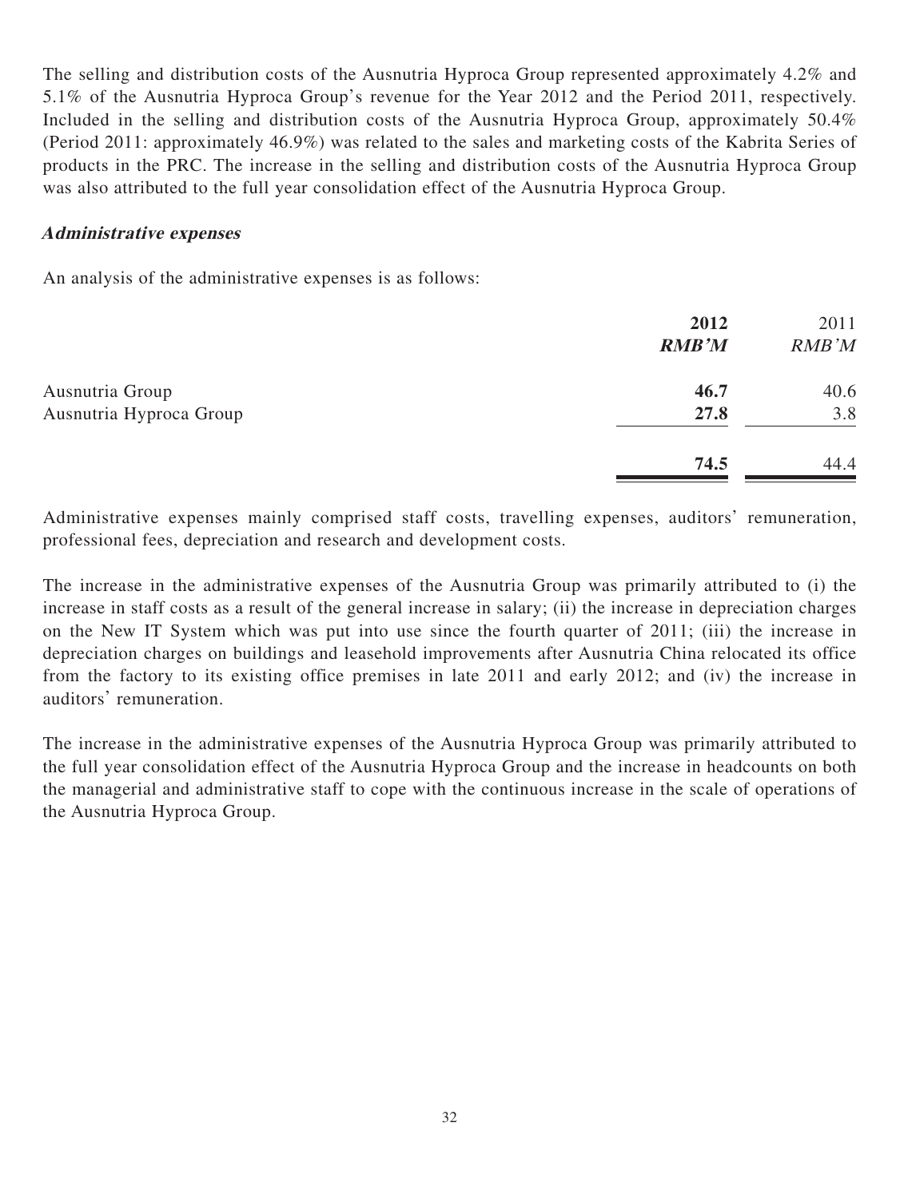The selling and distribution costs of the Ausnutria Hyproca Group represented approximately 4.2% and 5.1% of the Ausnutria Hyproca Group's revenue for the Year 2012 and the Period 2011, respectively. Included in the selling and distribution costs of the Ausnutria Hyproca Group, approximately 50.4% (Period 2011: approximately 46.9%) was related to the sales and marketing costs of the Kabrita Series of products in the PRC. The increase in the selling and distribution costs of the Ausnutria Hyproca Group was also attributed to the full year consolidation effect of the Ausnutria Hyproca Group.

***Administrative expenses***

An analysis of the administrative expenses is as follows:

| | **2012** | 2011 |
|---|---|---|
| | ***RMB'M*** | *RMB'M* |
| Ausnutria Group | **46.7** | 40.6 |
| Ausnutria Hyproca Group | **27.8** | 3.8 |
| | **74.5** | 44.4 |

Administrative expenses mainly comprised staff costs, travelling expenses, auditors' remuneration, professional fees, depreciation and research and development costs.

The increase in the administrative expenses of the Ausnutria Group was primarily attributed to (i) the increase in staff costs as a result of the general increase in salary; (ii) the increase in depreciation charges on the New IT System which was put into use since the fourth quarter of 2011; (iii) the increase in depreciation charges on buildings and leasehold improvements after Ausnutria China relocated its office from the factory to its existing office premises in late 2011 and early 2012; and (iv) the increase in auditors' remuneration.

The increase in the administrative expenses of the Ausnutria Hyproca Group was primarily attributed to the full year consolidation effect of the Ausnutria Hyproca Group and the increase in headcounts on both the managerial and administrative staff to cope with the continuous increase in the scale of operations of the Ausnutria Hyproca Group.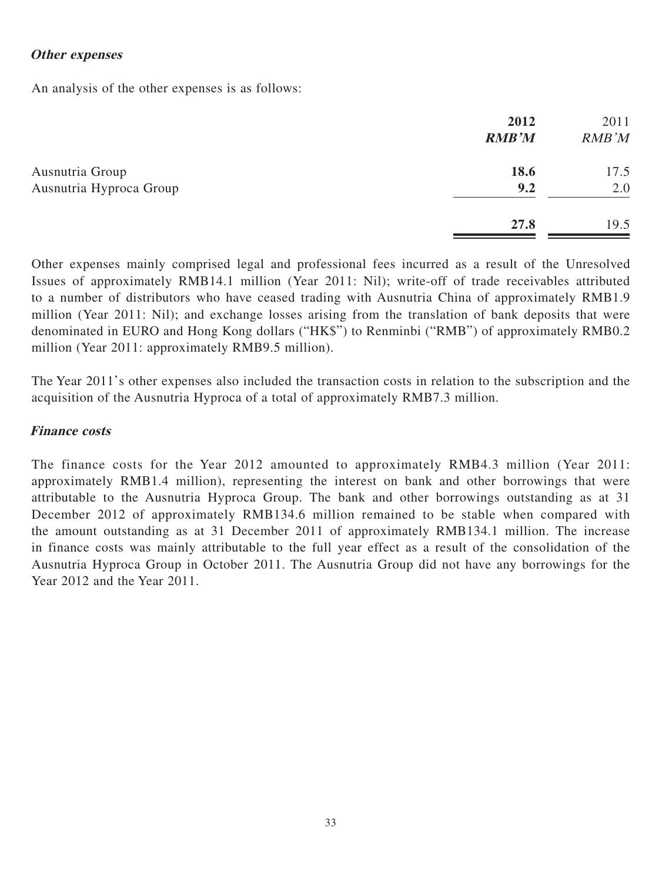***Other expenses***

An analysis of the other expenses is as follows:

| | **2012** | 2011 |
|---|---|---|
| | ***RMB'M*** | *RMB'M* |
| Ausnutria Group | **18.6** | 17.5 |
| Ausnutria Hyproca Group | **9.2** | 2.0 |
| | **27.8** | 19.5 |

Other expenses mainly comprised legal and professional fees incurred as a result of the Unresolved Issues of approximately RMB14.1 million (Year 2011: Nil); write-off of trade receivables attributed to a number of distributors who have ceased trading with Ausnutria China of approximately RMB1.9 million (Year 2011: Nil); and exchange losses arising from the translation of bank deposits that were denominated in EURO and Hong Kong dollars ("HK$") to Renminbi ("RMB") of approximately RMB0.2 million (Year 2011: approximately RMB9.5 million).

The Year 2011's other expenses also included the transaction costs in relation to the subscription and the acquisition of the Ausnutria Hyproca of a total of approximately RMB7.3 million.

***Finance costs***

The finance costs for the Year 2012 amounted to approximately RMB4.3 million (Year 2011: approximately RMB1.4 million), representing the interest on bank and other borrowings that were attributable to the Ausnutria Hyproca Group. The bank and other borrowings outstanding as at 31 December 2012 of approximately RMB134.6 million remained to be stable when compared with the amount outstanding as at 31 December 2011 of approximately RMB134.1 million. The increase in finance costs was mainly attributable to the full year effect as a result of the consolidation of the Ausnutria Hyproca Group in October 2011. The Ausnutria Group did not have any borrowings for the Year 2012 and the Year 2011.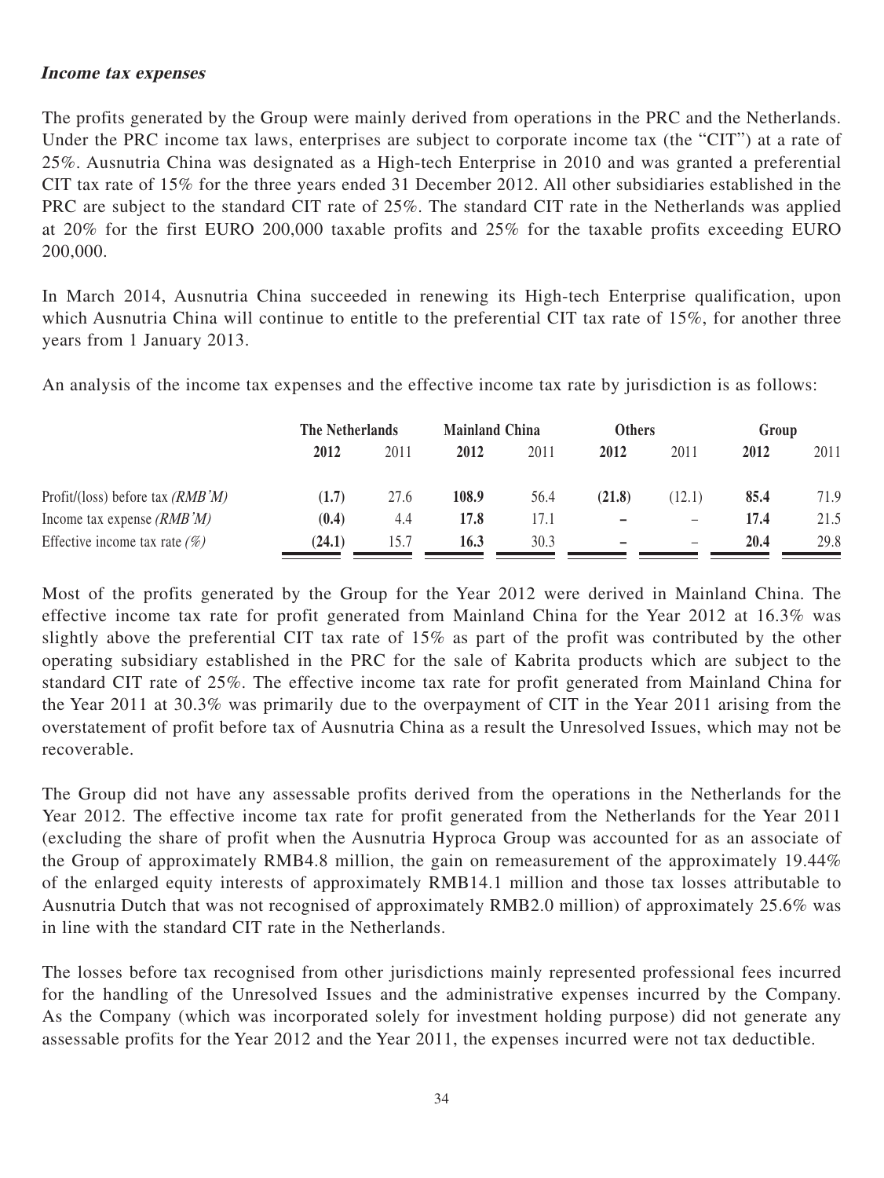***Income tax expenses***

The profits generated by the Group were mainly derived from operations in the PRC and the Netherlands. Under the PRC income tax laws, enterprises are subject to corporate income tax (the "CIT") at a rate of 25%. Ausnutria China was designated as a High-tech Enterprise in 2010 and was granted a preferential CIT tax rate of 15% for the three years ended 31 December 2012. All other subsidiaries established in the PRC are subject to the standard CIT rate of 25%. The standard CIT rate in the Netherlands was applied at 20% for the first EURO 200,000 taxable profits and 25% for the taxable profits exceeding EURO 200,000.

In March 2014, Ausnutria China succeeded in renewing its High-tech Enterprise qualification, upon which Ausnutria China will continue to entitle to the preferential CIT tax rate of 15%, for another three years from 1 January 2013.

An analysis of the income tax expenses and the effective income tax rate by jurisdiction is as follows:

| | **The Netherlands** | | **Mainland China** | | **Others** | | **Group** | |
|---|---|---|---|---|---|---|---|---|
| | **2012** | 2011 | **2012** | 2011 | **2012** | 2011 | **2012** | 2011 |
| Profit/(loss) before tax *(RMB'M)* | **(1.7)** | 27.6 | **108.9** | 56.4 | **(21.8)** | (12.1) | **85.4** | 71.9 |
| Income tax expense *(RMB'M)* | **(0.4)** | 4.4 | **17.8** | 17.1 | **–** | – | **17.4** | 21.5 |
| Effective income tax rate *(%)* | **(24.1)** | 15.7 | **16.3** | 30.3 | **–** | – | **20.4** | 29.8 |

Most of the profits generated by the Group for the Year 2012 were derived in Mainland China. The effective income tax rate for profit generated from Mainland China for the Year 2012 at 16.3% was slightly above the preferential CIT tax rate of 15% as part of the profit was contributed by the other operating subsidiary established in the PRC for the sale of Kabrita products which are subject to the standard CIT rate of 25%. The effective income tax rate for profit generated from Mainland China for the Year 2011 at 30.3% was primarily due to the overpayment of CIT in the Year 2011 arising from the overstatement of profit before tax of Ausnutria China as a result the Unresolved Issues, which may not be recoverable.

The Group did not have any assessable profits derived from the operations in the Netherlands for the Year 2012. The effective income tax rate for profit generated from the Netherlands for the Year 2011 (excluding the share of profit when the Ausnutria Hyproca Group was accounted for as an associate of the Group of approximately RMB4.8 million, the gain on remeasurement of the approximately 19.44% of the enlarged equity interests of approximately RMB14.1 million and those tax losses attributable to Ausnutria Dutch that was not recognised of approximately RMB2.0 million) of approximately 25.6% was in line with the standard CIT rate in the Netherlands.

The losses before tax recognised from other jurisdictions mainly represented professional fees incurred for the handling of the Unresolved Issues and the administrative expenses incurred by the Company. As the Company (which was incorporated solely for investment holding purpose) did not generate any assessable profits for the Year 2012 and the Year 2011, the expenses incurred were not tax deductible.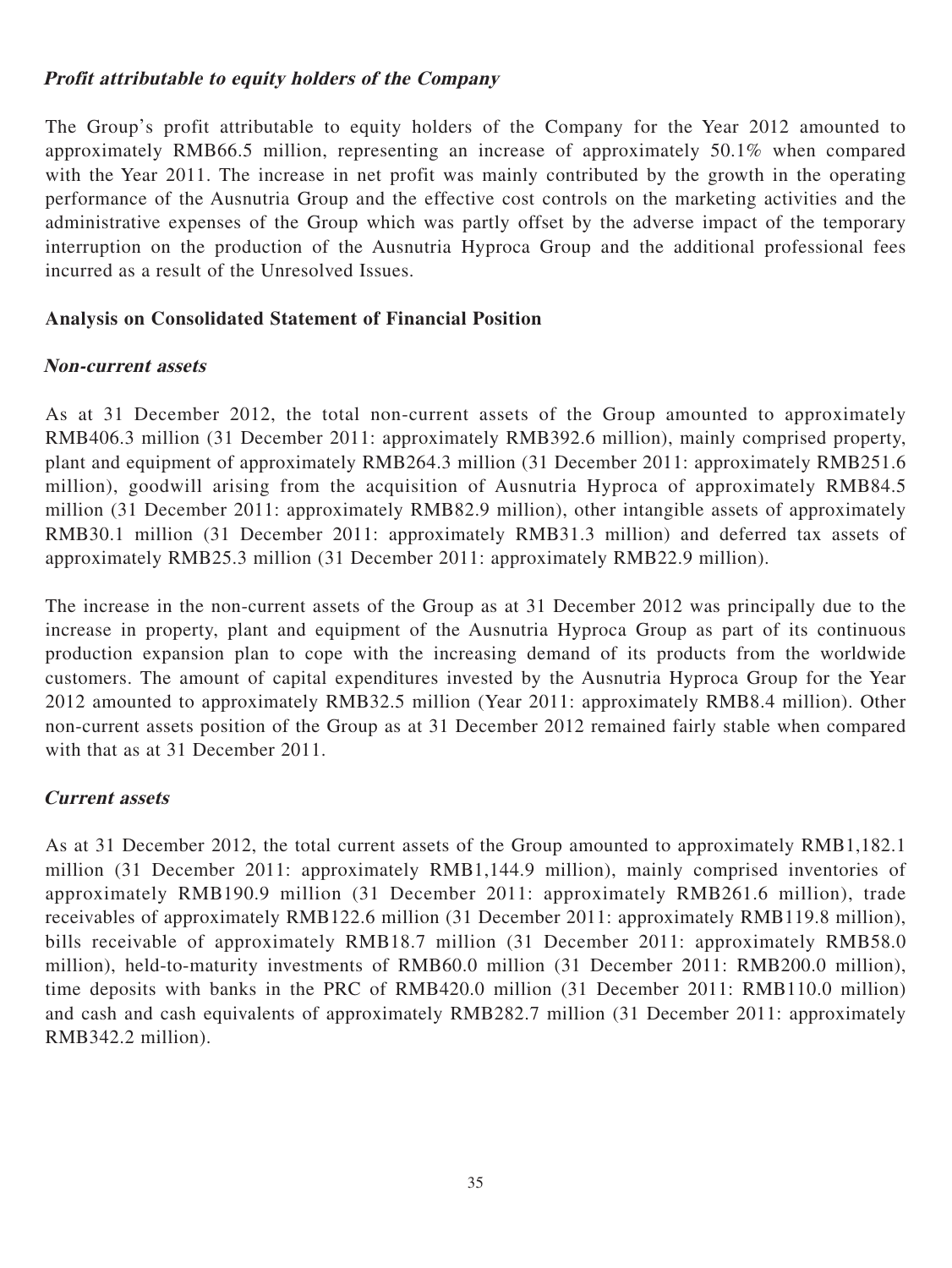***Profit attributable to equity holders of the Company***

The Group's profit attributable to equity holders of the Company for the Year 2012 amounted to approximately RMB66.5 million, representing an increase of approximately 50.1% when compared with the Year 2011. The increase in net profit was mainly contributed by the growth in the operating performance of the Ausnutria Group and the effective cost controls on the marketing activities and the administrative expenses of the Group which was partly offset by the adverse impact of the temporary interruption on the production of the Ausnutria Hyproca Group and the additional professional fees incurred as a result of the Unresolved Issues.

**Analysis on Consolidated Statement of Financial Position**

***Non-current assets***

As at 31 December 2012, the total non-current assets of the Group amounted to approximately RMB406.3 million (31 December 2011: approximately RMB392.6 million), mainly comprised property, plant and equipment of approximately RMB264.3 million (31 December 2011: approximately RMB251.6 million), goodwill arising from the acquisition of Ausnutria Hyproca of approximately RMB84.5 million (31 December 2011: approximately RMB82.9 million), other intangible assets of approximately RMB30.1 million (31 December 2011: approximately RMB31.3 million) and deferred tax assets of approximately RMB25.3 million (31 December 2011: approximately RMB22.9 million).

The increase in the non-current assets of the Group as at 31 December 2012 was principally due to the increase in property, plant and equipment of the Ausnutria Hyproca Group as part of its continuous production expansion plan to cope with the increasing demand of its products from the worldwide customers. The amount of capital expenditures invested by the Ausnutria Hyproca Group for the Year 2012 amounted to approximately RMB32.5 million (Year 2011: approximately RMB8.4 million). Other non-current assets position of the Group as at 31 December 2012 remained fairly stable when compared with that as at 31 December 2011.

***Current assets***

As at 31 December 2012, the total current assets of the Group amounted to approximately RMB1,182.1 million (31 December 2011: approximately RMB1,144.9 million), mainly comprised inventories of approximately RMB190.9 million (31 December 2011: approximately RMB261.6 million), trade receivables of approximately RMB122.6 million (31 December 2011: approximately RMB119.8 million), bills receivable of approximately RMB18.7 million (31 December 2011: approximately RMB58.0 million), held-to-maturity investments of RMB60.0 million (31 December 2011: RMB200.0 million), time deposits with banks in the PRC of RMB420.0 million (31 December 2011: RMB110.0 million) and cash and cash equivalents of approximately RMB282.7 million (31 December 2011: approximately RMB342.2 million).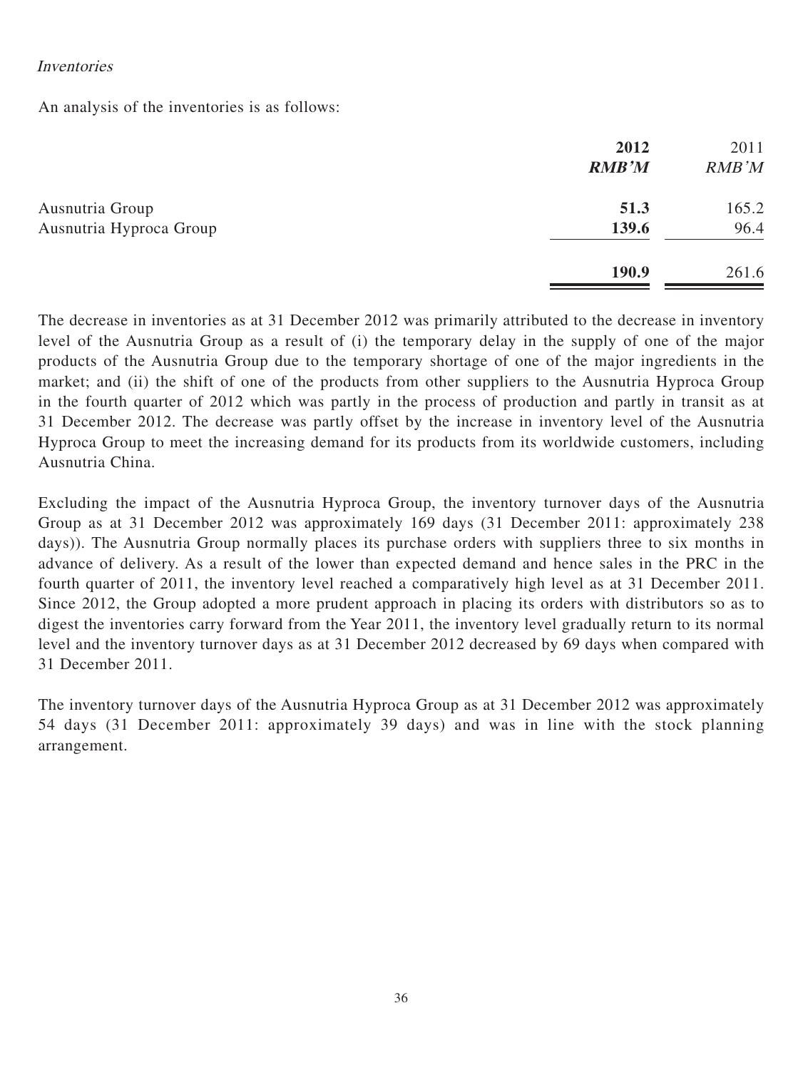*Inventories*

An analysis of the inventories is as follows:

| | **2012** | 2011 |
|---|---|---|
| | ***RMB'M*** | *RMB'M* |
| Ausnutria Group | **51.3** | 165.2 |
| Ausnutria Hyproca Group | **139.6** | 96.4 |
| | **190.9** | 261.6 |

The decrease in inventories as at 31 December 2012 was primarily attributed to the decrease in inventory level of the Ausnutria Group as a result of (i) the temporary delay in the supply of one of the major products of the Ausnutria Group due to the temporary shortage of one of the major ingredients in the market; and (ii) the shift of one of the products from other suppliers to the Ausnutria Hyproca Group in the fourth quarter of 2012 which was partly in the process of production and partly in transit as at 31 December 2012. The decrease was partly offset by the increase in inventory level of the Ausnutria Hyproca Group to meet the increasing demand for its products from its worldwide customers, including Ausnutria China.

Excluding the impact of the Ausnutria Hyproca Group, the inventory turnover days of the Ausnutria Group as at 31 December 2012 was approximately 169 days (31 December 2011: approximately 238 days)). The Ausnutria Group normally places its purchase orders with suppliers three to six months in advance of delivery. As a result of the lower than expected demand and hence sales in the PRC in the fourth quarter of 2011, the inventory level reached a comparatively high level as at 31 December 2011. Since 2012, the Group adopted a more prudent approach in placing its orders with distributors so as to digest the inventories carry forward from the Year 2011, the inventory level gradually return to its normal level and the inventory turnover days as at 31 December 2012 decreased by 69 days when compared with 31 December 2011.

The inventory turnover days of the Ausnutria Hyproca Group as at 31 December 2012 was approximately 54 days (31 December 2011: approximately 39 days) and was in line with the stock planning arrangement.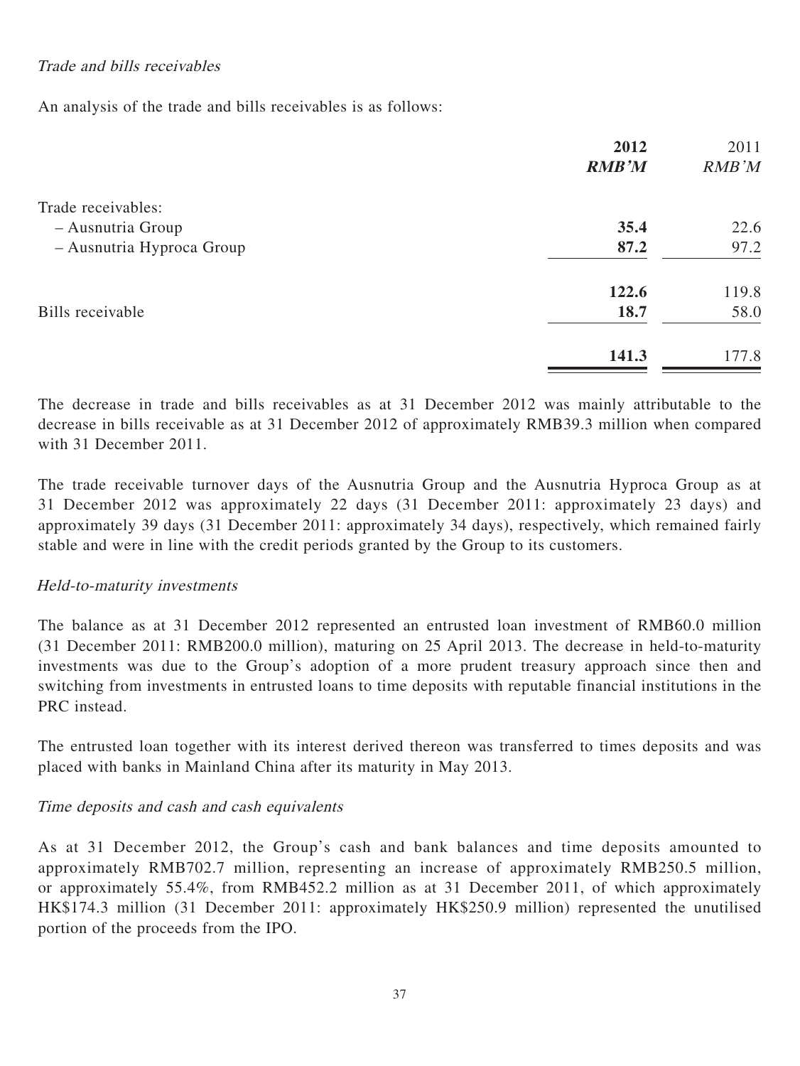*Trade and bills receivables*

An analysis of the trade and bills receivables is as follows:

| | 2012 | 2011 |
|---|---|---|
| | ***RMB'M*** | *RMB'M* |
| Trade receivables: | | |
| – Ausnutria Group | **35.4** | 22.6 |
| – Ausnutria Hyproca Group | **87.2** | 97.2 |
| | **122.6** | 119.8 |
| Bills receivable | **18.7** | 58.0 |
| | **141.3** | 177.8 |

The decrease in trade and bills receivables as at 31 December 2012 was mainly attributable to the decrease in bills receivable as at 31 December 2012 of approximately RMB39.3 million when compared with 31 December 2011.

The trade receivable turnover days of the Ausnutria Group and the Ausnutria Hyproca Group as at 31 December 2012 was approximately 22 days (31 December 2011: approximately 23 days) and approximately 39 days (31 December 2011: approximately 34 days), respectively, which remained fairly stable and were in line with the credit periods granted by the Group to its customers.

*Held-to-maturity investments*

The balance as at 31 December 2012 represented an entrusted loan investment of RMB60.0 million (31 December 2011: RMB200.0 million), maturing on 25 April 2013. The decrease in held-to-maturity investments was due to the Group's adoption of a more prudent treasury approach since then and switching from investments in entrusted loans to time deposits with reputable financial institutions in the PRC instead.

The entrusted loan together with its interest derived thereon was transferred to times deposits and was placed with banks in Mainland China after its maturity in May 2013.

*Time deposits and cash and cash equivalents*

As at 31 December 2012, the Group's cash and bank balances and time deposits amounted to approximately RMB702.7 million, representing an increase of approximately RMB250.5 million, or approximately 55.4%, from RMB452.2 million as at 31 December 2011, of which approximately HK$174.3 million (31 December 2011: approximately HK$250.9 million) represented the unutilised portion of the proceeds from the IPO.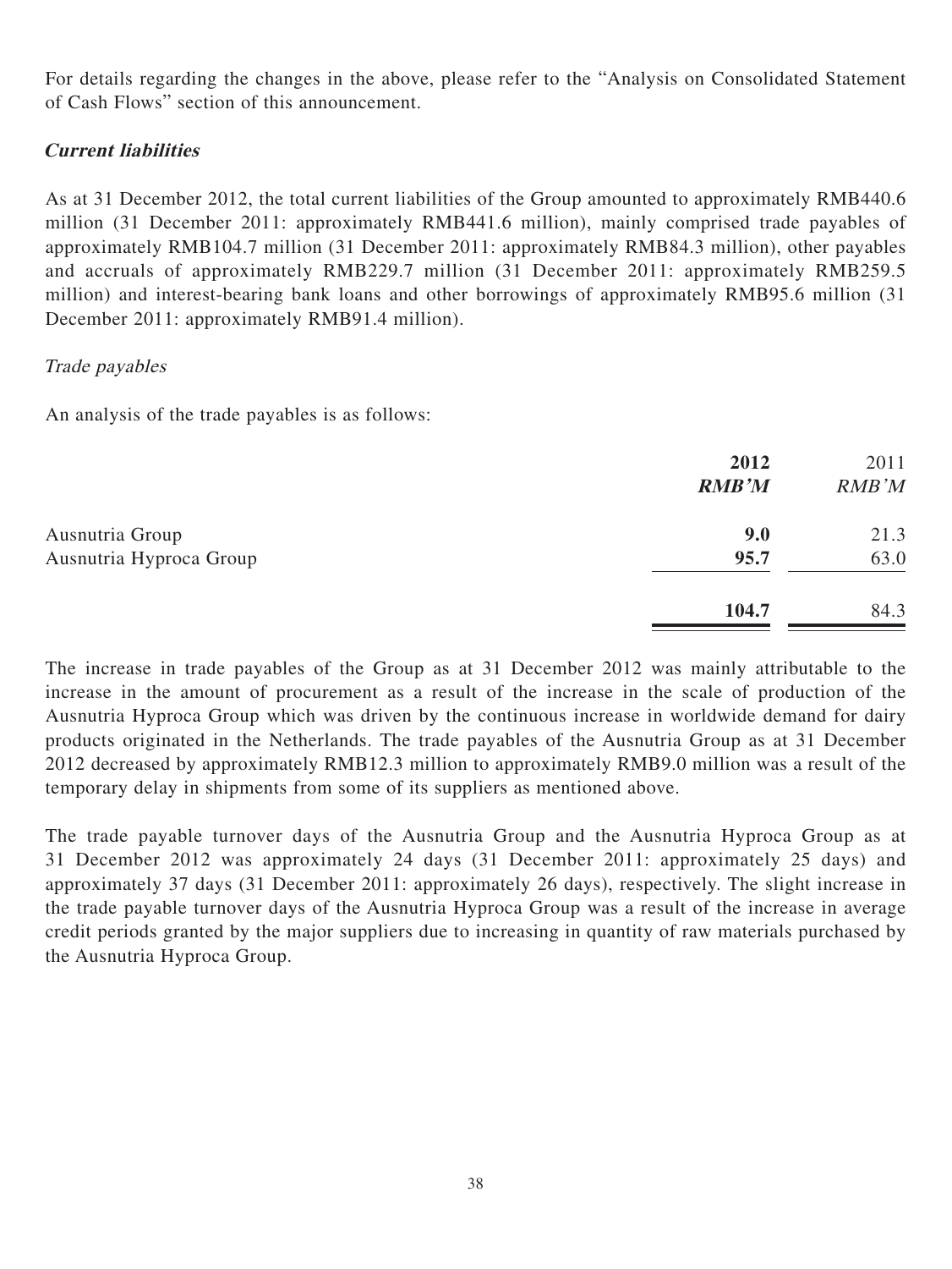For details regarding the changes in the above, please refer to the "Analysis on Consolidated Statement of Cash Flows" section of this announcement.

### ***Current liabilities***

As at 31 December 2012, the total current liabilities of the Group amounted to approximately RMB440.6 million (31 December 2011: approximately RMB441.6 million), mainly comprised trade payables of approximately RMB104.7 million (31 December 2011: approximately RMB84.3 million), other payables and accruals of approximately RMB229.7 million (31 December 2011: approximately RMB259.5 million) and interest-bearing bank loans and other borrowings of approximately RMB95.6 million (31 December 2011: approximately RMB91.4 million).

*Trade payables*

An analysis of the trade payables is as follows:

| | **2012** | 2011 |
|---|---|---|
| | ***RMB'M*** | *RMB'M* |
| Ausnutria Group | **9.0** | 21.3 |
| Ausnutria Hyproca Group | **95.7** | 63.0 |
| | **104.7** | 84.3 |

The increase in trade payables of the Group as at 31 December 2012 was mainly attributable to the increase in the amount of procurement as a result of the increase in the scale of production of the Ausnutria Hyproca Group which was driven by the continuous increase in worldwide demand for dairy products originated in the Netherlands. The trade payables of the Ausnutria Group as at 31 December 2012 decreased by approximately RMB12.3 million to approximately RMB9.0 million was a result of the temporary delay in shipments from some of its suppliers as mentioned above.

The trade payable turnover days of the Ausnutria Group and the Ausnutria Hyproca Group as at 31 December 2012 was approximately 24 days (31 December 2011: approximately 25 days) and approximately 37 days (31 December 2011: approximately 26 days), respectively. The slight increase in the trade payable turnover days of the Ausnutria Hyproca Group was a result of the increase in average credit periods granted by the major suppliers due to increasing in quantity of raw materials purchased by the Ausnutria Hyproca Group.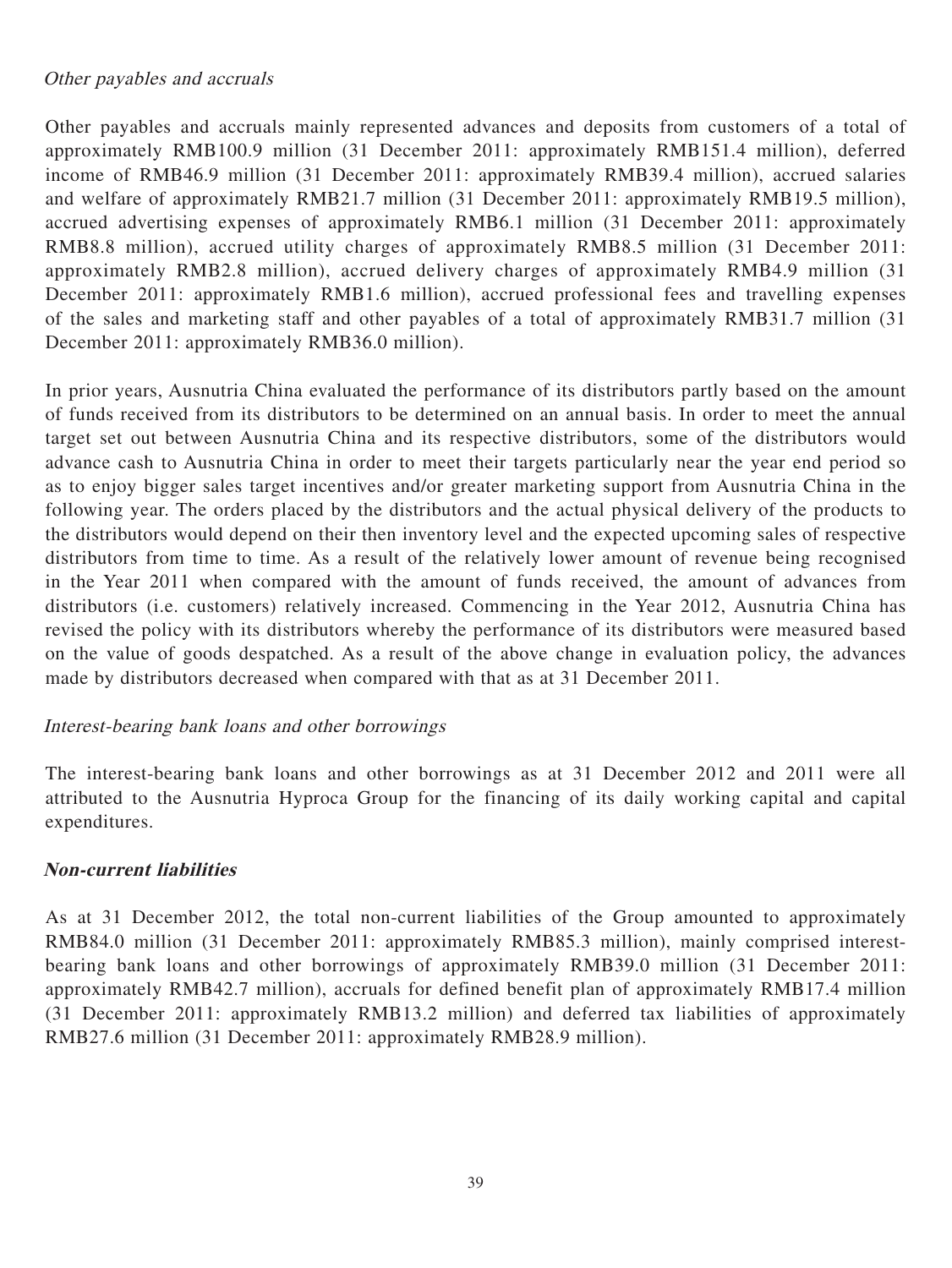*Other payables and accruals*

Other payables and accruals mainly represented advances and deposits from customers of a total of approximately RMB100.9 million (31 December 2011: approximately RMB151.4 million), deferred income of RMB46.9 million (31 December 2011: approximately RMB39.4 million), accrued salaries and welfare of approximately RMB21.7 million (31 December 2011: approximately RMB19.5 million), accrued advertising expenses of approximately RMB6.1 million (31 December 2011: approximately RMB8.8 million), accrued utility charges of approximately RMB8.5 million (31 December 2011: approximately RMB2.8 million), accrued delivery charges of approximately RMB4.9 million (31 December 2011: approximately RMB1.6 million), accrued professional fees and travelling expenses of the sales and marketing staff and other payables of a total of approximately RMB31.7 million (31 December 2011: approximately RMB36.0 million).

In prior years, Ausnutria China evaluated the performance of its distributors partly based on the amount of funds received from its distributors to be determined on an annual basis. In order to meet the annual target set out between Ausnutria China and its respective distributors, some of the distributors would advance cash to Ausnutria China in order to meet their targets particularly near the year end period so as to enjoy bigger sales target incentives and/or greater marketing support from Ausnutria China in the following year. The orders placed by the distributors and the actual physical delivery of the products to the distributors would depend on their then inventory level and the expected upcoming sales of respective distributors from time to time. As a result of the relatively lower amount of revenue being recognised in the Year 2011 when compared with the amount of funds received, the amount of advances from distributors (i.e. customers) relatively increased. Commencing in the Year 2012, Ausnutria China has revised the policy with its distributors whereby the performance of its distributors were measured based on the value of goods despatched. As a result of the above change in evaluation policy, the advances made by distributors decreased when compared with that as at 31 December 2011.

*Interest-bearing bank loans and other borrowings*

The interest-bearing bank loans and other borrowings as at 31 December 2012 and 2011 were all attributed to the Ausnutria Hyproca Group for the financing of its daily working capital and capital expenditures.

***Non-current liabilities***

As at 31 December 2012, the total non-current liabilities of the Group amounted to approximately RMB84.0 million (31 December 2011: approximately RMB85.3 million), mainly comprised interest-bearing bank loans and other borrowings of approximately RMB39.0 million (31 December 2011: approximately RMB42.7 million), accruals for defined benefit plan of approximately RMB17.4 million (31 December 2011: approximately RMB13.2 million) and deferred tax liabilities of approximately RMB27.6 million (31 December 2011: approximately RMB28.9 million).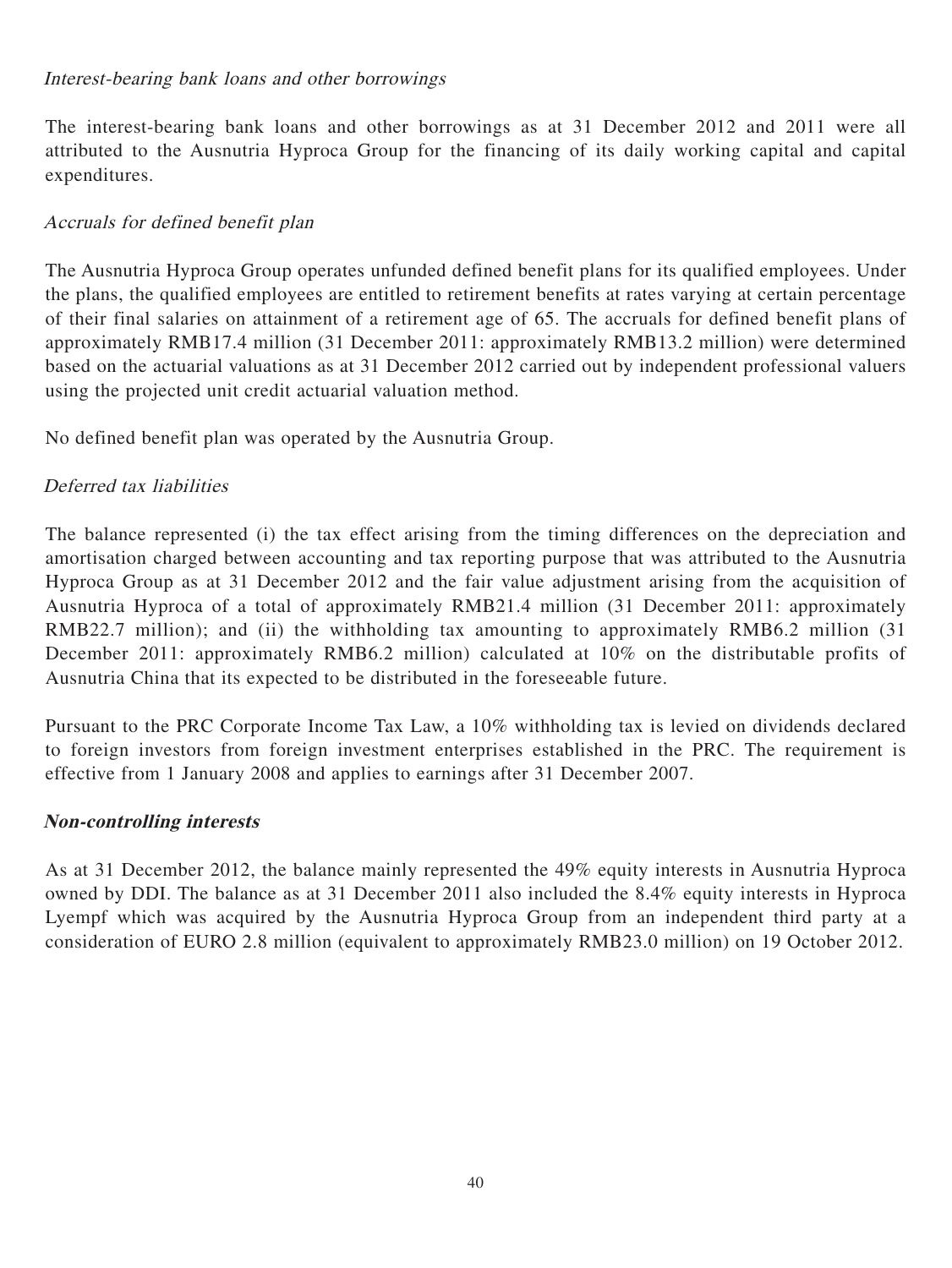*Interest-bearing bank loans and other borrowings*

The interest-bearing bank loans and other borrowings as at 31 December 2012 and 2011 were all attributed to the Ausnutria Hyproca Group for the financing of its daily working capital and capital expenditures.

*Accruals for defined benefit plan*

The Ausnutria Hyproca Group operates unfunded defined benefit plans for its qualified employees. Under the plans, the qualified employees are entitled to retirement benefits at rates varying at certain percentage of their final salaries on attainment of a retirement age of 65. The accruals for defined benefit plans of approximately RMB17.4 million (31 December 2011: approximately RMB13.2 million) were determined based on the actuarial valuations as at 31 December 2012 carried out by independent professional valuers using the projected unit credit actuarial valuation method.

No defined benefit plan was operated by the Ausnutria Group.

*Deferred tax liabilities*

The balance represented (i) the tax effect arising from the timing differences on the depreciation and amortisation charged between accounting and tax reporting purpose that was attributed to the Ausnutria Hyproca Group as at 31 December 2012 and the fair value adjustment arising from the acquisition of Ausnutria Hyproca of a total of approximately RMB21.4 million (31 December 2011: approximately RMB22.7 million); and (ii) the withholding tax amounting to approximately RMB6.2 million (31 December 2011: approximately RMB6.2 million) calculated at 10% on the distributable profits of Ausnutria China that its expected to be distributed in the foreseeable future.

Pursuant to the PRC Corporate Income Tax Law, a 10% withholding tax is levied on dividends declared to foreign investors from foreign investment enterprises established in the PRC. The requirement is effective from 1 January 2008 and applies to earnings after 31 December 2007.

***Non-controlling interests***

As at 31 December 2012, the balance mainly represented the 49% equity interests in Ausnutria Hyproca owned by DDI. The balance as at 31 December 2011 also included the 8.4% equity interests in Hyproca Lyempf which was acquired by the Ausnutria Hyproca Group from an independent third party at a consideration of EURO 2.8 million (equivalent to approximately RMB23.0 million) on 19 October 2012.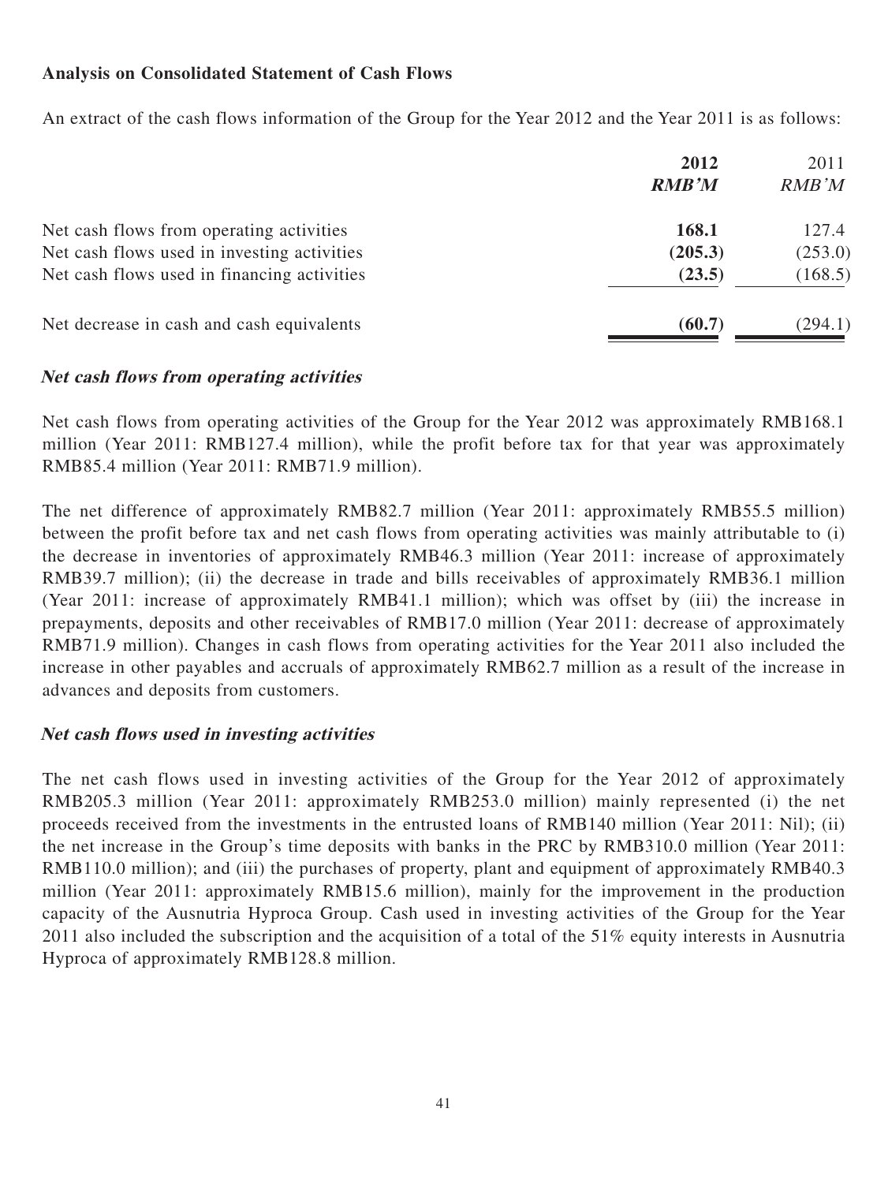**Analysis on Consolidated Statement of Cash Flows**

An extract of the cash flows information of the Group for the Year 2012 and the Year 2011 is as follows:

| | **2012** | 2011 |
|---|---|---|
| | ***RMB'M*** | *RMB'M* |
| Net cash flows from operating activities | **168.1** | 127.4 |
| Net cash flows used in investing activities | **(205.3)** | (253.0) |
| Net cash flows used in financing activities | **(23.5)** | (168.5) |
| Net decrease in cash and cash equivalents | **(60.7)** | (294.1) |

***Net cash flows from operating activities***

Net cash flows from operating activities of the Group for the Year 2012 was approximately RMB168.1 million (Year 2011: RMB127.4 million), while the profit before tax for that year was approximately RMB85.4 million (Year 2011: RMB71.9 million).

The net difference of approximately RMB82.7 million (Year 2011: approximately RMB55.5 million) between the profit before tax and net cash flows from operating activities was mainly attributable to (i) the decrease in inventories of approximately RMB46.3 million (Year 2011: increase of approximately RMB39.7 million); (ii) the decrease in trade and bills receivables of approximately RMB36.1 million (Year 2011: increase of approximately RMB41.1 million); which was offset by (iii) the increase in prepayments, deposits and other receivables of RMB17.0 million (Year 2011: decrease of approximately RMB71.9 million). Changes in cash flows from operating activities for the Year 2011 also included the increase in other payables and accruals of approximately RMB62.7 million as a result of the increase in advances and deposits from customers.

***Net cash flows used in investing activities***

The net cash flows used in investing activities of the Group for the Year 2012 of approximately RMB205.3 million (Year 2011: approximately RMB253.0 million) mainly represented (i) the net proceeds received from the investments in the entrusted loans of RMB140 million (Year 2011: Nil); (ii) the net increase in the Group's time deposits with banks in the PRC by RMB310.0 million (Year 2011: RMB110.0 million); and (iii) the purchases of property, plant and equipment of approximately RMB40.3 million (Year 2011: approximately RMB15.6 million), mainly for the improvement in the production capacity of the Ausnutria Hyproca Group. Cash used in investing activities of the Group for the Year 2011 also included the subscription and the acquisition of a total of the 51% equity interests in Ausnutria Hyproca of approximately RMB128.8 million.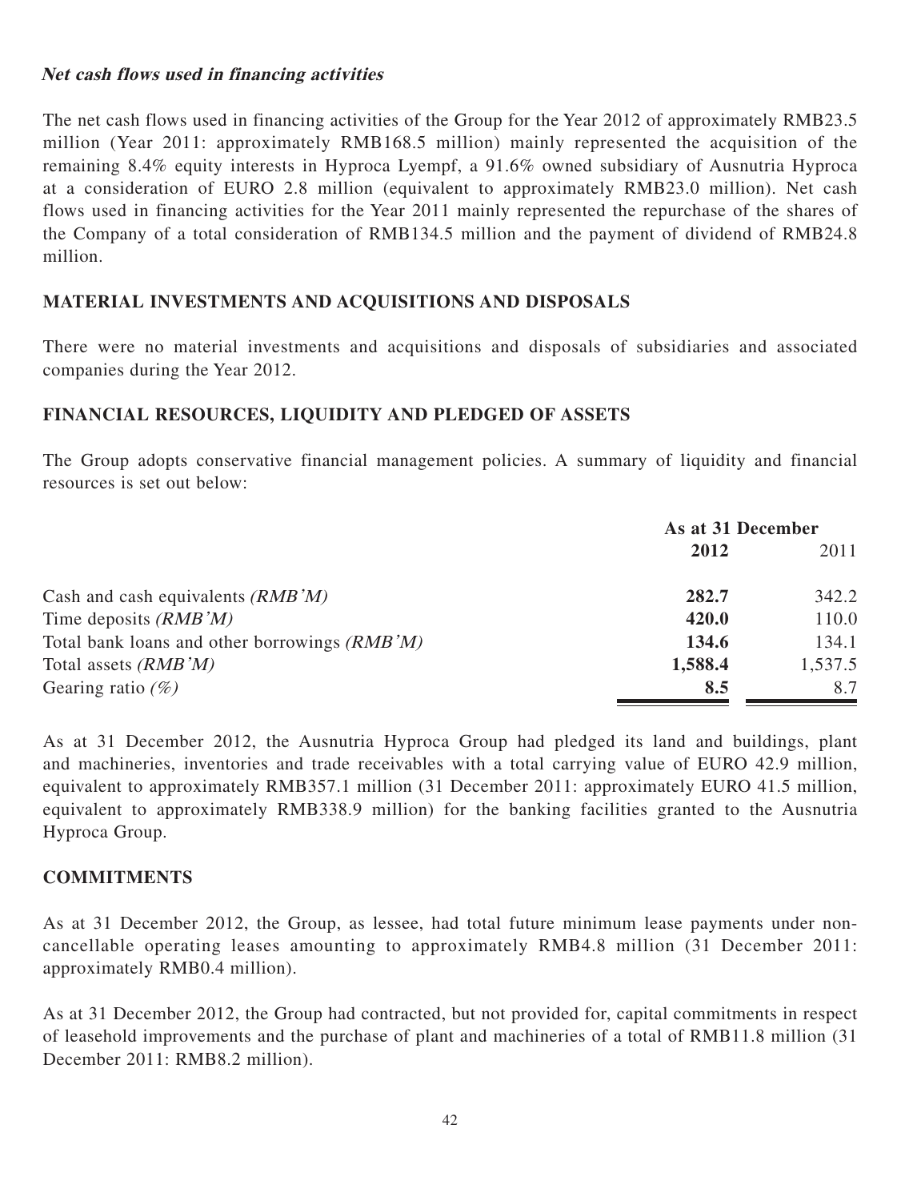**_Net cash flows used in financing activities_**

The net cash flows used in financing activities of the Group for the Year 2012 of approximately RMB23.5 million (Year 2011: approximately RMB168.5 million) mainly represented the acquisition of the remaining 8.4% equity interests in Hyproca Lyempf, a 91.6% owned subsidiary of Ausnutria Hyproca at a consideration of EURO 2.8 million (equivalent to approximately RMB23.0 million). Net cash flows used in financing activities for the Year 2011 mainly represented the repurchase of the shares of the Company of a total consideration of RMB134.5 million and the payment of dividend of RMB24.8 million.

## MATERIAL INVESTMENTS AND ACQUISITIONS AND DISPOSALS

There were no material investments and acquisitions and disposals of subsidiaries and associated companies during the Year 2012.

## FINANCIAL RESOURCES, LIQUIDITY AND PLEDGED OF ASSETS

The Group adopts conservative financial management policies. A summary of liquidity and financial resources is set out below:

| | As at 31 December | |
|---|---|---|
| | **2012** | 2011 |
| Cash and cash equivalents *(RMB'M)* | **282.7** | 342.2 |
| Time deposits *(RMB'M)* | **420.0** | 110.0 |
| Total bank loans and other borrowings *(RMB'M)* | **134.6** | 134.1 |
| Total assets *(RMB'M)* | **1,588.4** | 1,537.5 |
| Gearing ratio *(%)* | **8.5** | 8.7 |

As at 31 December 2012, the Ausnutria Hyproca Group had pledged its land and buildings, plant and machineries, inventories and trade receivables with a total carrying value of EURO 42.9 million, equivalent to approximately RMB357.1 million (31 December 2011: approximately EURO 41.5 million, equivalent to approximately RMB338.9 million) for the banking facilities granted to the Ausnutria Hyproca Group.

## COMMITMENTS

As at 31 December 2012, the Group, as lessee, had total future minimum lease payments under non-cancellable operating leases amounting to approximately RMB4.8 million (31 December 2011: approximately RMB0.4 million).

As at 31 December 2012, the Group had contracted, but not provided for, capital commitments in respect of leasehold improvements and the purchase of plant and machineries of a total of RMB11.8 million (31 December 2011: RMB8.2 million).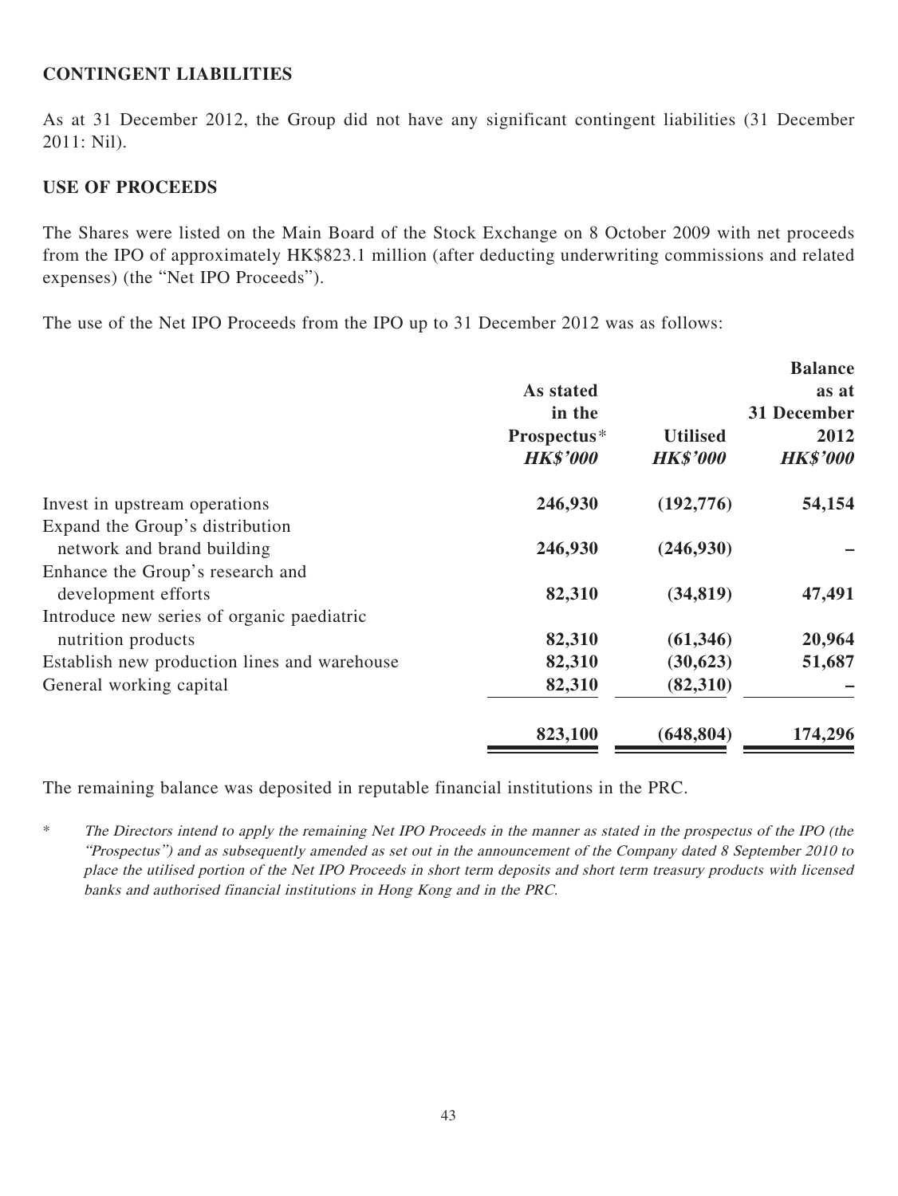**CONTINGENT LIABILITIES**

As at 31 December 2012, the Group did not have any significant contingent liabilities (31 December 2011: Nil).

**USE OF PROCEEDS**

The Shares were listed on the Main Board of the Stock Exchange on 8 October 2009 with net proceeds from the IPO of approximately HK$823.1 million (after deducting underwriting commissions and related expenses) (the "Net IPO Proceeds").

The use of the Net IPO Proceeds from the IPO up to 31 December 2012 was as follows:

| | As stated in the Prospectus* *HK$'000* | Utilised *HK$'000* | Balance as at 31 December 2012 *HK$'000* |
|---|---|---|---|
| Invest in upstream operations | 246,930 | (192,776) | 54,154 |
| Expand the Group's distribution network and brand building | 246,930 | (246,930) | – |
| Enhance the Group's research and development efforts | 82,310 | (34,819) | 47,491 |
| Introduce new series of organic paediatric nutrition products | 82,310 | (61,346) | 20,964 |
| Establish new production lines and warehouse | 82,310 | (30,623) | 51,687 |
| General working capital | 82,310 | (82,310) | – |
| | 823,100 | (648,804) | 174,296 |

The remaining balance was deposited in reputable financial institutions in the PRC.

\* *The Directors intend to apply the remaining Net IPO Proceeds in the manner as stated in the prospectus of the IPO (the "Prospectus") and as subsequently amended as set out in the announcement of the Company dated 8 September 2010 to place the utilised portion of the Net IPO Proceeds in short term deposits and short term treasury products with licensed banks and authorised financial institutions in Hong Kong and in the PRC.*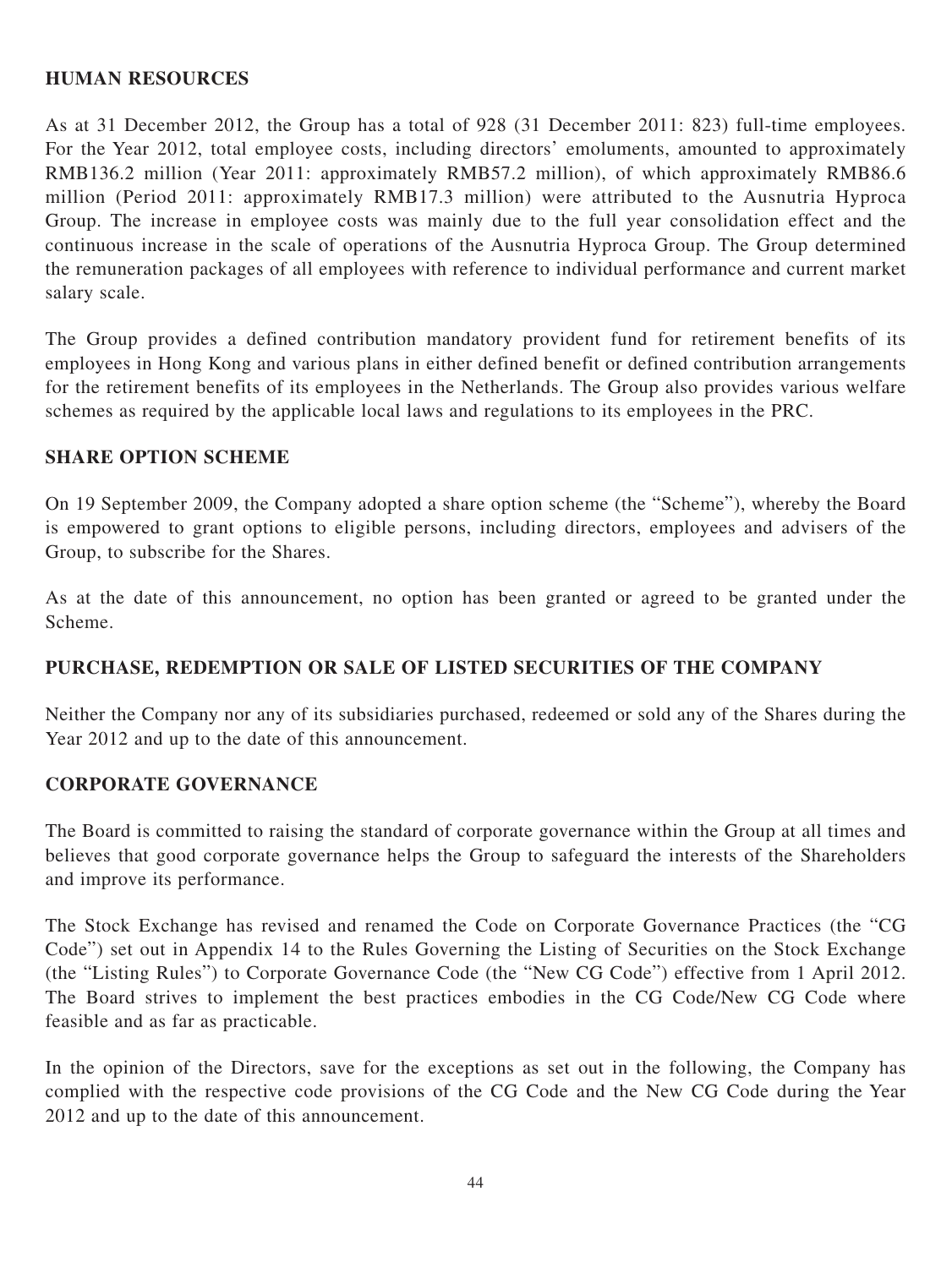## HUMAN RESOURCES

As at 31 December 2012, the Group has a total of 928 (31 December 2011: 823) full-time employees. For the Year 2012, total employee costs, including directors' emoluments, amounted to approximately RMB136.2 million (Year 2011: approximately RMB57.2 million), of which approximately RMB86.6 million (Period 2011: approximately RMB17.3 million) were attributed to the Ausnutria Hyproca Group. The increase in employee costs was mainly due to the full year consolidation effect and the continuous increase in the scale of operations of the Ausnutria Hyproca Group. The Group determined the remuneration packages of all employees with reference to individual performance and current market salary scale.

The Group provides a defined contribution mandatory provident fund for retirement benefits of its employees in Hong Kong and various plans in either defined benefit or defined contribution arrangements for the retirement benefits of its employees in the Netherlands. The Group also provides various welfare schemes as required by the applicable local laws and regulations to its employees in the PRC.

## SHARE OPTION SCHEME

On 19 September 2009, the Company adopted a share option scheme (the "Scheme"), whereby the Board is empowered to grant options to eligible persons, including directors, employees and advisers of the Group, to subscribe for the Shares.

As at the date of this announcement, no option has been granted or agreed to be granted under the Scheme.

## PURCHASE, REDEMPTION OR SALE OF LISTED SECURITIES OF THE COMPANY

Neither the Company nor any of its subsidiaries purchased, redeemed or sold any of the Shares during the Year 2012 and up to the date of this announcement.

## CORPORATE GOVERNANCE

The Board is committed to raising the standard of corporate governance within the Group at all times and believes that good corporate governance helps the Group to safeguard the interests of the Shareholders and improve its performance.

The Stock Exchange has revised and renamed the Code on Corporate Governance Practices (the "CG Code") set out in Appendix 14 to the Rules Governing the Listing of Securities on the Stock Exchange (the "Listing Rules") to Corporate Governance Code (the "New CG Code") effective from 1 April 2012. The Board strives to implement the best practices embodies in the CG Code/New CG Code where feasible and as far as practicable.

In the opinion of the Directors, save for the exceptions as set out in the following, the Company has complied with the respective code provisions of the CG Code and the New CG Code during the Year 2012 and up to the date of this announcement.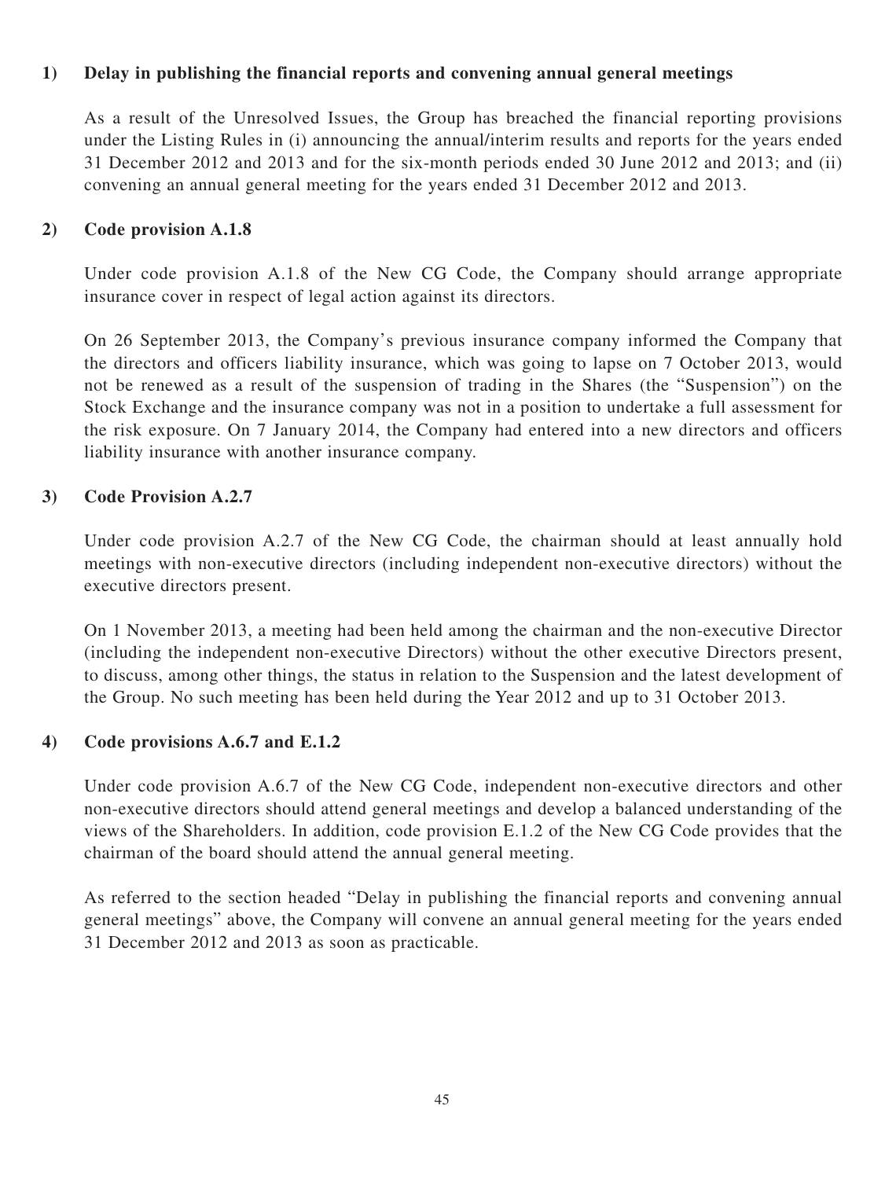**1) Delay in publishing the financial reports and convening annual general meetings**

As a result of the Unresolved Issues, the Group has breached the financial reporting provisions under the Listing Rules in (i) announcing the annual/interim results and reports for the years ended 31 December 2012 and 2013 and for the six-month periods ended 30 June 2012 and 2013; and (ii) convening an annual general meeting for the years ended 31 December 2012 and 2013.

**2) Code provision A.1.8**

Under code provision A.1.8 of the New CG Code, the Company should arrange appropriate insurance cover in respect of legal action against its directors.

On 26 September 2013, the Company's previous insurance company informed the Company that the directors and officers liability insurance, which was going to lapse on 7 October 2013, would not be renewed as a result of the suspension of trading in the Shares (the "Suspension") on the Stock Exchange and the insurance company was not in a position to undertake a full assessment for the risk exposure. On 7 January 2014, the Company had entered into a new directors and officers liability insurance with another insurance company.

**3) Code Provision A.2.7**

Under code provision A.2.7 of the New CG Code, the chairman should at least annually hold meetings with non-executive directors (including independent non-executive directors) without the executive directors present.

On 1 November 2013, a meeting had been held among the chairman and the non-executive Director (including the independent non-executive Directors) without the other executive Directors present, to discuss, among other things, the status in relation to the Suspension and the latest development of the Group. No such meeting has been held during the Year 2012 and up to 31 October 2013.

**4) Code provisions A.6.7 and E.1.2**

Under code provision A.6.7 of the New CG Code, independent non-executive directors and other non-executive directors should attend general meetings and develop a balanced understanding of the views of the Shareholders. In addition, code provision E.1.2 of the New CG Code provides that the chairman of the board should attend the annual general meeting.

As referred to the section headed "Delay in publishing the financial reports and convening annual general meetings" above, the Company will convene an annual general meeting for the years ended 31 December 2012 and 2013 as soon as practicable.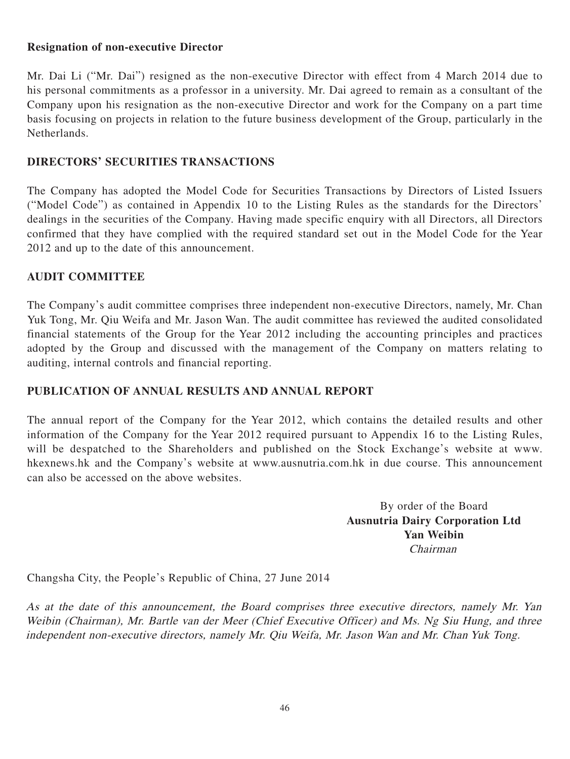**Resignation of non-executive Director**

Mr. Dai Li ("Mr. Dai") resigned as the non-executive Director with effect from 4 March 2014 due to his personal commitments as a professor in a university. Mr. Dai agreed to remain as a consultant of the Company upon his resignation as the non-executive Director and work for the Company on a part time basis focusing on projects in relation to the future business development of the Group, particularly in the Netherlands.

## DIRECTORS' SECURITIES TRANSACTIONS

The Company has adopted the Model Code for Securities Transactions by Directors of Listed Issuers ("Model Code") as contained in Appendix 10 to the Listing Rules as the standards for the Directors' dealings in the securities of the Company. Having made specific enquiry with all Directors, all Directors confirmed that they have complied with the required standard set out in the Model Code for the Year 2012 and up to the date of this announcement.

## AUDIT COMMITTEE

The Company's audit committee comprises three independent non-executive Directors, namely, Mr. Chan Yuk Tong, Mr. Qiu Weifa and Mr. Jason Wan. The audit committee has reviewed the audited consolidated financial statements of the Group for the Year 2012 including the accounting principles and practices adopted by the Group and discussed with the management of the Company on matters relating to auditing, internal controls and financial reporting.

## PUBLICATION OF ANNUAL RESULTS AND ANNUAL REPORT

The annual report of the Company for the Year 2012, which contains the detailed results and other information of the Company for the Year 2012 required pursuant to Appendix 16 to the Listing Rules, will be despatched to the Shareholders and published on the Stock Exchange's website at www.hkexnews.hk and the Company's website at www.ausnutria.com.hk in due course. This announcement can also be accessed on the above websites.

By order of the Board
**Ausnutria Dairy Corporation Ltd**
**Yan Weibin**
*Chairman*

Changsha City, the People's Republic of China, 27 June 2014

*As at the date of this announcement, the Board comprises three executive directors, namely Mr. Yan Weibin (Chairman), Mr. Bartle van der Meer (Chief Executive Officer) and Ms. Ng Siu Hung, and three independent non-executive directors, namely Mr. Qiu Weifa, Mr. Jason Wan and Mr. Chan Yuk Tong.*